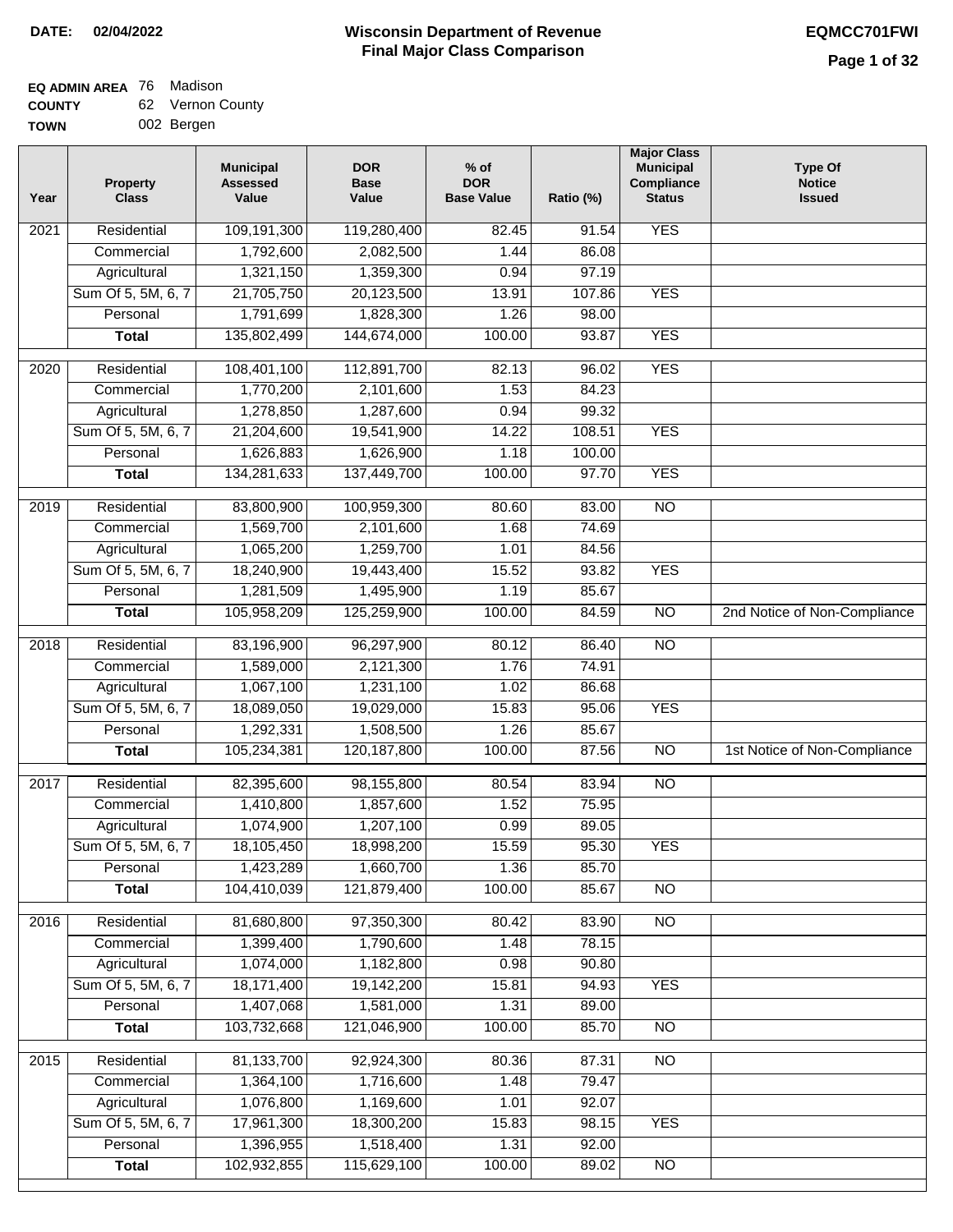DATE: 02/04/2022

# Wisconsin Department of Revenue
## Final Major Class Comparison

EQMCC701FWI

**EQ ADMIN AREA** 76 Madison
**COUNTY** 62 Vernon County
**TOWN** 002 Bergen

| Year | Property Class | Municipal Assessed Value | DOR Base Value | % of DOR Base Value | Ratio (%) | Major Class Municipal Compliance Status | Type Of Notice Issued |
|---|---|---|---|---|---|---|---|
| 2021 | Residential | 109,191,300 | 119,280,400 | 82.45 | 91.54 | YES | |
| | Commercial | 1,792,600 | 2,082,500 | 1.44 | 86.08 | | |
| | Agricultural | 1,321,150 | 1,359,300 | 0.94 | 97.19 | | |
| | Sum Of 5, 5M, 6, 7 | 21,705,750 | 20,123,500 | 13.91 | 107.86 | YES | |
| | Personal | 1,791,699 | 1,828,300 | 1.26 | 98.00 | | |
| | **Total** | 135,802,499 | 144,674,000 | 100.00 | 93.87 | YES | |
| 2020 | Residential | 108,401,100 | 112,891,700 | 82.13 | 96.02 | YES | |
| | Commercial | 1,770,200 | 2,101,600 | 1.53 | 84.23 | | |
| | Agricultural | 1,278,850 | 1,287,600 | 0.94 | 99.32 | | |
| | Sum Of 5, 5M, 6, 7 | 21,204,600 | 19,541,900 | 14.22 | 108.51 | YES | |
| | Personal | 1,626,883 | 1,626,900 | 1.18 | 100.00 | | |
| | **Total** | 134,281,633 | 137,449,700 | 100.00 | 97.70 | YES | |
| 2019 | Residential | 83,800,900 | 100,959,300 | 80.60 | 83.00 | NO | |
| | Commercial | 1,569,700 | 2,101,600 | 1.68 | 74.69 | | |
| | Agricultural | 1,065,200 | 1,259,700 | 1.01 | 84.56 | | |
| | Sum Of 5, 5M, 6, 7 | 18,240,900 | 19,443,400 | 15.52 | 93.82 | YES | |
| | Personal | 1,281,509 | 1,495,900 | 1.19 | 85.67 | | |
| | **Total** | 105,958,209 | 125,259,900 | 100.00 | 84.59 | NO | 2nd Notice of Non-Compliance |
| 2018 | Residential | 83,196,900 | 96,297,900 | 80.12 | 86.40 | NO | |
| | Commercial | 1,589,000 | 2,121,300 | 1.76 | 74.91 | | |
| | Agricultural | 1,067,100 | 1,231,100 | 1.02 | 86.68 | | |
| | Sum Of 5, 5M, 6, 7 | 18,089,050 | 19,029,000 | 15.83 | 95.06 | YES | |
| | Personal | 1,292,331 | 1,508,500 | 1.26 | 85.67 | | |
| | **Total** | 105,234,381 | 120,187,800 | 100.00 | 87.56 | NO | 1st Notice of Non-Compliance |
| 2017 | Residential | 82,395,600 | 98,155,800 | 80.54 | 83.94 | NO | |
| | Commercial | 1,410,800 | 1,857,600 | 1.52 | 75.95 | | |
| | Agricultural | 1,074,900 | 1,207,100 | 0.99 | 89.05 | | |
| | Sum Of 5, 5M, 6, 7 | 18,105,450 | 18,998,200 | 15.59 | 95.30 | YES | |
| | Personal | 1,423,289 | 1,660,700 | 1.36 | 85.70 | | |
| | **Total** | 104,410,039 | 121,879,400 | 100.00 | 85.67 | NO | |
| 2016 | Residential | 81,680,800 | 97,350,300 | 80.42 | 83.90 | NO | |
| | Commercial | 1,399,400 | 1,790,600 | 1.48 | 78.15 | | |
| | Agricultural | 1,074,000 | 1,182,800 | 0.98 | 90.80 | | |
| | Sum Of 5, 5M, 6, 7 | 18,171,400 | 19,142,200 | 15.81 | 94.93 | YES | |
| | Personal | 1,407,068 | 1,581,000 | 1.31 | 89.00 | | |
| | **Total** | 103,732,668 | 121,046,900 | 100.00 | 85.70 | NO | |
| 2015 | Residential | 81,133,700 | 92,924,300 | 80.36 | 87.31 | NO | |
| | Commercial | 1,364,100 | 1,716,600 | 1.48 | 79.47 | | |
| | Agricultural | 1,076,800 | 1,169,600 | 1.01 | 92.07 | | |
| | Sum Of 5, 5M, 6, 7 | 17,961,300 | 18,300,200 | 15.83 | 98.15 | YES | |
| | Personal | 1,396,955 | 1,518,400 | 1.31 | 92.00 | | |
| | **Total** | 102,932,855 | 115,629,100 | 100.00 | 89.02 | NO | |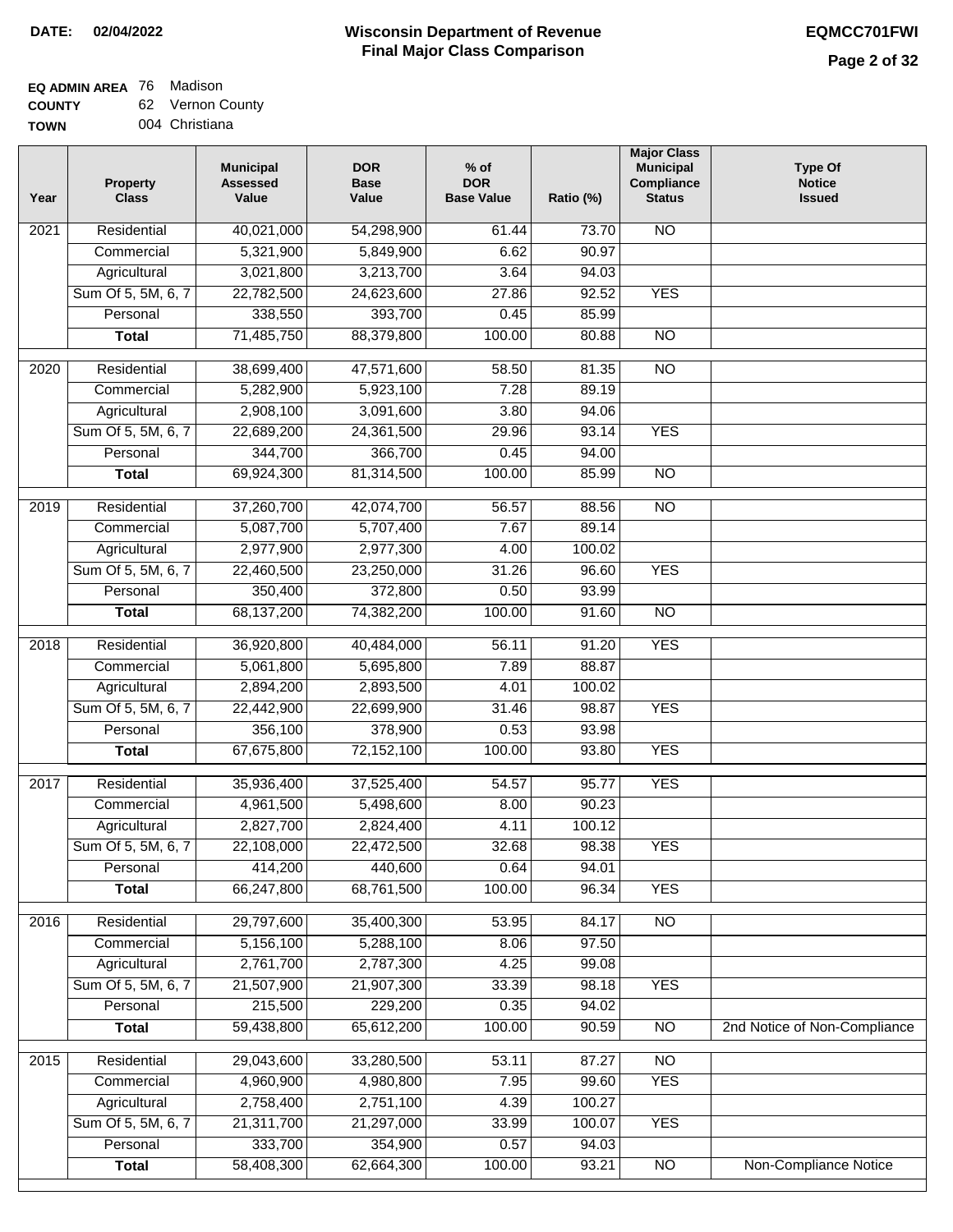**DATE: 02/04/2022**

# Wisconsin Department of Revenue
## Final Major Class Comparison

**EQMCC701FWI**

**EQ ADMIN AREA** 76 Madison
**COUNTY** 62 Vernon County
**TOWN** 004 Christiana

| Year | Property Class | Municipal Assessed Value | DOR Base Value | % of DOR Base Value | Ratio (%) | Major Class Municipal Compliance Status | Type Of Notice Issued |
|---|---|---|---|---|---|---|---|
| 2021 | Residential | 40,021,000 | 54,298,900 | 61.44 | 73.70 | NO | |
| | Commercial | 5,321,900 | 5,849,900 | 6.62 | 90.97 | | |
| | Agricultural | 3,021,800 | 3,213,700 | 3.64 | 94.03 | | |
| | Sum Of 5, 5M, 6, 7 | 22,782,500 | 24,623,600 | 27.86 | 92.52 | YES | |
| | Personal | 338,550 | 393,700 | 0.45 | 85.99 | | |
| | **Total** | 71,485,750 | 88,379,800 | 100.00 | 80.88 | NO | |
| 2020 | Residential | 38,699,400 | 47,571,600 | 58.50 | 81.35 | NO | |
| | Commercial | 5,282,900 | 5,923,100 | 7.28 | 89.19 | | |
| | Agricultural | 2,908,100 | 3,091,600 | 3.80 | 94.06 | | |
| | Sum Of 5, 5M, 6, 7 | 22,689,200 | 24,361,500 | 29.96 | 93.14 | YES | |
| | Personal | 344,700 | 366,700 | 0.45 | 94.00 | | |
| | **Total** | 69,924,300 | 81,314,500 | 100.00 | 85.99 | NO | |
| 2019 | Residential | 37,260,700 | 42,074,700 | 56.57 | 88.56 | NO | |
| | Commercial | 5,087,700 | 5,707,400 | 7.67 | 89.14 | | |
| | Agricultural | 2,977,900 | 2,977,300 | 4.00 | 100.02 | | |
| | Sum Of 5, 5M, 6, 7 | 22,460,500 | 23,250,000 | 31.26 | 96.60 | YES | |
| | Personal | 350,400 | 372,800 | 0.50 | 93.99 | | |
| | **Total** | 68,137,200 | 74,382,200 | 100.00 | 91.60 | NO | |
| 2018 | Residential | 36,920,800 | 40,484,000 | 56.11 | 91.20 | YES | |
| | Commercial | 5,061,800 | 5,695,800 | 7.89 | 88.87 | | |
| | Agricultural | 2,894,200 | 2,893,500 | 4.01 | 100.02 | | |
| | Sum Of 5, 5M, 6, 7 | 22,442,900 | 22,699,900 | 31.46 | 98.87 | YES | |
| | Personal | 356,100 | 378,900 | 0.53 | 93.98 | | |
| | **Total** | 67,675,800 | 72,152,100 | 100.00 | 93.80 | YES | |
| 2017 | Residential | 35,936,400 | 37,525,400 | 54.57 | 95.77 | YES | |
| | Commercial | 4,961,500 | 5,498,600 | 8.00 | 90.23 | | |
| | Agricultural | 2,827,700 | 2,824,400 | 4.11 | 100.12 | | |
| | Sum Of 5, 5M, 6, 7 | 22,108,000 | 22,472,500 | 32.68 | 98.38 | YES | |
| | Personal | 414,200 | 440,600 | 0.64 | 94.01 | | |
| | **Total** | 66,247,800 | 68,761,500 | 100.00 | 96.34 | YES | |
| 2016 | Residential | 29,797,600 | 35,400,300 | 53.95 | 84.17 | NO | |
| | Commercial | 5,156,100 | 5,288,100 | 8.06 | 97.50 | | |
| | Agricultural | 2,761,700 | 2,787,300 | 4.25 | 99.08 | | |
| | Sum Of 5, 5M, 6, 7 | 21,507,900 | 21,907,300 | 33.39 | 98.18 | YES | |
| | Personal | 215,500 | 229,200 | 0.35 | 94.02 | | |
| | **Total** | 59,438,800 | 65,612,200 | 100.00 | 90.59 | NO | 2nd Notice of Non-Compliance |
| 2015 | Residential | 29,043,600 | 33,280,500 | 53.11 | 87.27 | NO | |
| | Commercial | 4,960,900 | 4,980,800 | 7.95 | 99.60 | YES | |
| | Agricultural | 2,758,400 | 2,751,100 | 4.39 | 100.27 | | |
| | Sum Of 5, 5M, 6, 7 | 21,311,700 | 21,297,000 | 33.99 | 100.07 | YES | |
| | Personal | 333,700 | 354,900 | 0.57 | 94.03 | | |
| | **Total** | 58,408,300 | 62,664,300 | 100.00 | 93.21 | NO | Non-Compliance Notice |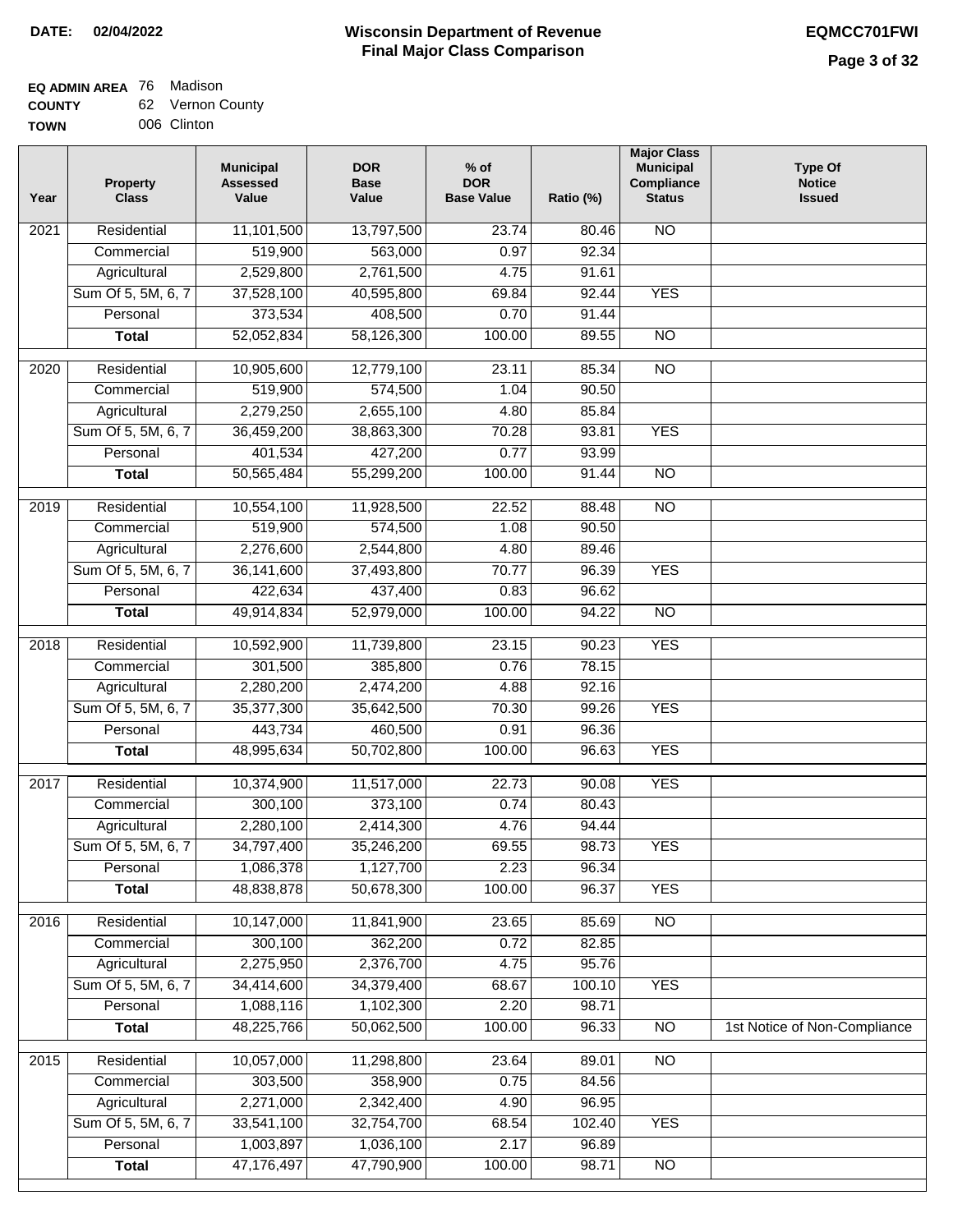**DATE: 02/04/2022**

# Wisconsin Department of Revenue
## Final Major Class Comparison

**EQMCC701FWI**

**EQ ADMIN AREA** 76 Madison
**COUNTY** 62 Vernon County
**TOWN** 006 Clinton

| Year | Property Class | Municipal Assessed Value | DOR Base Value | % of DOR Base Value | Ratio (%) | Major Class Municipal Compliance Status | Type Of Notice Issued |
|---|---|---|---|---|---|---|---|
| 2021 | Residential | 11,101,500 | 13,797,500 | 23.74 | 80.46 | NO | |
| | Commercial | 519,900 | 563,000 | 0.97 | 92.34 | | |
| | Agricultural | 2,529,800 | 2,761,500 | 4.75 | 91.61 | | |
| | Sum Of 5, 5M, 6, 7 | 37,528,100 | 40,595,800 | 69.84 | 92.44 | YES | |
| | Personal | 373,534 | 408,500 | 0.70 | 91.44 | | |
| | **Total** | 52,052,834 | 58,126,300 | 100.00 | 89.55 | NO | |
| 2020 | Residential | 10,905,600 | 12,779,100 | 23.11 | 85.34 | NO | |
| | Commercial | 519,900 | 574,500 | 1.04 | 90.50 | | |
| | Agricultural | 2,279,250 | 2,655,100 | 4.80 | 85.84 | | |
| | Sum Of 5, 5M, 6, 7 | 36,459,200 | 38,863,300 | 70.28 | 93.81 | YES | |
| | Personal | 401,534 | 427,200 | 0.77 | 93.99 | | |
| | **Total** | 50,565,484 | 55,299,200 | 100.00 | 91.44 | NO | |
| 2019 | Residential | 10,554,100 | 11,928,500 | 22.52 | 88.48 | NO | |
| | Commercial | 519,900 | 574,500 | 1.08 | 90.50 | | |
| | Agricultural | 2,276,600 | 2,544,800 | 4.80 | 89.46 | | |
| | Sum Of 5, 5M, 6, 7 | 36,141,600 | 37,493,800 | 70.77 | 96.39 | YES | |
| | Personal | 422,634 | 437,400 | 0.83 | 96.62 | | |
| | **Total** | 49,914,834 | 52,979,000 | 100.00 | 94.22 | NO | |
| 2018 | Residential | 10,592,900 | 11,739,800 | 23.15 | 90.23 | YES | |
| | Commercial | 301,500 | 385,800 | 0.76 | 78.15 | | |
| | Agricultural | 2,280,200 | 2,474,200 | 4.88 | 92.16 | | |
| | Sum Of 5, 5M, 6, 7 | 35,377,300 | 35,642,500 | 70.30 | 99.26 | YES | |
| | Personal | 443,734 | 460,500 | 0.91 | 96.36 | | |
| | **Total** | 48,995,634 | 50,702,800 | 100.00 | 96.63 | YES | |
| 2017 | Residential | 10,374,900 | 11,517,000 | 22.73 | 90.08 | YES | |
| | Commercial | 300,100 | 373,100 | 0.74 | 80.43 | | |
| | Agricultural | 2,280,100 | 2,414,300 | 4.76 | 94.44 | | |
| | Sum Of 5, 5M, 6, 7 | 34,797,400 | 35,246,200 | 69.55 | 98.73 | YES | |
| | Personal | 1,086,378 | 1,127,700 | 2.23 | 96.34 | | |
| | **Total** | 48,838,878 | 50,678,300 | 100.00 | 96.37 | YES | |
| 2016 | Residential | 10,147,000 | 11,841,900 | 23.65 | 85.69 | NO | |
| | Commercial | 300,100 | 362,200 | 0.72 | 82.85 | | |
| | Agricultural | 2,275,950 | 2,376,700 | 4.75 | 95.76 | | |
| | Sum Of 5, 5M, 6, 7 | 34,414,600 | 34,379,400 | 68.67 | 100.10 | YES | |
| | Personal | 1,088,116 | 1,102,300 | 2.20 | 98.71 | | |
| | **Total** | 48,225,766 | 50,062,500 | 100.00 | 96.33 | NO | 1st Notice of Non-Compliance |
| 2015 | Residential | 10,057,000 | 11,298,800 | 23.64 | 89.01 | NO | |
| | Commercial | 303,500 | 358,900 | 0.75 | 84.56 | | |
| | Agricultural | 2,271,000 | 2,342,400 | 4.90 | 96.95 | | |
| | Sum Of 5, 5M, 6, 7 | 33,541,100 | 32,754,700 | 68.54 | 102.40 | YES | |
| | Personal | 1,003,897 | 1,036,100 | 2.17 | 96.89 | | |
| | **Total** | 47,176,497 | 47,790,900 | 100.00 | 98.71 | NO | |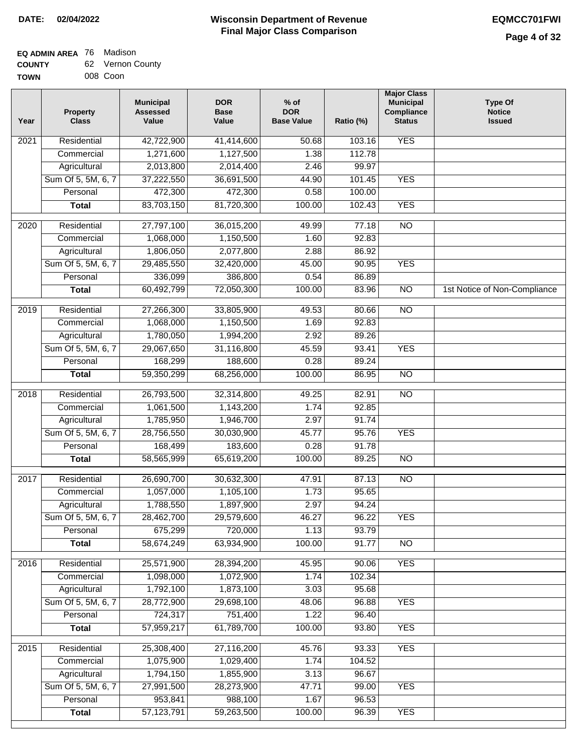**DATE:** 02/04/2022

# Wisconsin Department of Revenue
## Final Major Class Comparison

**EQMCC701FWI**

**EQ ADMIN AREA** 76 Madison
**COUNTY** 62 Vernon County
**TOWN** 008 Coon

| Year | Property Class | Municipal Assessed Value | DOR Base Value | % of DOR Base Value | Ratio (%) | Major Class Municipal Compliance Status | Type Of Notice Issued |
|---|---|---|---|---|---|---|---|
| 2021 | Residential | 42,722,900 | 41,414,600 | 50.68 | 103.16 | YES | |
| | Commercial | 1,271,600 | 1,127,500 | 1.38 | 112.78 | | |
| | Agricultural | 2,013,800 | 2,014,400 | 2.46 | 99.97 | | |
| | Sum Of 5, 5M, 6, 7 | 37,222,550 | 36,691,500 | 44.90 | 101.45 | YES | |
| | Personal | 472,300 | 472,300 | 0.58 | 100.00 | | |
| | **Total** | 83,703,150 | 81,720,300 | 100.00 | 102.43 | YES | |
| 2020 | Residential | 27,797,100 | 36,015,200 | 49.99 | 77.18 | NO | |
| | Commercial | 1,068,000 | 1,150,500 | 1.60 | 92.83 | | |
| | Agricultural | 1,806,050 | 2,077,800 | 2.88 | 86.92 | | |
| | Sum Of 5, 5M, 6, 7 | 29,485,550 | 32,420,000 | 45.00 | 90.95 | YES | |
| | Personal | 336,099 | 386,800 | 0.54 | 86.89 | | |
| | **Total** | 60,492,799 | 72,050,300 | 100.00 | 83.96 | NO | 1st Notice of Non-Compliance |
| 2019 | Residential | 27,266,300 | 33,805,900 | 49.53 | 80.66 | NO | |
| | Commercial | 1,068,000 | 1,150,500 | 1.69 | 92.83 | | |
| | Agricultural | 1,780,050 | 1,994,200 | 2.92 | 89.26 | | |
| | Sum Of 5, 5M, 6, 7 | 29,067,650 | 31,116,800 | 45.59 | 93.41 | YES | |
| | Personal | 168,299 | 188,600 | 0.28 | 89.24 | | |
| | **Total** | 59,350,299 | 68,256,000 | 100.00 | 86.95 | NO | |
| 2018 | Residential | 26,793,500 | 32,314,800 | 49.25 | 82.91 | NO | |
| | Commercial | 1,061,500 | 1,143,200 | 1.74 | 92.85 | | |
| | Agricultural | 1,785,950 | 1,946,700 | 2.97 | 91.74 | | |
| | Sum Of 5, 5M, 6, 7 | 28,756,550 | 30,030,900 | 45.77 | 95.76 | YES | |
| | Personal | 168,499 | 183,600 | 0.28 | 91.78 | | |
| | **Total** | 58,565,999 | 65,619,200 | 100.00 | 89.25 | NO | |
| 2017 | Residential | 26,690,700 | 30,632,300 | 47.91 | 87.13 | NO | |
| | Commercial | 1,057,000 | 1,105,100 | 1.73 | 95.65 | | |
| | Agricultural | 1,788,550 | 1,897,900 | 2.97 | 94.24 | | |
| | Sum Of 5, 5M, 6, 7 | 28,462,700 | 29,579,600 | 46.27 | 96.22 | YES | |
| | Personal | 675,299 | 720,000 | 1.13 | 93.79 | | |
| | **Total** | 58,674,249 | 63,934,900 | 100.00 | 91.77 | NO | |
| 2016 | Residential | 25,571,900 | 28,394,200 | 45.95 | 90.06 | YES | |
| | Commercial | 1,098,000 | 1,072,900 | 1.74 | 102.34 | | |
| | Agricultural | 1,792,100 | 1,873,100 | 3.03 | 95.68 | | |
| | Sum Of 5, 5M, 6, 7 | 28,772,900 | 29,698,100 | 48.06 | 96.88 | YES | |
| | Personal | 724,317 | 751,400 | 1.22 | 96.40 | | |
| | **Total** | 57,959,217 | 61,789,700 | 100.00 | 93.80 | YES | |
| 2015 | Residential | 25,308,400 | 27,116,200 | 45.76 | 93.33 | YES | |
| | Commercial | 1,075,900 | 1,029,400 | 1.74 | 104.52 | | |
| | Agricultural | 1,794,150 | 1,855,900 | 3.13 | 96.67 | | |
| | Sum Of 5, 5M, 6, 7 | 27,991,500 | 28,273,900 | 47.71 | 99.00 | YES | |
| | Personal | 953,841 | 988,100 | 1.67 | 96.53 | | |
| | **Total** | 57,123,791 | 59,263,500 | 100.00 | 96.39 | YES | |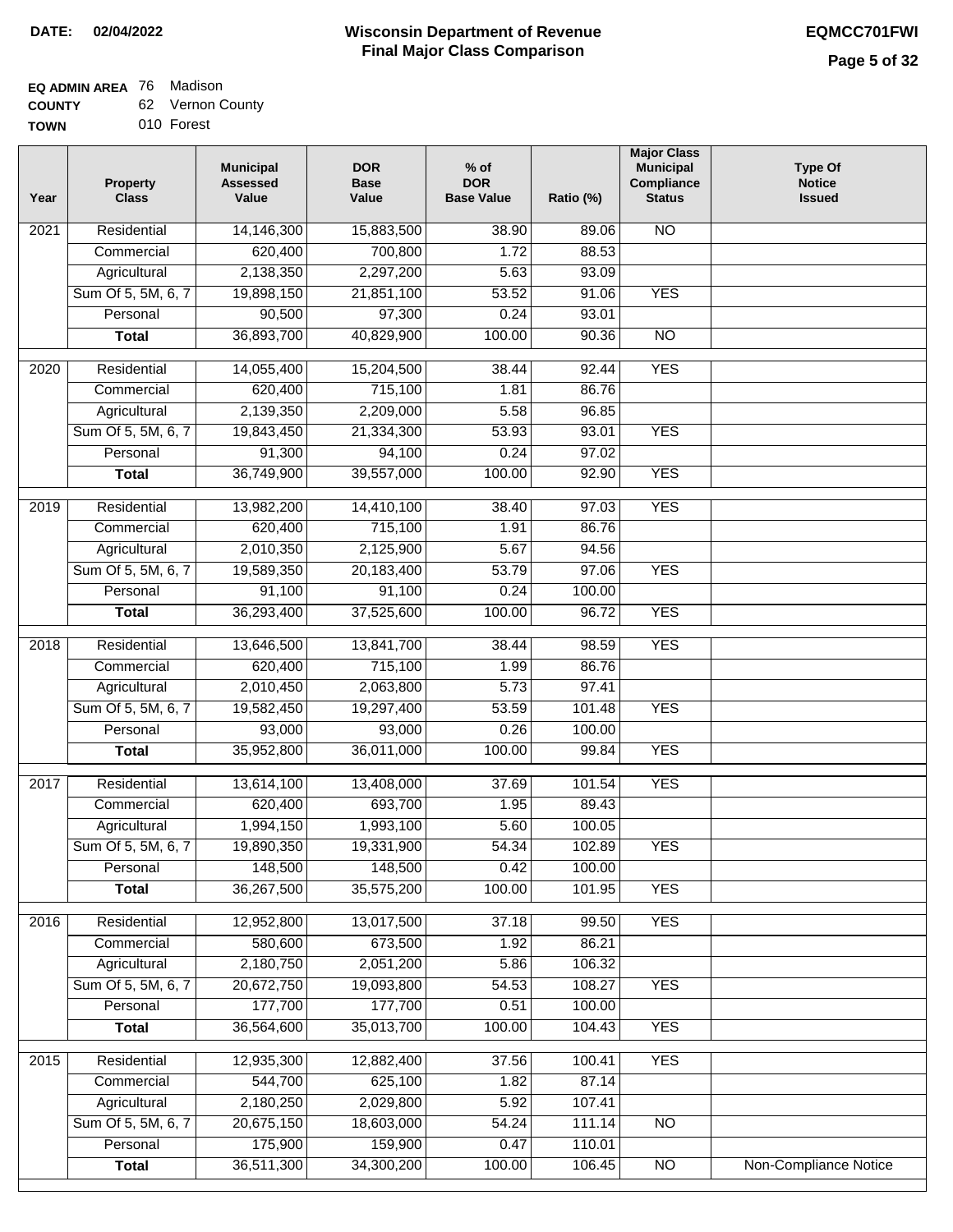**DATE:** 02/04/2022

# Wisconsin Department of Revenue
## Final Major Class Comparison

**EQMCC701FWI**

**EQ ADMIN AREA** 76 Madison
**COUNTY** 62 Vernon County
**TOWN** 010 Forest

| Year | Property Class | Municipal Assessed Value | DOR Base Value | % of DOR Base Value | Ratio (%) | Major Class Municipal Compliance Status | Type Of Notice Issued |
|---|---|---|---|---|---|---|---|
| 2021 | Residential | 14,146,300 | 15,883,500 | 38.90 | 89.06 | NO | |
| | Commercial | 620,400 | 700,800 | 1.72 | 88.53 | | |
| | Agricultural | 2,138,350 | 2,297,200 | 5.63 | 93.09 | | |
| | Sum Of 5, 5M, 6, 7 | 19,898,150 | 21,851,100 | 53.52 | 91.06 | YES | |
| | Personal | 90,500 | 97,300 | 0.24 | 93.01 | | |
| | **Total** | 36,893,700 | 40,829,900 | 100.00 | 90.36 | NO | |
| 2020 | Residential | 14,055,400 | 15,204,500 | 38.44 | 92.44 | YES | |
| | Commercial | 620,400 | 715,100 | 1.81 | 86.76 | | |
| | Agricultural | 2,139,350 | 2,209,000 | 5.58 | 96.85 | | |
| | Sum Of 5, 5M, 6, 7 | 19,843,450 | 21,334,300 | 53.93 | 93.01 | YES | |
| | Personal | 91,300 | 94,100 | 0.24 | 97.02 | | |
| | **Total** | 36,749,900 | 39,557,000 | 100.00 | 92.90 | YES | |
| 2019 | Residential | 13,982,200 | 14,410,100 | 38.40 | 97.03 | YES | |
| | Commercial | 620,400 | 715,100 | 1.91 | 86.76 | | |
| | Agricultural | 2,010,350 | 2,125,900 | 5.67 | 94.56 | | |
| | Sum Of 5, 5M, 6, 7 | 19,589,350 | 20,183,400 | 53.79 | 97.06 | YES | |
| | Personal | 91,100 | 91,100 | 0.24 | 100.00 | | |
| | **Total** | 36,293,400 | 37,525,600 | 100.00 | 96.72 | YES | |
| 2018 | Residential | 13,646,500 | 13,841,700 | 38.44 | 98.59 | YES | |
| | Commercial | 620,400 | 715,100 | 1.99 | 86.76 | | |
| | Agricultural | 2,010,450 | 2,063,800 | 5.73 | 97.41 | | |
| | Sum Of 5, 5M, 6, 7 | 19,582,450 | 19,297,400 | 53.59 | 101.48 | YES | |
| | Personal | 93,000 | 93,000 | 0.26 | 100.00 | | |
| | **Total** | 35,952,800 | 36,011,000 | 100.00 | 99.84 | YES | |
| 2017 | Residential | 13,614,100 | 13,408,000 | 37.69 | 101.54 | YES | |
| | Commercial | 620,400 | 693,700 | 1.95 | 89.43 | | |
| | Agricultural | 1,994,150 | 1,993,100 | 5.60 | 100.05 | | |
| | Sum Of 5, 5M, 6, 7 | 19,890,350 | 19,331,900 | 54.34 | 102.89 | YES | |
| | Personal | 148,500 | 148,500 | 0.42 | 100.00 | | |
| | **Total** | 36,267,500 | 35,575,200 | 100.00 | 101.95 | YES | |
| 2016 | Residential | 12,952,800 | 13,017,500 | 37.18 | 99.50 | YES | |
| | Commercial | 580,600 | 673,500 | 1.92 | 86.21 | | |
| | Agricultural | 2,180,750 | 2,051,200 | 5.86 | 106.32 | | |
| | Sum Of 5, 5M, 6, 7 | 20,672,750 | 19,093,800 | 54.53 | 108.27 | YES | |
| | Personal | 177,700 | 177,700 | 0.51 | 100.00 | | |
| | **Total** | 36,564,600 | 35,013,700 | 100.00 | 104.43 | YES | |
| 2015 | Residential | 12,935,300 | 12,882,400 | 37.56 | 100.41 | YES | |
| | Commercial | 544,700 | 625,100 | 1.82 | 87.14 | | |
| | Agricultural | 2,180,250 | 2,029,800 | 5.92 | 107.41 | | |
| | Sum Of 5, 5M, 6, 7 | 20,675,150 | 18,603,000 | 54.24 | 111.14 | NO | |
| | Personal | 175,900 | 159,900 | 0.47 | 110.01 | | |
| | **Total** | 36,511,300 | 34,300,200 | 100.00 | 106.45 | NO | Non-Compliance Notice |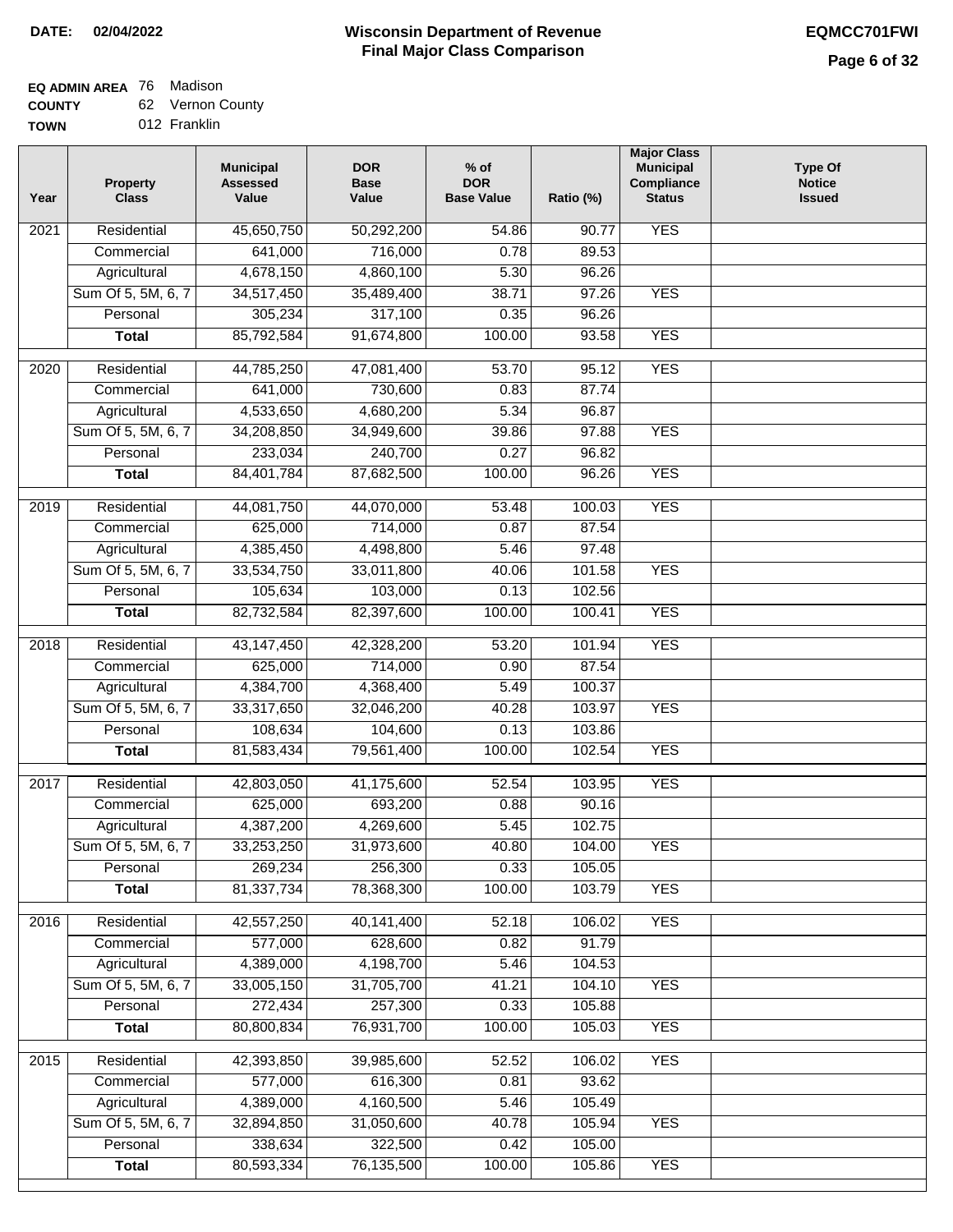**DATE: 02/04/2022**

# Wisconsin Department of Revenue
## Final Major Class Comparison

**EQMCC701FWI**

**EQ ADMIN AREA** 76 Madison
**COUNTY** 62 Vernon County
**TOWN** 012 Franklin

| Year | Property Class | Municipal Assessed Value | DOR Base Value | % of DOR Base Value | Ratio (%) | Major Class Municipal Compliance Status | Type Of Notice Issued |
|---|---|---|---|---|---|---|---|
| 2021 | Residential | 45,650,750 | 50,292,200 | 54.86 | 90.77 | YES | |
| | Commercial | 641,000 | 716,000 | 0.78 | 89.53 | | |
| | Agricultural | 4,678,150 | 4,860,100 | 5.30 | 96.26 | | |
| | Sum Of 5, 5M, 6, 7 | 34,517,450 | 35,489,400 | 38.71 | 97.26 | YES | |
| | Personal | 305,234 | 317,100 | 0.35 | 96.26 | | |
| | **Total** | 85,792,584 | 91,674,800 | 100.00 | 93.58 | YES | |
| 2020 | Residential | 44,785,250 | 47,081,400 | 53.70 | 95.12 | YES | |
| | Commercial | 641,000 | 730,600 | 0.83 | 87.74 | | |
| | Agricultural | 4,533,650 | 4,680,200 | 5.34 | 96.87 | | |
| | Sum Of 5, 5M, 6, 7 | 34,208,850 | 34,949,600 | 39.86 | 97.88 | YES | |
| | Personal | 233,034 | 240,700 | 0.27 | 96.82 | | |
| | **Total** | 84,401,784 | 87,682,500 | 100.00 | 96.26 | YES | |
| 2019 | Residential | 44,081,750 | 44,070,000 | 53.48 | 100.03 | YES | |
| | Commercial | 625,000 | 714,000 | 0.87 | 87.54 | | |
| | Agricultural | 4,385,450 | 4,498,800 | 5.46 | 97.48 | | |
| | Sum Of 5, 5M, 6, 7 | 33,534,750 | 33,011,800 | 40.06 | 101.58 | YES | |
| | Personal | 105,634 | 103,000 | 0.13 | 102.56 | | |
| | **Total** | 82,732,584 | 82,397,600 | 100.00 | 100.41 | YES | |
| 2018 | Residential | 43,147,450 | 42,328,200 | 53.20 | 101.94 | YES | |
| | Commercial | 625,000 | 714,000 | 0.90 | 87.54 | | |
| | Agricultural | 4,384,700 | 4,368,400 | 5.49 | 100.37 | | |
| | Sum Of 5, 5M, 6, 7 | 33,317,650 | 32,046,200 | 40.28 | 103.97 | YES | |
| | Personal | 108,634 | 104,600 | 0.13 | 103.86 | | |
| | **Total** | 81,583,434 | 79,561,400 | 100.00 | 102.54 | YES | |
| 2017 | Residential | 42,803,050 | 41,175,600 | 52.54 | 103.95 | YES | |
| | Commercial | 625,000 | 693,200 | 0.88 | 90.16 | | |
| | Agricultural | 4,387,200 | 4,269,600 | 5.45 | 102.75 | | |
| | Sum Of 5, 5M, 6, 7 | 33,253,250 | 31,973,600 | 40.80 | 104.00 | YES | |
| | Personal | 269,234 | 256,300 | 0.33 | 105.05 | | |
| | **Total** | 81,337,734 | 78,368,300 | 100.00 | 103.79 | YES | |
| 2016 | Residential | 42,557,250 | 40,141,400 | 52.18 | 106.02 | YES | |
| | Commercial | 577,000 | 628,600 | 0.82 | 91.79 | | |
| | Agricultural | 4,389,000 | 4,198,700 | 5.46 | 104.53 | | |
| | Sum Of 5, 5M, 6, 7 | 33,005,150 | 31,705,700 | 41.21 | 104.10 | YES | |
| | Personal | 272,434 | 257,300 | 0.33 | 105.88 | | |
| | **Total** | 80,800,834 | 76,931,700 | 100.00 | 105.03 | YES | |
| 2015 | Residential | 42,393,850 | 39,985,600 | 52.52 | 106.02 | YES | |
| | Commercial | 577,000 | 616,300 | 0.81 | 93.62 | | |
| | Agricultural | 4,389,000 | 4,160,500 | 5.46 | 105.49 | | |
| | Sum Of 5, 5M, 6, 7 | 32,894,850 | 31,050,600 | 40.78 | 105.94 | YES | |
| | Personal | 338,634 | 322,500 | 0.42 | 105.00 | | |
| | **Total** | 80,593,334 | 76,135,500 | 100.00 | 105.86 | YES | |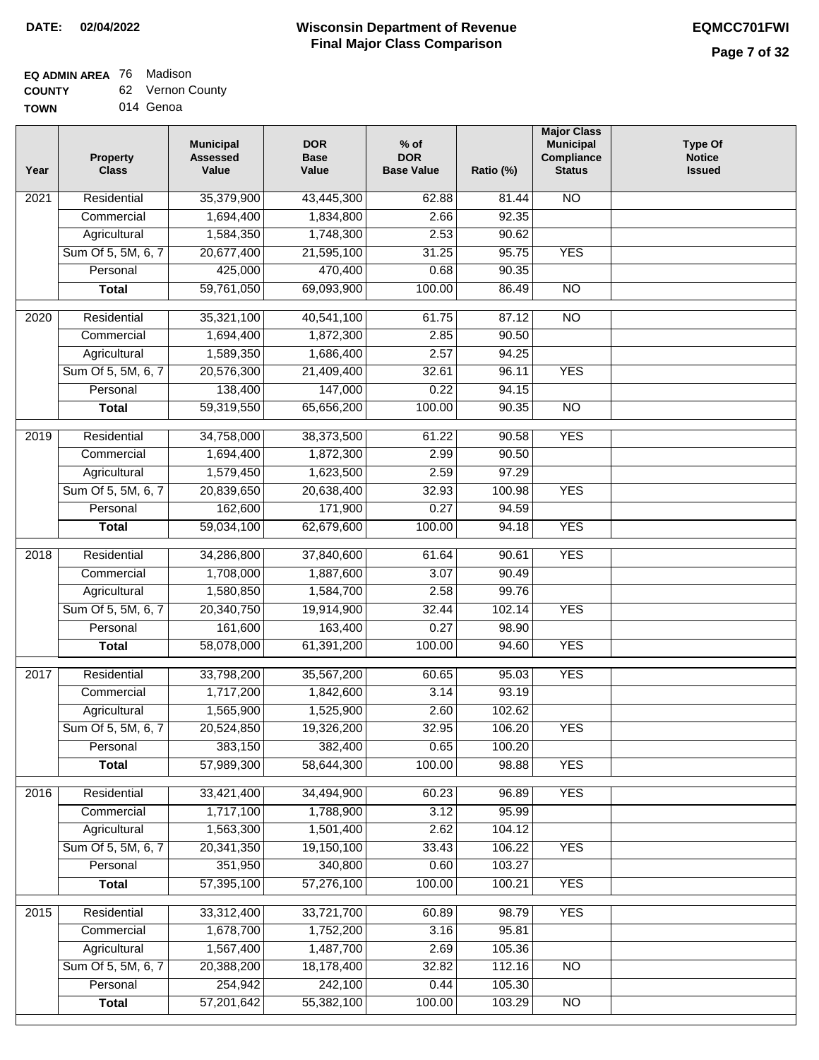**DATE:** 02/04/2022

# Wisconsin Department of Revenue
## Final Major Class Comparison

**EQMCC701FWI**

**EQ ADMIN AREA** 76 Madison
**COUNTY** 62 Vernon County
**TOWN** 014 Genoa

| Year | Property Class | Municipal Assessed Value | DOR Base Value | % of DOR Base Value | Ratio (%) | Major Class Municipal Compliance Status | Type Of Notice Issued |
|---|---|---|---|---|---|---|---|
| 2021 | Residential | 35,379,900 | 43,445,300 | 62.88 | 81.44 | NO | |
| | Commercial | 1,694,400 | 1,834,800 | 2.66 | 92.35 | | |
| | Agricultural | 1,584,350 | 1,748,300 | 2.53 | 90.62 | | |
| | Sum Of 5, 5M, 6, 7 | 20,677,400 | 21,595,100 | 31.25 | 95.75 | YES | |
| | Personal | 425,000 | 470,400 | 0.68 | 90.35 | | |
| | **Total** | 59,761,050 | 69,093,900 | 100.00 | 86.49 | NO | |
| 2020 | Residential | 35,321,100 | 40,541,100 | 61.75 | 87.12 | NO | |
| | Commercial | 1,694,400 | 1,872,300 | 2.85 | 90.50 | | |
| | Agricultural | 1,589,350 | 1,686,400 | 2.57 | 94.25 | | |
| | Sum Of 5, 5M, 6, 7 | 20,576,300 | 21,409,400 | 32.61 | 96.11 | YES | |
| | Personal | 138,400 | 147,000 | 0.22 | 94.15 | | |
| | **Total** | 59,319,550 | 65,656,200 | 100.00 | 90.35 | NO | |
| 2019 | Residential | 34,758,000 | 38,373,500 | 61.22 | 90.58 | YES | |
| | Commercial | 1,694,400 | 1,872,300 | 2.99 | 90.50 | | |
| | Agricultural | 1,579,450 | 1,623,500 | 2.59 | 97.29 | | |
| | Sum Of 5, 5M, 6, 7 | 20,839,650 | 20,638,400 | 32.93 | 100.98 | YES | |
| | Personal | 162,600 | 171,900 | 0.27 | 94.59 | | |
| | **Total** | 59,034,100 | 62,679,600 | 100.00 | 94.18 | YES | |
| 2018 | Residential | 34,286,800 | 37,840,600 | 61.64 | 90.61 | YES | |
| | Commercial | 1,708,000 | 1,887,600 | 3.07 | 90.49 | | |
| | Agricultural | 1,580,850 | 1,584,700 | 2.58 | 99.76 | | |
| | Sum Of 5, 5M, 6, 7 | 20,340,750 | 19,914,900 | 32.44 | 102.14 | YES | |
| | Personal | 161,600 | 163,400 | 0.27 | 98.90 | | |
| | **Total** | 58,078,000 | 61,391,200 | 100.00 | 94.60 | YES | |
| 2017 | Residential | 33,798,200 | 35,567,200 | 60.65 | 95.03 | YES | |
| | Commercial | 1,717,200 | 1,842,600 | 3.14 | 93.19 | | |
| | Agricultural | 1,565,900 | 1,525,900 | 2.60 | 102.62 | | |
| | Sum Of 5, 5M, 6, 7 | 20,524,850 | 19,326,200 | 32.95 | 106.20 | YES | |
| | Personal | 383,150 | 382,400 | 0.65 | 100.20 | | |
| | **Total** | 57,989,300 | 58,644,300 | 100.00 | 98.88 | YES | |
| 2016 | Residential | 33,421,400 | 34,494,900 | 60.23 | 96.89 | YES | |
| | Commercial | 1,717,100 | 1,788,900 | 3.12 | 95.99 | | |
| | Agricultural | 1,563,300 | 1,501,400 | 2.62 | 104.12 | | |
| | Sum Of 5, 5M, 6, 7 | 20,341,350 | 19,150,100 | 33.43 | 106.22 | YES | |
| | Personal | 351,950 | 340,800 | 0.60 | 103.27 | | |
| | **Total** | 57,395,100 | 57,276,100 | 100.00 | 100.21 | YES | |
| 2015 | Residential | 33,312,400 | 33,721,700 | 60.89 | 98.79 | YES | |
| | Commercial | 1,678,700 | 1,752,200 | 3.16 | 95.81 | | |
| | Agricultural | 1,567,400 | 1,487,700 | 2.69 | 105.36 | | |
| | Sum Of 5, 5M, 6, 7 | 20,388,200 | 18,178,400 | 32.82 | 112.16 | NO | |
| | Personal | 254,942 | 242,100 | 0.44 | 105.30 | | |
| | **Total** | 57,201,642 | 55,382,100 | 100.00 | 103.29 | NO | |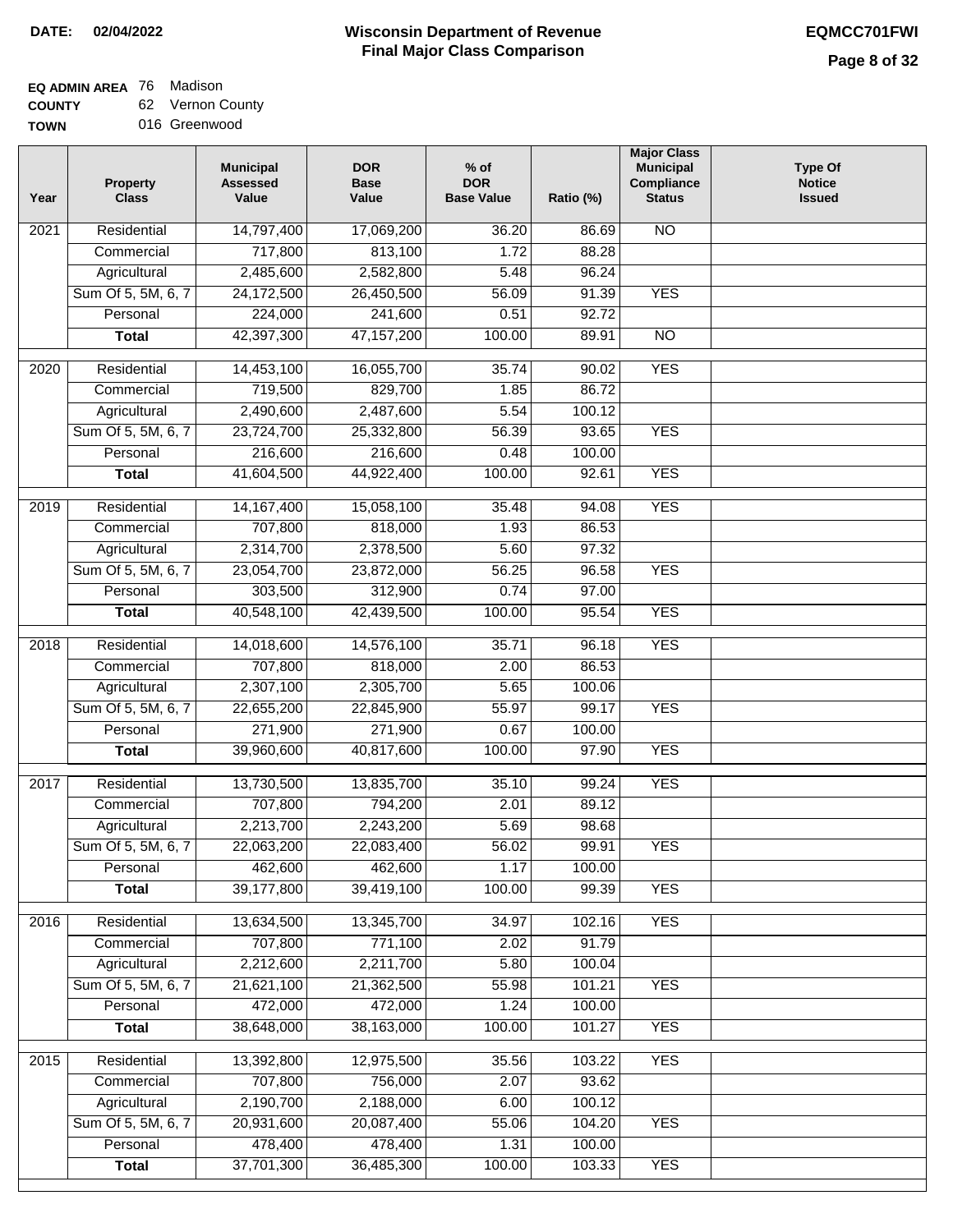**DATE: 02/04/2022**

# Wisconsin Department of Revenue
## Final Major Class Comparison

**EQMCC701FWI**

**EQ ADMIN AREA** 76 Madison
**COUNTY** 62 Vernon County
**TOWN** 016 Greenwood

| Year | Property Class | Municipal Assessed Value | DOR Base Value | % of DOR Base Value | Ratio (%) | Major Class Municipal Compliance Status | Type Of Notice Issued |
|---|---|---|---|---|---|---|---|
| 2021 | Residential | 14,797,400 | 17,069,200 | 36.20 | 86.69 | NO | |
| | Commercial | 717,800 | 813,100 | 1.72 | 88.28 | | |
| | Agricultural | 2,485,600 | 2,582,800 | 5.48 | 96.24 | | |
| | Sum Of 5, 5M, 6, 7 | 24,172,500 | 26,450,500 | 56.09 | 91.39 | YES | |
| | Personal | 224,000 | 241,600 | 0.51 | 92.72 | | |
| | **Total** | 42,397,300 | 47,157,200 | 100.00 | 89.91 | NO | |
| 2020 | Residential | 14,453,100 | 16,055,700 | 35.74 | 90.02 | YES | |
| | Commercial | 719,500 | 829,700 | 1.85 | 86.72 | | |
| | Agricultural | 2,490,600 | 2,487,600 | 5.54 | 100.12 | | |
| | Sum Of 5, 5M, 6, 7 | 23,724,700 | 25,332,800 | 56.39 | 93.65 | YES | |
| | Personal | 216,600 | 216,600 | 0.48 | 100.00 | | |
| | **Total** | 41,604,500 | 44,922,400 | 100.00 | 92.61 | YES | |
| 2019 | Residential | 14,167,400 | 15,058,100 | 35.48 | 94.08 | YES | |
| | Commercial | 707,800 | 818,000 | 1.93 | 86.53 | | |
| | Agricultural | 2,314,700 | 2,378,500 | 5.60 | 97.32 | | |
| | Sum Of 5, 5M, 6, 7 | 23,054,700 | 23,872,000 | 56.25 | 96.58 | YES | |
| | Personal | 303,500 | 312,900 | 0.74 | 97.00 | | |
| | **Total** | 40,548,100 | 42,439,500 | 100.00 | 95.54 | YES | |
| 2018 | Residential | 14,018,600 | 14,576,100 | 35.71 | 96.18 | YES | |
| | Commercial | 707,800 | 818,000 | 2.00 | 86.53 | | |
| | Agricultural | 2,307,100 | 2,305,700 | 5.65 | 100.06 | | |
| | Sum Of 5, 5M, 6, 7 | 22,655,200 | 22,845,900 | 55.97 | 99.17 | YES | |
| | Personal | 271,900 | 271,900 | 0.67 | 100.00 | | |
| | **Total** | 39,960,600 | 40,817,600 | 100.00 | 97.90 | YES | |
| 2017 | Residential | 13,730,500 | 13,835,700 | 35.10 | 99.24 | YES | |
| | Commercial | 707,800 | 794,200 | 2.01 | 89.12 | | |
| | Agricultural | 2,213,700 | 2,243,200 | 5.69 | 98.68 | | |
| | Sum Of 5, 5M, 6, 7 | 22,063,200 | 22,083,400 | 56.02 | 99.91 | YES | |
| | Personal | 462,600 | 462,600 | 1.17 | 100.00 | | |
| | **Total** | 39,177,800 | 39,419,100 | 100.00 | 99.39 | YES | |
| 2016 | Residential | 13,634,500 | 13,345,700 | 34.97 | 102.16 | YES | |
| | Commercial | 707,800 | 771,100 | 2.02 | 91.79 | | |
| | Agricultural | 2,212,600 | 2,211,700 | 5.80 | 100.04 | | |
| | Sum Of 5, 5M, 6, 7 | 21,621,100 | 21,362,500 | 55.98 | 101.21 | YES | |
| | Personal | 472,000 | 472,000 | 1.24 | 100.00 | | |
| | **Total** | 38,648,000 | 38,163,000 | 100.00 | 101.27 | YES | |
| 2015 | Residential | 13,392,800 | 12,975,500 | 35.56 | 103.22 | YES | |
| | Commercial | 707,800 | 756,000 | 2.07 | 93.62 | | |
| | Agricultural | 2,190,700 | 2,188,000 | 6.00 | 100.12 | | |
| | Sum Of 5, 5M, 6, 7 | 20,931,600 | 20,087,400 | 55.06 | 104.20 | YES | |
| | Personal | 478,400 | 478,400 | 1.31 | 100.00 | | |
| | **Total** | 37,701,300 | 36,485,300 | 100.00 | 103.33 | YES | |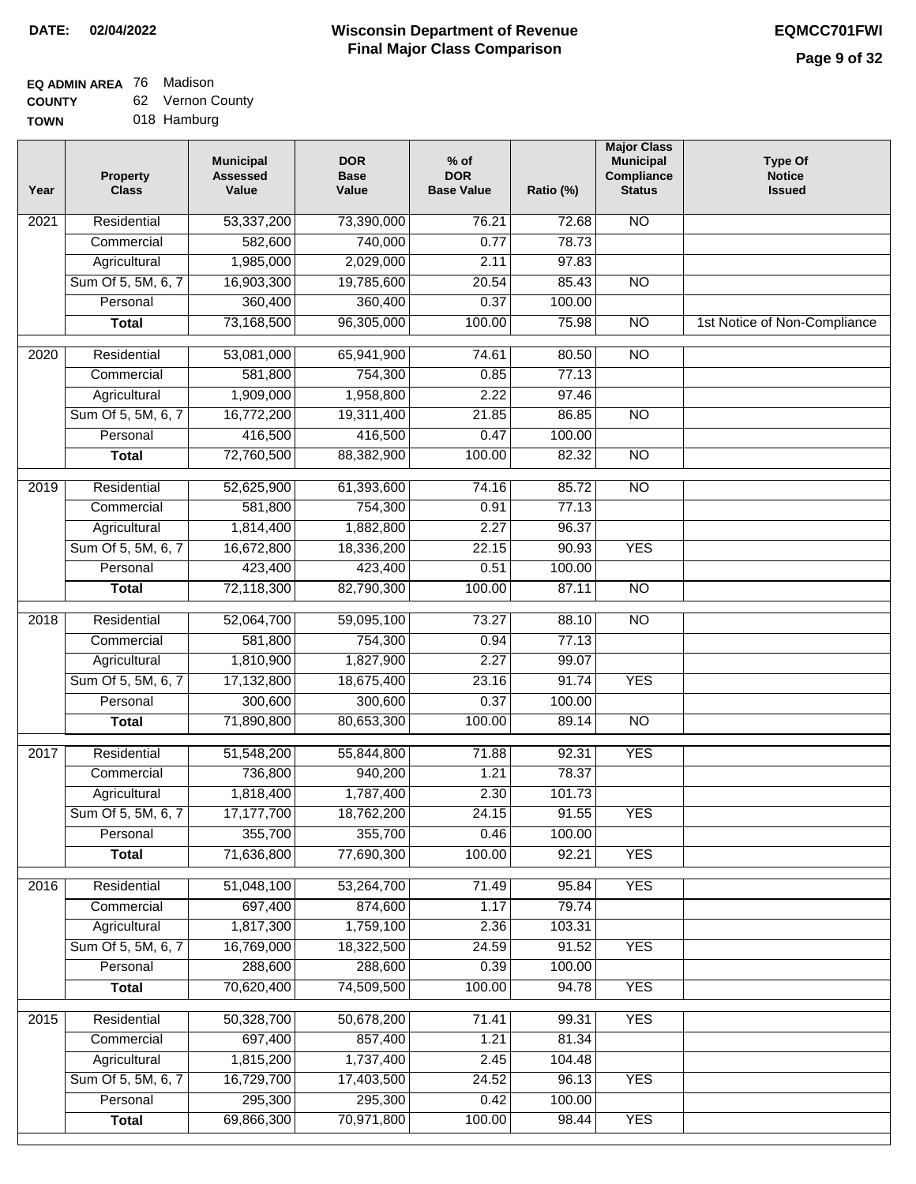**DATE: 02/04/2022**

# Wisconsin Department of Revenue
## Final Major Class Comparison

**EQMCC701FWI**

**EQ ADMIN AREA** 76 Madison
**COUNTY** 62 Vernon County
**TOWN** 018 Hamburg

| Year | Property Class | Municipal Assessed Value | DOR Base Value | % of DOR Base Value | Ratio (%) | Major Class Municipal Compliance Status | Type Of Notice Issued |
|---|---|---|---|---|---|---|---|
| 2021 | Residential | 53,337,200 | 73,390,000 | 76.21 | 72.68 | NO | |
| | Commercial | 582,600 | 740,000 | 0.77 | 78.73 | | |
| | Agricultural | 1,985,000 | 2,029,000 | 2.11 | 97.83 | | |
| | Sum Of 5, 5M, 6, 7 | 16,903,300 | 19,785,600 | 20.54 | 85.43 | NO | |
| | Personal | 360,400 | 360,400 | 0.37 | 100.00 | | |
| | **Total** | 73,168,500 | 96,305,000 | 100.00 | 75.98 | NO | 1st Notice of Non-Compliance |
| 2020 | Residential | 53,081,000 | 65,941,900 | 74.61 | 80.50 | NO | |
| | Commercial | 581,800 | 754,300 | 0.85 | 77.13 | | |
| | Agricultural | 1,909,000 | 1,958,800 | 2.22 | 97.46 | | |
| | Sum Of 5, 5M, 6, 7 | 16,772,200 | 19,311,400 | 21.85 | 86.85 | NO | |
| | Personal | 416,500 | 416,500 | 0.47 | 100.00 | | |
| | **Total** | 72,760,500 | 88,382,900 | 100.00 | 82.32 | NO | |
| 2019 | Residential | 52,625,900 | 61,393,600 | 74.16 | 85.72 | NO | |
| | Commercial | 581,800 | 754,300 | 0.91 | 77.13 | | |
| | Agricultural | 1,814,400 | 1,882,800 | 2.27 | 96.37 | | |
| | Sum Of 5, 5M, 6, 7 | 16,672,800 | 18,336,200 | 22.15 | 90.93 | YES | |
| | Personal | 423,400 | 423,400 | 0.51 | 100.00 | | |
| | **Total** | 72,118,300 | 82,790,300 | 100.00 | 87.11 | NO | |
| 2018 | Residential | 52,064,700 | 59,095,100 | 73.27 | 88.10 | NO | |
| | Commercial | 581,800 | 754,300 | 0.94 | 77.13 | | |
| | Agricultural | 1,810,900 | 1,827,900 | 2.27 | 99.07 | | |
| | Sum Of 5, 5M, 6, 7 | 17,132,800 | 18,675,400 | 23.16 | 91.74 | YES | |
| | Personal | 300,600 | 300,600 | 0.37 | 100.00 | | |
| | **Total** | 71,890,800 | 80,653,300 | 100.00 | 89.14 | NO | |
| 2017 | Residential | 51,548,200 | 55,844,800 | 71.88 | 92.31 | YES | |
| | Commercial | 736,800 | 940,200 | 1.21 | 78.37 | | |
| | Agricultural | 1,818,400 | 1,787,400 | 2.30 | 101.73 | | |
| | Sum Of 5, 5M, 6, 7 | 17,177,700 | 18,762,200 | 24.15 | 91.55 | YES | |
| | Personal | 355,700 | 355,700 | 0.46 | 100.00 | | |
| | **Total** | 71,636,800 | 77,690,300 | 100.00 | 92.21 | YES | |
| 2016 | Residential | 51,048,100 | 53,264,700 | 71.49 | 95.84 | YES | |
| | Commercial | 697,400 | 874,600 | 1.17 | 79.74 | | |
| | Agricultural | 1,817,300 | 1,759,100 | 2.36 | 103.31 | | |
| | Sum Of 5, 5M, 6, 7 | 16,769,000 | 18,322,500 | 24.59 | 91.52 | YES | |
| | Personal | 288,600 | 288,600 | 0.39 | 100.00 | | |
| | **Total** | 70,620,400 | 74,509,500 | 100.00 | 94.78 | YES | |
| 2015 | Residential | 50,328,700 | 50,678,200 | 71.41 | 99.31 | YES | |
| | Commercial | 697,400 | 857,400 | 1.21 | 81.34 | | |
| | Agricultural | 1,815,200 | 1,737,400 | 2.45 | 104.48 | | |
| | Sum Of 5, 5M, 6, 7 | 16,729,700 | 17,403,500 | 24.52 | 96.13 | YES | |
| | Personal | 295,300 | 295,300 | 0.42 | 100.00 | | |
| | **Total** | 69,866,300 | 70,971,800 | 100.00 | 98.44 | YES | |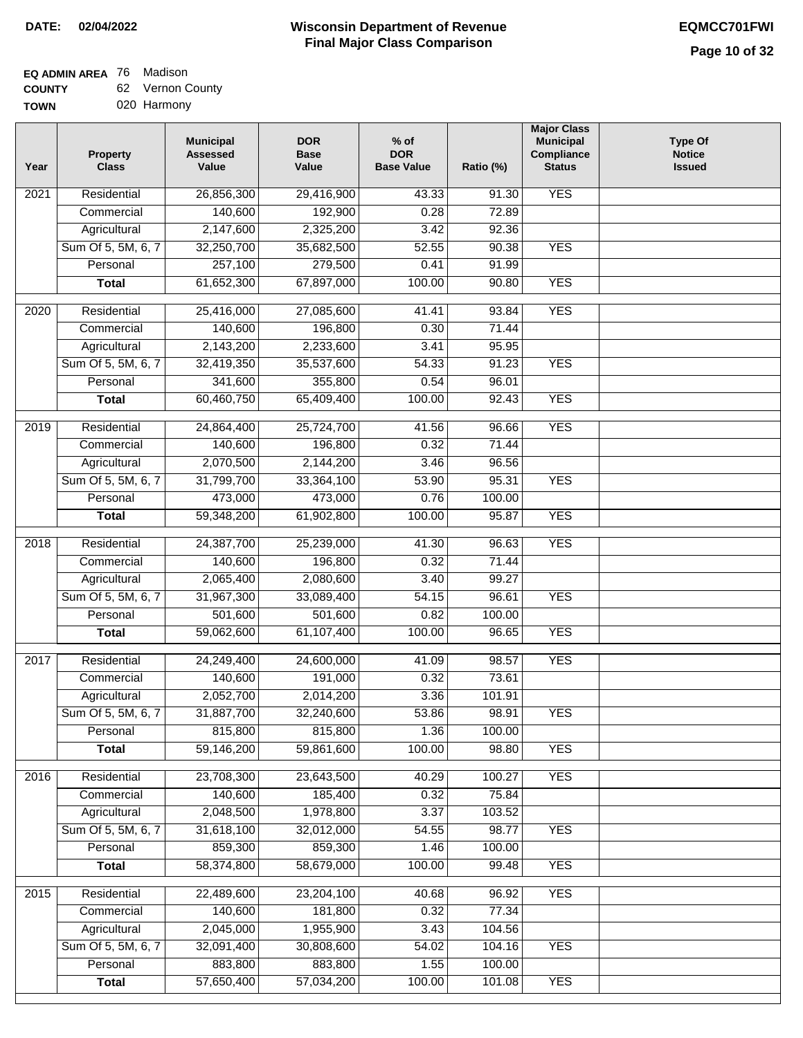**DATE:** 02/04/2022

# Wisconsin Department of Revenue
## Final Major Class Comparison

**EQMCC701FWI**

**EQ ADMIN AREA** 76 Madison
**COUNTY** 62 Vernon County
**TOWN** 020 Harmony

| Year | Property Class | Municipal Assessed Value | DOR Base Value | % of DOR Base Value | Ratio (%) | Major Class Municipal Compliance Status | Type Of Notice Issued |
|---|---|---|---|---|---|---|---|
| 2021 | Residential | 26,856,300 | 29,416,900 | 43.33 | 91.30 | YES | |
| | Commercial | 140,600 | 192,900 | 0.28 | 72.89 | | |
| | Agricultural | 2,147,600 | 2,325,200 | 3.42 | 92.36 | | |
| | Sum Of 5, 5M, 6, 7 | 32,250,700 | 35,682,500 | 52.55 | 90.38 | YES | |
| | Personal | 257,100 | 279,500 | 0.41 | 91.99 | | |
| | **Total** | 61,652,300 | 67,897,000 | 100.00 | 90.80 | YES | |
| 2020 | Residential | 25,416,000 | 27,085,600 | 41.41 | 93.84 | YES | |
| | Commercial | 140,600 | 196,800 | 0.30 | 71.44 | | |
| | Agricultural | 2,143,200 | 2,233,600 | 3.41 | 95.95 | | |
| | Sum Of 5, 5M, 6, 7 | 32,419,350 | 35,537,600 | 54.33 | 91.23 | YES | |
| | Personal | 341,600 | 355,800 | 0.54 | 96.01 | | |
| | **Total** | 60,460,750 | 65,409,400 | 100.00 | 92.43 | YES | |
| 2019 | Residential | 24,864,400 | 25,724,700 | 41.56 | 96.66 | YES | |
| | Commercial | 140,600 | 196,800 | 0.32 | 71.44 | | |
| | Agricultural | 2,070,500 | 2,144,200 | 3.46 | 96.56 | | |
| | Sum Of 5, 5M, 6, 7 | 31,799,700 | 33,364,100 | 53.90 | 95.31 | YES | |
| | Personal | 473,000 | 473,000 | 0.76 | 100.00 | | |
| | **Total** | 59,348,200 | 61,902,800 | 100.00 | 95.87 | YES | |
| 2018 | Residential | 24,387,700 | 25,239,000 | 41.30 | 96.63 | YES | |
| | Commercial | 140,600 | 196,800 | 0.32 | 71.44 | | |
| | Agricultural | 2,065,400 | 2,080,600 | 3.40 | 99.27 | | |
| | Sum Of 5, 5M, 6, 7 | 31,967,300 | 33,089,400 | 54.15 | 96.61 | YES | |
| | Personal | 501,600 | 501,600 | 0.82 | 100.00 | | |
| | **Total** | 59,062,600 | 61,107,400 | 100.00 | 96.65 | YES | |
| 2017 | Residential | 24,249,400 | 24,600,000 | 41.09 | 98.57 | YES | |
| | Commercial | 140,600 | 191,000 | 0.32 | 73.61 | | |
| | Agricultural | 2,052,700 | 2,014,200 | 3.36 | 101.91 | | |
| | Sum Of 5, 5M, 6, 7 | 31,887,700 | 32,240,600 | 53.86 | 98.91 | YES | |
| | Personal | 815,800 | 815,800 | 1.36 | 100.00 | | |
| | **Total** | 59,146,200 | 59,861,600 | 100.00 | 98.80 | YES | |
| 2016 | Residential | 23,708,300 | 23,643,500 | 40.29 | 100.27 | YES | |
| | Commercial | 140,600 | 185,400 | 0.32 | 75.84 | | |
| | Agricultural | 2,048,500 | 1,978,800 | 3.37 | 103.52 | | |
| | Sum Of 5, 5M, 6, 7 | 31,618,100 | 32,012,000 | 54.55 | 98.77 | YES | |
| | Personal | 859,300 | 859,300 | 1.46 | 100.00 | | |
| | **Total** | 58,374,800 | 58,679,000 | 100.00 | 99.48 | YES | |
| 2015 | Residential | 22,489,600 | 23,204,100 | 40.68 | 96.92 | YES | |
| | Commercial | 140,600 | 181,800 | 0.32 | 77.34 | | |
| | Agricultural | 2,045,000 | 1,955,900 | 3.43 | 104.56 | | |
| | Sum Of 5, 5M, 6, 7 | 32,091,400 | 30,808,600 | 54.02 | 104.16 | YES | |
| | Personal | 883,800 | 883,800 | 1.55 | 100.00 | | |
| | **Total** | 57,650,400 | 57,034,200 | 100.00 | 101.08 | YES | |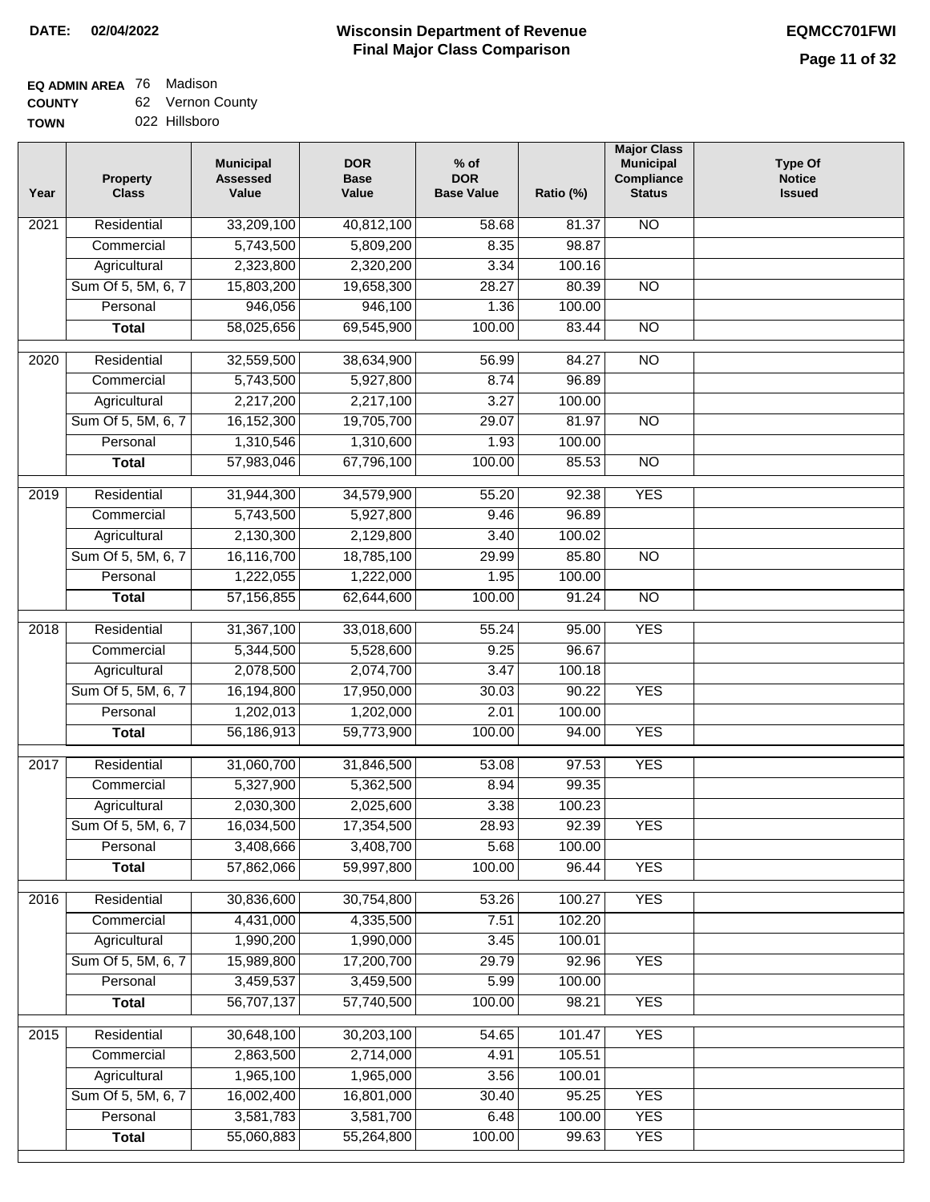**DATE:** 02/04/2022

# Wisconsin Department of Revenue
## Final Major Class Comparison

**EQMCC701FWI**

**EQ ADMIN AREA** 76 Madison
**COUNTY** 62 Vernon County
**TOWN** 022 Hillsboro

| Year | Property Class | Municipal Assessed Value | DOR Base Value | % of DOR Base Value | Ratio (%) | Major Class Municipal Compliance Status | Type Of Notice Issued |
|---|---|---|---|---|---|---|---|
| 2021 | Residential | 33,209,100 | 40,812,100 | 58.68 | 81.37 | NO | |
| | Commercial | 5,743,500 | 5,809,200 | 8.35 | 98.87 | | |
| | Agricultural | 2,323,800 | 2,320,200 | 3.34 | 100.16 | | |
| | Sum Of 5, 5M, 6, 7 | 15,803,200 | 19,658,300 | 28.27 | 80.39 | NO | |
| | Personal | 946,056 | 946,100 | 1.36 | 100.00 | | |
| | **Total** | 58,025,656 | 69,545,900 | 100.00 | 83.44 | NO | |
| 2020 | Residential | 32,559,500 | 38,634,900 | 56.99 | 84.27 | NO | |
| | Commercial | 5,743,500 | 5,927,800 | 8.74 | 96.89 | | |
| | Agricultural | 2,217,200 | 2,217,100 | 3.27 | 100.00 | | |
| | Sum Of 5, 5M, 6, 7 | 16,152,300 | 19,705,700 | 29.07 | 81.97 | NO | |
| | Personal | 1,310,546 | 1,310,600 | 1.93 | 100.00 | | |
| | **Total** | 57,983,046 | 67,796,100 | 100.00 | 85.53 | NO | |
| 2019 | Residential | 31,944,300 | 34,579,900 | 55.20 | 92.38 | YES | |
| | Commercial | 5,743,500 | 5,927,800 | 9.46 | 96.89 | | |
| | Agricultural | 2,130,300 | 2,129,800 | 3.40 | 100.02 | | |
| | Sum Of 5, 5M, 6, 7 | 16,116,700 | 18,785,100 | 29.99 | 85.80 | NO | |
| | Personal | 1,222,055 | 1,222,000 | 1.95 | 100.00 | | |
| | **Total** | 57,156,855 | 62,644,600 | 100.00 | 91.24 | NO | |
| 2018 | Residential | 31,367,100 | 33,018,600 | 55.24 | 95.00 | YES | |
| | Commercial | 5,344,500 | 5,528,600 | 9.25 | 96.67 | | |
| | Agricultural | 2,078,500 | 2,074,700 | 3.47 | 100.18 | | |
| | Sum Of 5, 5M, 6, 7 | 16,194,800 | 17,950,000 | 30.03 | 90.22 | YES | |
| | Personal | 1,202,013 | 1,202,000 | 2.01 | 100.00 | | |
| | **Total** | 56,186,913 | 59,773,900 | 100.00 | 94.00 | YES | |
| 2017 | Residential | 31,060,700 | 31,846,500 | 53.08 | 97.53 | YES | |
| | Commercial | 5,327,900 | 5,362,500 | 8.94 | 99.35 | | |
| | Agricultural | 2,030,300 | 2,025,600 | 3.38 | 100.23 | | |
| | Sum Of 5, 5M, 6, 7 | 16,034,500 | 17,354,500 | 28.93 | 92.39 | YES | |
| | Personal | 3,408,666 | 3,408,700 | 5.68 | 100.00 | | |
| | **Total** | 57,862,066 | 59,997,800 | 100.00 | 96.44 | YES | |
| 2016 | Residential | 30,836,600 | 30,754,800 | 53.26 | 100.27 | YES | |
| | Commercial | 4,431,000 | 4,335,500 | 7.51 | 102.20 | | |
| | Agricultural | 1,990,200 | 1,990,000 | 3.45 | 100.01 | | |
| | Sum Of 5, 5M, 6, 7 | 15,989,800 | 17,200,700 | 29.79 | 92.96 | YES | |
| | Personal | 3,459,537 | 3,459,500 | 5.99 | 100.00 | | |
| | **Total** | 56,707,137 | 57,740,500 | 100.00 | 98.21 | YES | |
| 2015 | Residential | 30,648,100 | 30,203,100 | 54.65 | 101.47 | YES | |
| | Commercial | 2,863,500 | 2,714,000 | 4.91 | 105.51 | | |
| | Agricultural | 1,965,100 | 1,965,000 | 3.56 | 100.01 | | |
| | Sum Of 5, 5M, 6, 7 | 16,002,400 | 16,801,000 | 30.40 | 95.25 | YES | |
| | Personal | 3,581,783 | 3,581,700 | 6.48 | 100.00 | YES | |
| | **Total** | 55,060,883 | 55,264,800 | 100.00 | 99.63 | YES | |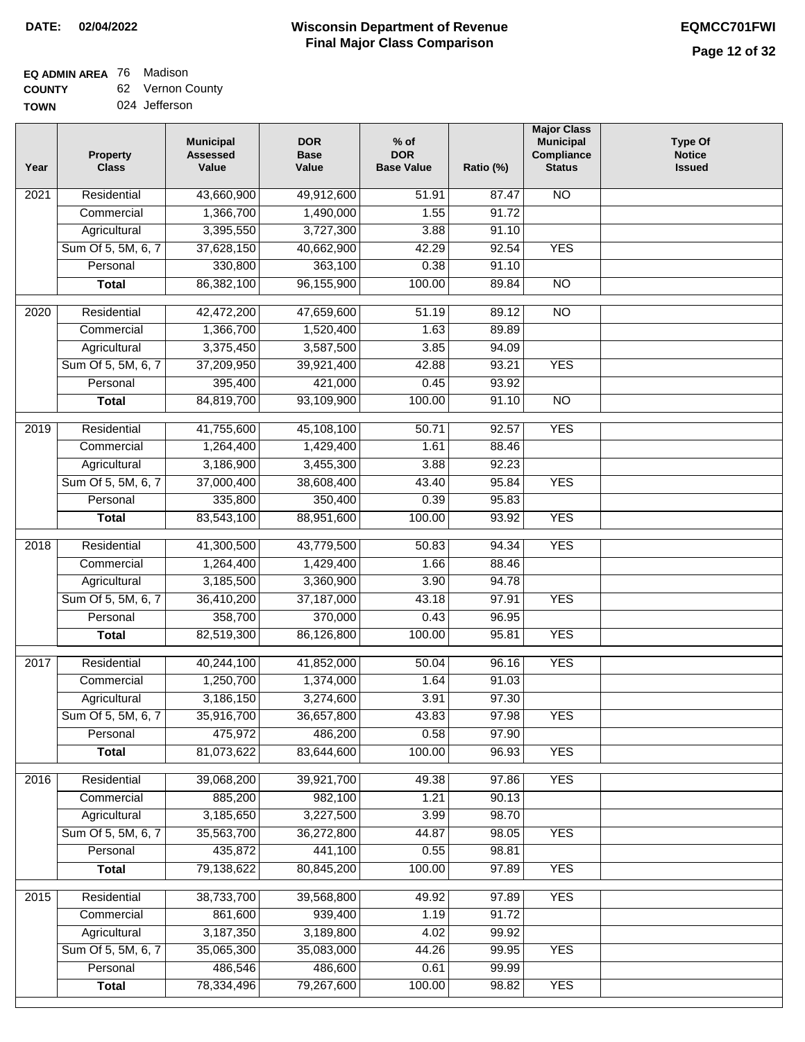**DATE:** 02/04/2022

# Wisconsin Department of Revenue
## Final Major Class Comparison

**EQMCC701FWI**

**EQ ADMIN AREA** 76 Madison
**COUNTY** 62 Vernon County
**TOWN** 024 Jefferson

| Year | Property Class | Municipal Assessed Value | DOR Base Value | % of DOR Base Value | Ratio (%) | Major Class Municipal Compliance Status | Type Of Notice Issued |
|---|---|---|---|---|---|---|---|
| 2021 | Residential | 43,660,900 | 49,912,600 | 51.91 | 87.47 | NO | |
| | Commercial | 1,366,700 | 1,490,000 | 1.55 | 91.72 | | |
| | Agricultural | 3,395,550 | 3,727,300 | 3.88 | 91.10 | | |
| | Sum Of 5, 5M, 6, 7 | 37,628,150 | 40,662,900 | 42.29 | 92.54 | YES | |
| | Personal | 330,800 | 363,100 | 0.38 | 91.10 | | |
| | **Total** | 86,382,100 | 96,155,900 | 100.00 | 89.84 | NO | |
| 2020 | Residential | 42,472,200 | 47,659,600 | 51.19 | 89.12 | NO | |
| | Commercial | 1,366,700 | 1,520,400 | 1.63 | 89.89 | | |
| | Agricultural | 3,375,450 | 3,587,500 | 3.85 | 94.09 | | |
| | Sum Of 5, 5M, 6, 7 | 37,209,950 | 39,921,400 | 42.88 | 93.21 | YES | |
| | Personal | 395,400 | 421,000 | 0.45 | 93.92 | | |
| | **Total** | 84,819,700 | 93,109,900 | 100.00 | 91.10 | NO | |
| 2019 | Residential | 41,755,600 | 45,108,100 | 50.71 | 92.57 | YES | |
| | Commercial | 1,264,400 | 1,429,400 | 1.61 | 88.46 | | |
| | Agricultural | 3,186,900 | 3,455,300 | 3.88 | 92.23 | | |
| | Sum Of 5, 5M, 6, 7 | 37,000,400 | 38,608,400 | 43.40 | 95.84 | YES | |
| | Personal | 335,800 | 350,400 | 0.39 | 95.83 | | |
| | **Total** | 83,543,100 | 88,951,600 | 100.00 | 93.92 | YES | |
| 2018 | Residential | 41,300,500 | 43,779,500 | 50.83 | 94.34 | YES | |
| | Commercial | 1,264,400 | 1,429,400 | 1.66 | 88.46 | | |
| | Agricultural | 3,185,500 | 3,360,900 | 3.90 | 94.78 | | |
| | Sum Of 5, 5M, 6, 7 | 36,410,200 | 37,187,000 | 43.18 | 97.91 | YES | |
| | Personal | 358,700 | 370,000 | 0.43 | 96.95 | | |
| | **Total** | 82,519,300 | 86,126,800 | 100.00 | 95.81 | YES | |
| 2017 | Residential | 40,244,100 | 41,852,000 | 50.04 | 96.16 | YES | |
| | Commercial | 1,250,700 | 1,374,000 | 1.64 | 91.03 | | |
| | Agricultural | 3,186,150 | 3,274,600 | 3.91 | 97.30 | | |
| | Sum Of 5, 5M, 6, 7 | 35,916,700 | 36,657,800 | 43.83 | 97.98 | YES | |
| | Personal | 475,972 | 486,200 | 0.58 | 97.90 | | |
| | **Total** | 81,073,622 | 83,644,600 | 100.00 | 96.93 | YES | |
| 2016 | Residential | 39,068,200 | 39,921,700 | 49.38 | 97.86 | YES | |
| | Commercial | 885,200 | 982,100 | 1.21 | 90.13 | | |
| | Agricultural | 3,185,650 | 3,227,500 | 3.99 | 98.70 | | |
| | Sum Of 5, 5M, 6, 7 | 35,563,700 | 36,272,800 | 44.87 | 98.05 | YES | |
| | Personal | 435,872 | 441,100 | 0.55 | 98.81 | | |
| | **Total** | 79,138,622 | 80,845,200 | 100.00 | 97.89 | YES | |
| 2015 | Residential | 38,733,700 | 39,568,800 | 49.92 | 97.89 | YES | |
| | Commercial | 861,600 | 939,400 | 1.19 | 91.72 | | |
| | Agricultural | 3,187,350 | 3,189,800 | 4.02 | 99.92 | | |
| | Sum Of 5, 5M, 6, 7 | 35,065,300 | 35,083,000 | 44.26 | 99.95 | YES | |
| | Personal | 486,546 | 486,600 | 0.61 | 99.99 | | |
| | **Total** | 78,334,496 | 79,267,600 | 100.00 | 98.82 | YES | |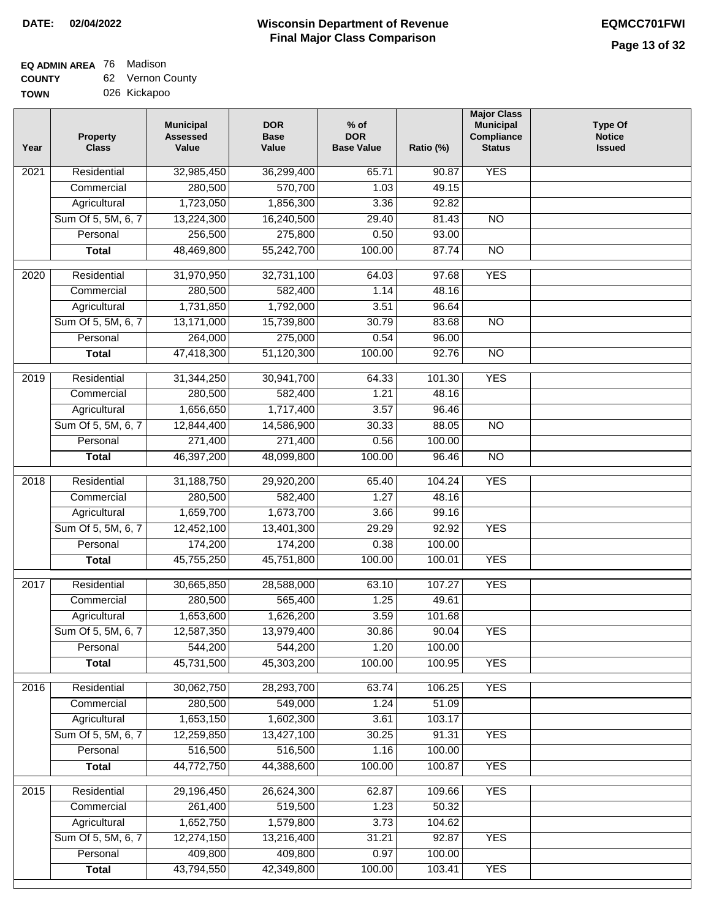**DATE:** 02/04/2022

# Wisconsin Department of Revenue
## Final Major Class Comparison

**EQMCC701FWI**

**EQ ADMIN AREA** 76 Madison
**COUNTY** 62 Vernon County
**TOWN** 026 Kickapoo

| Year | Property Class | Municipal Assessed Value | DOR Base Value | % of DOR Base Value | Ratio (%) | Major Class Municipal Compliance Status | Type Of Notice Issued |
|---|---|---|---|---|---|---|---|
| 2021 | Residential | 32,985,450 | 36,299,400 | 65.71 | 90.87 | YES | |
| | Commercial | 280,500 | 570,700 | 1.03 | 49.15 | | |
| | Agricultural | 1,723,050 | 1,856,300 | 3.36 | 92.82 | | |
| | Sum Of 5, 5M, 6, 7 | 13,224,300 | 16,240,500 | 29.40 | 81.43 | NO | |
| | Personal | 256,500 | 275,800 | 0.50 | 93.00 | | |
| | **Total** | 48,469,800 | 55,242,700 | 100.00 | 87.74 | NO | |
| 2020 | Residential | 31,970,950 | 32,731,100 | 64.03 | 97.68 | YES | |
| | Commercial | 280,500 | 582,400 | 1.14 | 48.16 | | |
| | Agricultural | 1,731,850 | 1,792,000 | 3.51 | 96.64 | | |
| | Sum Of 5, 5M, 6, 7 | 13,171,000 | 15,739,800 | 30.79 | 83.68 | NO | |
| | Personal | 264,000 | 275,000 | 0.54 | 96.00 | | |
| | **Total** | 47,418,300 | 51,120,300 | 100.00 | 92.76 | NO | |
| 2019 | Residential | 31,344,250 | 30,941,700 | 64.33 | 101.30 | YES | |
| | Commercial | 280,500 | 582,400 | 1.21 | 48.16 | | |
| | Agricultural | 1,656,650 | 1,717,400 | 3.57 | 96.46 | | |
| | Sum Of 5, 5M, 6, 7 | 12,844,400 | 14,586,900 | 30.33 | 88.05 | NO | |
| | Personal | 271,400 | 271,400 | 0.56 | 100.00 | | |
| | **Total** | 46,397,200 | 48,099,800 | 100.00 | 96.46 | NO | |
| 2018 | Residential | 31,188,750 | 29,920,200 | 65.40 | 104.24 | YES | |
| | Commercial | 280,500 | 582,400 | 1.27 | 48.16 | | |
| | Agricultural | 1,659,700 | 1,673,700 | 3.66 | 99.16 | | |
| | Sum Of 5, 5M, 6, 7 | 12,452,100 | 13,401,300 | 29.29 | 92.92 | YES | |
| | Personal | 174,200 | 174,200 | 0.38 | 100.00 | | |
| | **Total** | 45,755,250 | 45,751,800 | 100.00 | 100.01 | YES | |
| 2017 | Residential | 30,665,850 | 28,588,000 | 63.10 | 107.27 | YES | |
| | Commercial | 280,500 | 565,400 | 1.25 | 49.61 | | |
| | Agricultural | 1,653,600 | 1,626,200 | 3.59 | 101.68 | | |
| | Sum Of 5, 5M, 6, 7 | 12,587,350 | 13,979,400 | 30.86 | 90.04 | YES | |
| | Personal | 544,200 | 544,200 | 1.20 | 100.00 | | |
| | **Total** | 45,731,500 | 45,303,200 | 100.00 | 100.95 | YES | |
| 2016 | Residential | 30,062,750 | 28,293,700 | 63.74 | 106.25 | YES | |
| | Commercial | 280,500 | 549,000 | 1.24 | 51.09 | | |
| | Agricultural | 1,653,150 | 1,602,300 | 3.61 | 103.17 | | |
| | Sum Of 5, 5M, 6, 7 | 12,259,850 | 13,427,100 | 30.25 | 91.31 | YES | |
| | Personal | 516,500 | 516,500 | 1.16 | 100.00 | | |
| | **Total** | 44,772,750 | 44,388,600 | 100.00 | 100.87 | YES | |
| 2015 | Residential | 29,196,450 | 26,624,300 | 62.87 | 109.66 | YES | |
| | Commercial | 261,400 | 519,500 | 1.23 | 50.32 | | |
| | Agricultural | 1,652,750 | 1,579,800 | 3.73 | 104.62 | | |
| | Sum Of 5, 5M, 6, 7 | 12,274,150 | 13,216,400 | 31.21 | 92.87 | YES | |
| | Personal | 409,800 | 409,800 | 0.97 | 100.00 | | |
| | **Total** | 43,794,550 | 42,349,800 | 100.00 | 103.41 | YES | |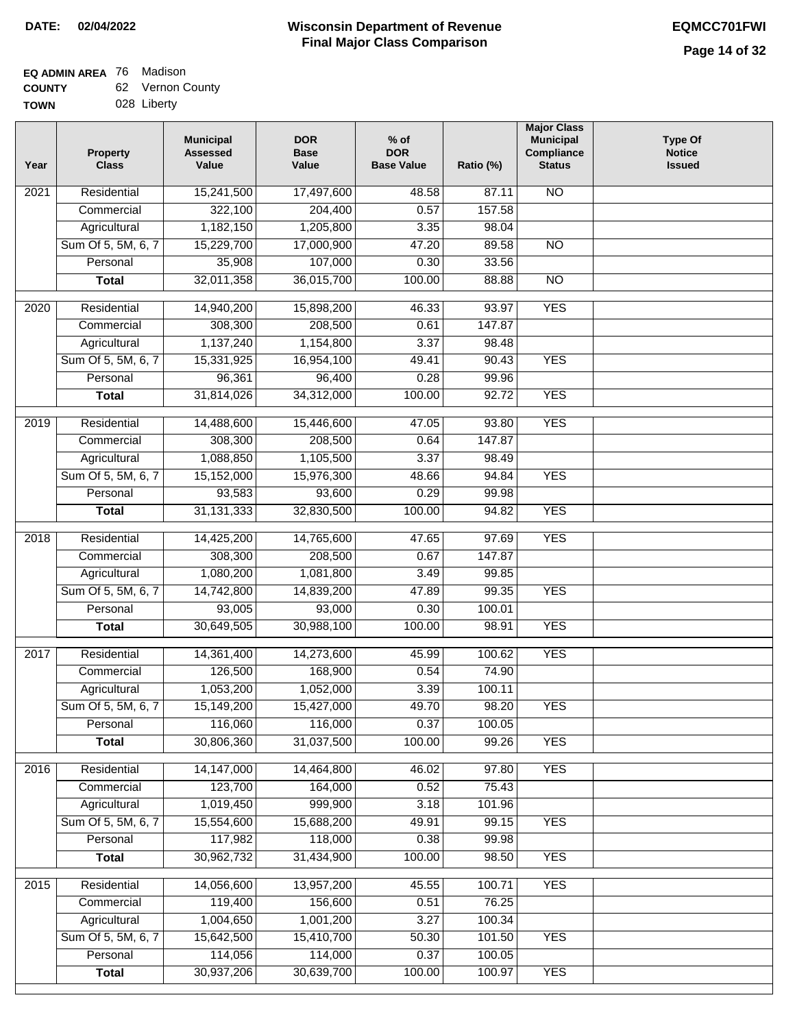**DATE: 02/04/2022**

# Wisconsin Department of Revenue
## Final Major Class Comparison

**EQMCC701FWI**

**EQ ADMIN AREA** 76 Madison
**COUNTY** 62 Vernon County
**TOWN** 028 Liberty

| Year | Property Class | Municipal Assessed Value | DOR Base Value | % of DOR Base Value | Ratio (%) | Major Class Municipal Compliance Status | Type Of Notice Issued |
|---|---|---|---|---|---|---|---|
| 2021 | Residential | 15,241,500 | 17,497,600 | 48.58 | 87.11 | NO | |
| | Commercial | 322,100 | 204,400 | 0.57 | 157.58 | | |
| | Agricultural | 1,182,150 | 1,205,800 | 3.35 | 98.04 | | |
| | Sum Of 5, 5M, 6, 7 | 15,229,700 | 17,000,900 | 47.20 | 89.58 | NO | |
| | Personal | 35,908 | 107,000 | 0.30 | 33.56 | | |
| | **Total** | 32,011,358 | 36,015,700 | 100.00 | 88.88 | NO | |
| 2020 | Residential | 14,940,200 | 15,898,200 | 46.33 | 93.97 | YES | |
| | Commercial | 308,300 | 208,500 | 0.61 | 147.87 | | |
| | Agricultural | 1,137,240 | 1,154,800 | 3.37 | 98.48 | | |
| | Sum Of 5, 5M, 6, 7 | 15,331,925 | 16,954,100 | 49.41 | 90.43 | YES | |
| | Personal | 96,361 | 96,400 | 0.28 | 99.96 | | |
| | **Total** | 31,814,026 | 34,312,000 | 100.00 | 92.72 | YES | |
| 2019 | Residential | 14,488,600 | 15,446,600 | 47.05 | 93.80 | YES | |
| | Commercial | 308,300 | 208,500 | 0.64 | 147.87 | | |
| | Agricultural | 1,088,850 | 1,105,500 | 3.37 | 98.49 | | |
| | Sum Of 5, 5M, 6, 7 | 15,152,000 | 15,976,300 | 48.66 | 94.84 | YES | |
| | Personal | 93,583 | 93,600 | 0.29 | 99.98 | | |
| | **Total** | 31,131,333 | 32,830,500 | 100.00 | 94.82 | YES | |
| 2018 | Residential | 14,425,200 | 14,765,600 | 47.65 | 97.69 | YES | |
| | Commercial | 308,300 | 208,500 | 0.67 | 147.87 | | |
| | Agricultural | 1,080,200 | 1,081,800 | 3.49 | 99.85 | | |
| | Sum Of 5, 5M, 6, 7 | 14,742,800 | 14,839,200 | 47.89 | 99.35 | YES | |
| | Personal | 93,005 | 93,000 | 0.30 | 100.01 | | |
| | **Total** | 30,649,505 | 30,988,100 | 100.00 | 98.91 | YES | |
| 2017 | Residential | 14,361,400 | 14,273,600 | 45.99 | 100.62 | YES | |
| | Commercial | 126,500 | 168,900 | 0.54 | 74.90 | | |
| | Agricultural | 1,053,200 | 1,052,000 | 3.39 | 100.11 | | |
| | Sum Of 5, 5M, 6, 7 | 15,149,200 | 15,427,000 | 49.70 | 98.20 | YES | |
| | Personal | 116,060 | 116,000 | 0.37 | 100.05 | | |
| | **Total** | 30,806,360 | 31,037,500 | 100.00 | 99.26 | YES | |
| 2016 | Residential | 14,147,000 | 14,464,800 | 46.02 | 97.80 | YES | |
| | Commercial | 123,700 | 164,000 | 0.52 | 75.43 | | |
| | Agricultural | 1,019,450 | 999,900 | 3.18 | 101.96 | | |
| | Sum Of 5, 5M, 6, 7 | 15,554,600 | 15,688,200 | 49.91 | 99.15 | YES | |
| | Personal | 117,982 | 118,000 | 0.38 | 99.98 | | |
| | **Total** | 30,962,732 | 31,434,900 | 100.00 | 98.50 | YES | |
| 2015 | Residential | 14,056,600 | 13,957,200 | 45.55 | 100.71 | YES | |
| | Commercial | 119,400 | 156,600 | 0.51 | 76.25 | | |
| | Agricultural | 1,004,650 | 1,001,200 | 3.27 | 100.34 | | |
| | Sum Of 5, 5M, 6, 7 | 15,642,500 | 15,410,700 | 50.30 | 101.50 | YES | |
| | Personal | 114,056 | 114,000 | 0.37 | 100.05 | | |
| | **Total** | 30,937,206 | 30,639,700 | 100.00 | 100.97 | YES | |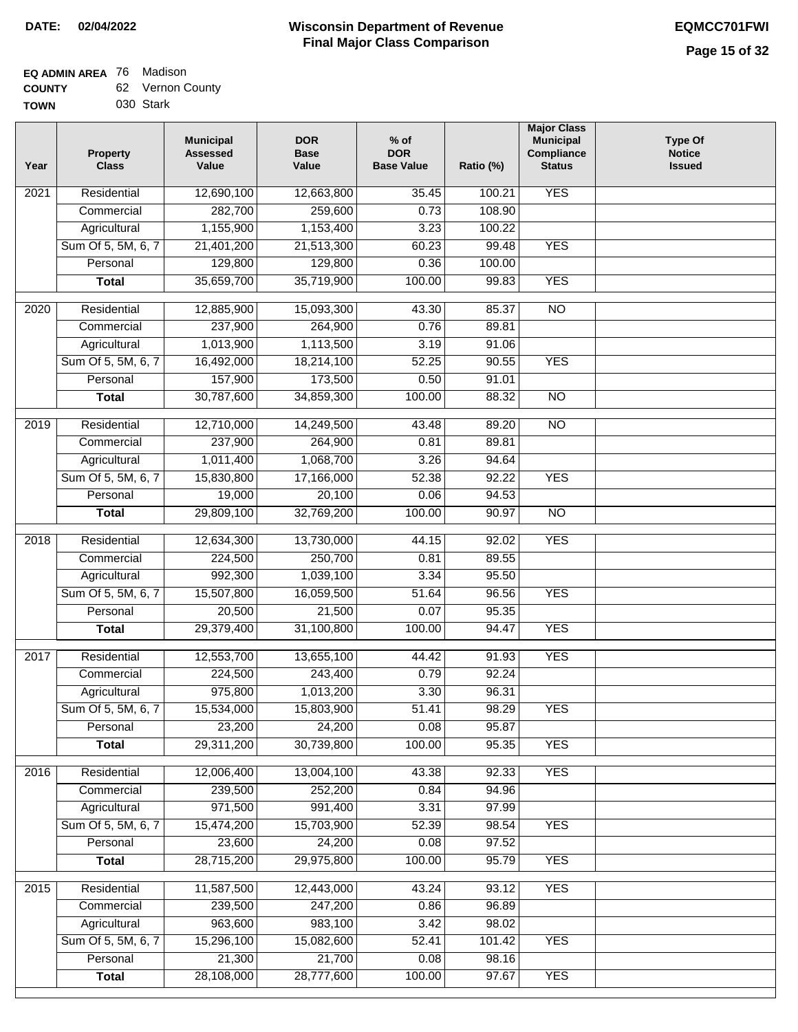**DATE: 02/04/2022**

# Wisconsin Department of Revenue
## Final Major Class Comparison

**EQMCC701FWI**

**EQ ADMIN AREA** 76 Madison
**COUNTY** 62 Vernon County
**TOWN** 030 Stark

| Year | Property Class | Municipal Assessed Value | DOR Base Value | % of DOR Base Value | Ratio (%) | Major Class Municipal Compliance Status | Type Of Notice Issued |
|---|---|---|---|---|---|---|---|
| 2021 | Residential | 12,690,100 | 12,663,800 | 35.45 | 100.21 | YES | |
| | Commercial | 282,700 | 259,600 | 0.73 | 108.90 | | |
| | Agricultural | 1,155,900 | 1,153,400 | 3.23 | 100.22 | | |
| | Sum Of 5, 5M, 6, 7 | 21,401,200 | 21,513,300 | 60.23 | 99.48 | YES | |
| | Personal | 129,800 | 129,800 | 0.36 | 100.00 | | |
| | **Total** | 35,659,700 | 35,719,900 | 100.00 | 99.83 | YES | |
| 2020 | Residential | 12,885,900 | 15,093,300 | 43.30 | 85.37 | NO | |
| | Commercial | 237,900 | 264,900 | 0.76 | 89.81 | | |
| | Agricultural | 1,013,900 | 1,113,500 | 3.19 | 91.06 | | |
| | Sum Of 5, 5M, 6, 7 | 16,492,000 | 18,214,100 | 52.25 | 90.55 | YES | |
| | Personal | 157,900 | 173,500 | 0.50 | 91.01 | | |
| | **Total** | 30,787,600 | 34,859,300 | 100.00 | 88.32 | NO | |
| 2019 | Residential | 12,710,000 | 14,249,500 | 43.48 | 89.20 | NO | |
| | Commercial | 237,900 | 264,900 | 0.81 | 89.81 | | |
| | Agricultural | 1,011,400 | 1,068,700 | 3.26 | 94.64 | | |
| | Sum Of 5, 5M, 6, 7 | 15,830,800 | 17,166,000 | 52.38 | 92.22 | YES | |
| | Personal | 19,000 | 20,100 | 0.06 | 94.53 | | |
| | **Total** | 29,809,100 | 32,769,200 | 100.00 | 90.97 | NO | |
| 2018 | Residential | 12,634,300 | 13,730,000 | 44.15 | 92.02 | YES | |
| | Commercial | 224,500 | 250,700 | 0.81 | 89.55 | | |
| | Agricultural | 992,300 | 1,039,100 | 3.34 | 95.50 | | |
| | Sum Of 5, 5M, 6, 7 | 15,507,800 | 16,059,500 | 51.64 | 96.56 | YES | |
| | Personal | 20,500 | 21,500 | 0.07 | 95.35 | | |
| | **Total** | 29,379,400 | 31,100,800 | 100.00 | 94.47 | YES | |
| 2017 | Residential | 12,553,700 | 13,655,100 | 44.42 | 91.93 | YES | |
| | Commercial | 224,500 | 243,400 | 0.79 | 92.24 | | |
| | Agricultural | 975,800 | 1,013,200 | 3.30 | 96.31 | | |
| | Sum Of 5, 5M, 6, 7 | 15,534,000 | 15,803,900 | 51.41 | 98.29 | YES | |
| | Personal | 23,200 | 24,200 | 0.08 | 95.87 | | |
| | **Total** | 29,311,200 | 30,739,800 | 100.00 | 95.35 | YES | |
| 2016 | Residential | 12,006,400 | 13,004,100 | 43.38 | 92.33 | YES | |
| | Commercial | 239,500 | 252,200 | 0.84 | 94.96 | | |
| | Agricultural | 971,500 | 991,400 | 3.31 | 97.99 | | |
| | Sum Of 5, 5M, 6, 7 | 15,474,200 | 15,703,900 | 52.39 | 98.54 | YES | |
| | Personal | 23,600 | 24,200 | 0.08 | 97.52 | | |
| | **Total** | 28,715,200 | 29,975,800 | 100.00 | 95.79 | YES | |
| 2015 | Residential | 11,587,500 | 12,443,000 | 43.24 | 93.12 | YES | |
| | Commercial | 239,500 | 247,200 | 0.86 | 96.89 | | |
| | Agricultural | 963,600 | 983,100 | 3.42 | 98.02 | | |
| | Sum Of 5, 5M, 6, 7 | 15,296,100 | 15,082,600 | 52.41 | 101.42 | YES | |
| | Personal | 21,300 | 21,700 | 0.08 | 98.16 | | |
| | **Total** | 28,108,000 | 28,777,600 | 100.00 | 97.67 | YES | |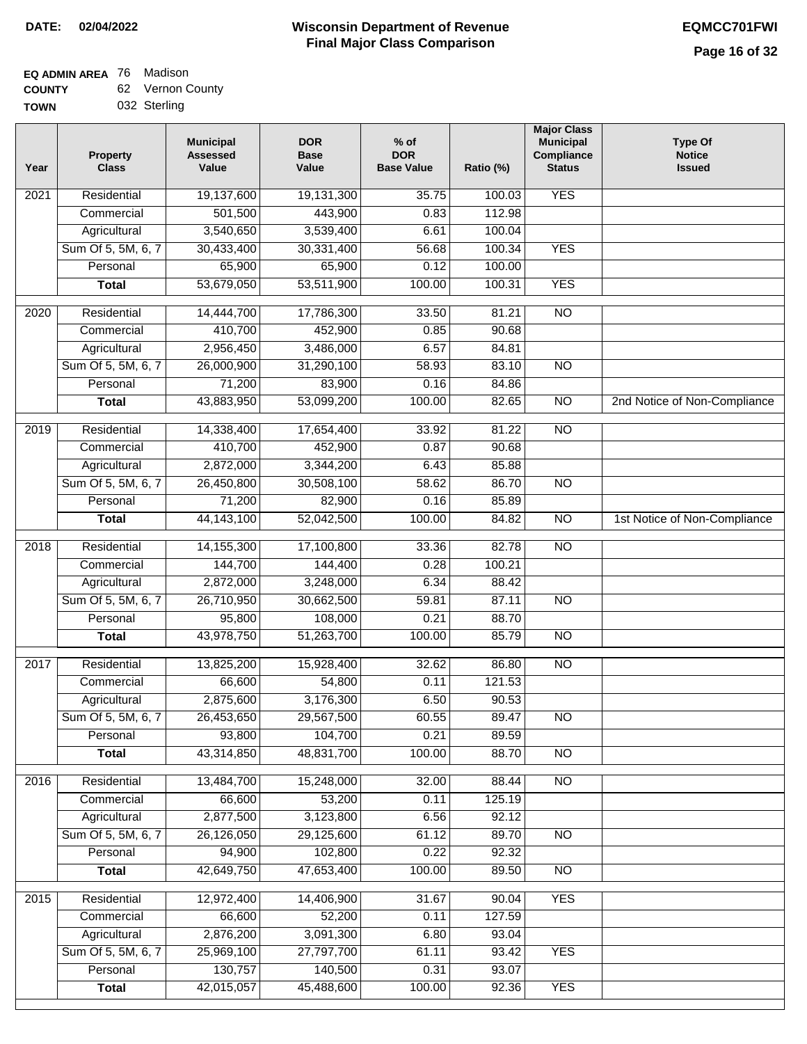**DATE: 02/04/2022**

# Wisconsin Department of Revenue
## Final Major Class Comparison

**EQMCC701FWI**

**EQ ADMIN AREA** 76 Madison
**COUNTY** 62 Vernon County
**TOWN** 032 Sterling

| Year | Property Class | Municipal Assessed Value | DOR Base Value | % of DOR Base Value | Ratio (%) | Major Class Municipal Compliance Status | Type Of Notice Issued |
|---|---|---|---|---|---|---|---|
| 2021 | Residential | 19,137,600 | 19,131,300 | 35.75 | 100.03 | YES | |
| | Commercial | 501,500 | 443,900 | 0.83 | 112.98 | | |
| | Agricultural | 3,540,650 | 3,539,400 | 6.61 | 100.04 | | |
| | Sum Of 5, 5M, 6, 7 | 30,433,400 | 30,331,400 | 56.68 | 100.34 | YES | |
| | Personal | 65,900 | 65,900 | 0.12 | 100.00 | | |
| | **Total** | 53,679,050 | 53,511,900 | 100.00 | 100.31 | YES | |
| 2020 | Residential | 14,444,700 | 17,786,300 | 33.50 | 81.21 | NO | |
| | Commercial | 410,700 | 452,900 | 0.85 | 90.68 | | |
| | Agricultural | 2,956,450 | 3,486,000 | 6.57 | 84.81 | | |
| | Sum Of 5, 5M, 6, 7 | 26,000,900 | 31,290,100 | 58.93 | 83.10 | NO | |
| | Personal | 71,200 | 83,900 | 0.16 | 84.86 | | |
| | **Total** | 43,883,950 | 53,099,200 | 100.00 | 82.65 | NO | 2nd Notice of Non-Compliance |
| 2019 | Residential | 14,338,400 | 17,654,400 | 33.92 | 81.22 | NO | |
| | Commercial | 410,700 | 452,900 | 0.87 | 90.68 | | |
| | Agricultural | 2,872,000 | 3,344,200 | 6.43 | 85.88 | | |
| | Sum Of 5, 5M, 6, 7 | 26,450,800 | 30,508,100 | 58.62 | 86.70 | NO | |
| | Personal | 71,200 | 82,900 | 0.16 | 85.89 | | |
| | **Total** | 44,143,100 | 52,042,500 | 100.00 | 84.82 | NO | 1st Notice of Non-Compliance |
| 2018 | Residential | 14,155,300 | 17,100,800 | 33.36 | 82.78 | NO | |
| | Commercial | 144,700 | 144,400 | 0.28 | 100.21 | | |
| | Agricultural | 2,872,000 | 3,248,000 | 6.34 | 88.42 | | |
| | Sum Of 5, 5M, 6, 7 | 26,710,950 | 30,662,500 | 59.81 | 87.11 | NO | |
| | Personal | 95,800 | 108,000 | 0.21 | 88.70 | | |
| | **Total** | 43,978,750 | 51,263,700 | 100.00 | 85.79 | NO | |
| 2017 | Residential | 13,825,200 | 15,928,400 | 32.62 | 86.80 | NO | |
| | Commercial | 66,600 | 54,800 | 0.11 | 121.53 | | |
| | Agricultural | 2,875,600 | 3,176,300 | 6.50 | 90.53 | | |
| | Sum Of 5, 5M, 6, 7 | 26,453,650 | 29,567,500 | 60.55 | 89.47 | NO | |
| | Personal | 93,800 | 104,700 | 0.21 | 89.59 | | |
| | **Total** | 43,314,850 | 48,831,700 | 100.00 | 88.70 | NO | |
| 2016 | Residential | 13,484,700 | 15,248,000 | 32.00 | 88.44 | NO | |
| | Commercial | 66,600 | 53,200 | 0.11 | 125.19 | | |
| | Agricultural | 2,877,500 | 3,123,800 | 6.56 | 92.12 | | |
| | Sum Of 5, 5M, 6, 7 | 26,126,050 | 29,125,600 | 61.12 | 89.70 | NO | |
| | Personal | 94,900 | 102,800 | 0.22 | 92.32 | | |
| | **Total** | 42,649,750 | 47,653,400 | 100.00 | 89.50 | NO | |
| 2015 | Residential | 12,972,400 | 14,406,900 | 31.67 | 90.04 | YES | |
| | Commercial | 66,600 | 52,200 | 0.11 | 127.59 | | |
| | Agricultural | 2,876,200 | 3,091,300 | 6.80 | 93.04 | | |
| | Sum Of 5, 5M, 6, 7 | 25,969,100 | 27,797,700 | 61.11 | 93.42 | YES | |
| | Personal | 130,757 | 140,500 | 0.31 | 93.07 | | |
| | **Total** | 42,015,057 | 45,488,600 | 100.00 | 92.36 | YES | |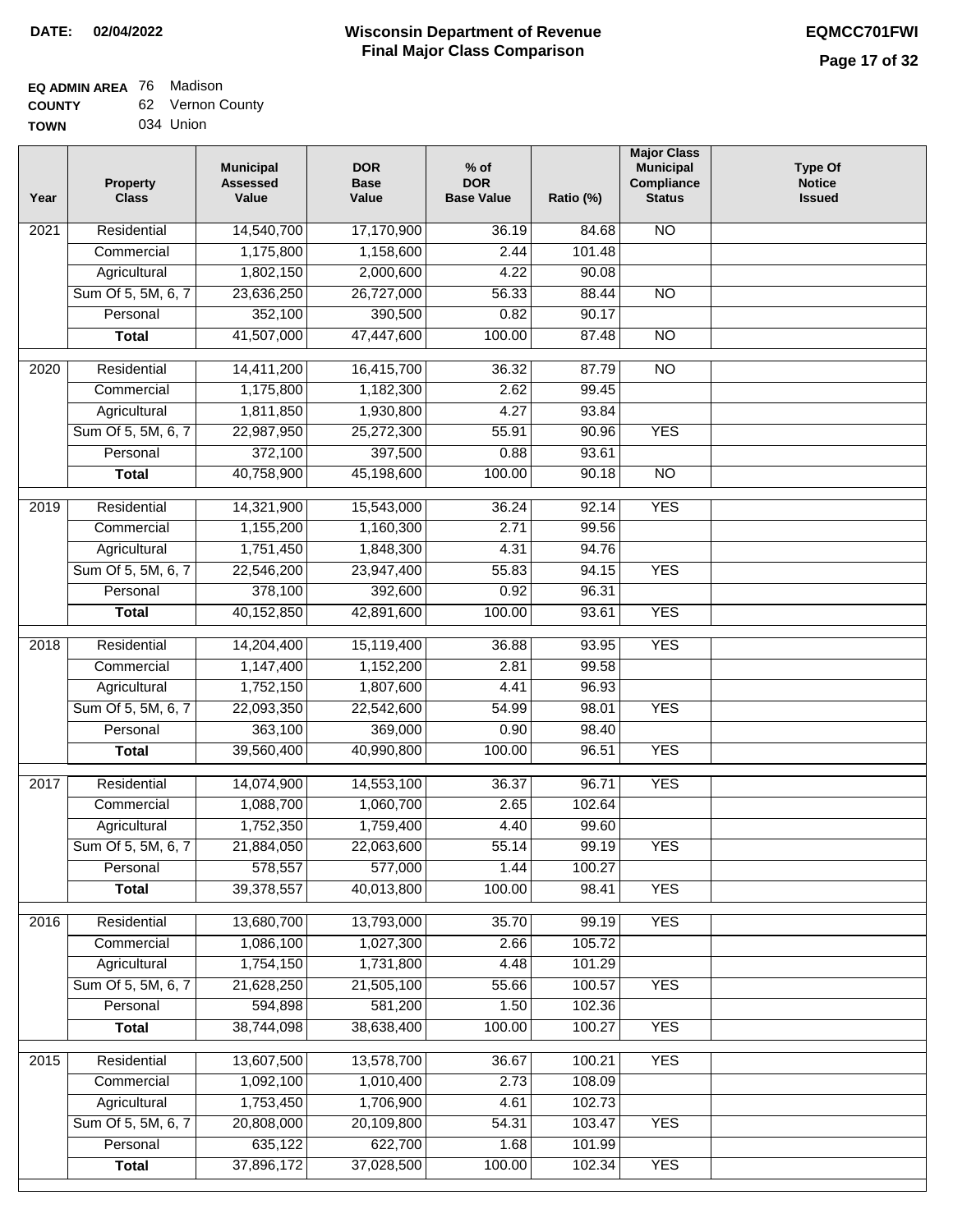**DATE: 02/04/2022**

# Wisconsin Department of Revenue
## Final Major Class Comparison

**EQMCC701FWI**

**EQ ADMIN AREA** 76 Madison
**COUNTY** 62 Vernon County
**TOWN** 034 Union

| Year | Property Class | Municipal Assessed Value | DOR Base Value | % of DOR Base Value | Ratio (%) | Major Class Municipal Compliance Status | Type Of Notice Issued |
|---|---|---|---|---|---|---|---|
| 2021 | Residential | 14,540,700 | 17,170,900 | 36.19 | 84.68 | NO | |
| | Commercial | 1,175,800 | 1,158,600 | 2.44 | 101.48 | | |
| | Agricultural | 1,802,150 | 2,000,600 | 4.22 | 90.08 | | |
| | Sum Of 5, 5M, 6, 7 | 23,636,250 | 26,727,000 | 56.33 | 88.44 | NO | |
| | Personal | 352,100 | 390,500 | 0.82 | 90.17 | | |
| | **Total** | 41,507,000 | 47,447,600 | 100.00 | 87.48 | NO | |
| 2020 | Residential | 14,411,200 | 16,415,700 | 36.32 | 87.79 | NO | |
| | Commercial | 1,175,800 | 1,182,300 | 2.62 | 99.45 | | |
| | Agricultural | 1,811,850 | 1,930,800 | 4.27 | 93.84 | | |
| | Sum Of 5, 5M, 6, 7 | 22,987,950 | 25,272,300 | 55.91 | 90.96 | YES | |
| | Personal | 372,100 | 397,500 | 0.88 | 93.61 | | |
| | **Total** | 40,758,900 | 45,198,600 | 100.00 | 90.18 | NO | |
| 2019 | Residential | 14,321,900 | 15,543,000 | 36.24 | 92.14 | YES | |
| | Commercial | 1,155,200 | 1,160,300 | 2.71 | 99.56 | | |
| | Agricultural | 1,751,450 | 1,848,300 | 4.31 | 94.76 | | |
| | Sum Of 5, 5M, 6, 7 | 22,546,200 | 23,947,400 | 55.83 | 94.15 | YES | |
| | Personal | 378,100 | 392,600 | 0.92 | 96.31 | | |
| | **Total** | 40,152,850 | 42,891,600 | 100.00 | 93.61 | YES | |
| 2018 | Residential | 14,204,400 | 15,119,400 | 36.88 | 93.95 | YES | |
| | Commercial | 1,147,400 | 1,152,200 | 2.81 | 99.58 | | |
| | Agricultural | 1,752,150 | 1,807,600 | 4.41 | 96.93 | | |
| | Sum Of 5, 5M, 6, 7 | 22,093,350 | 22,542,600 | 54.99 | 98.01 | YES | |
| | Personal | 363,100 | 369,000 | 0.90 | 98.40 | | |
| | **Total** | 39,560,400 | 40,990,800 | 100.00 | 96.51 | YES | |
| 2017 | Residential | 14,074,900 | 14,553,100 | 36.37 | 96.71 | YES | |
| | Commercial | 1,088,700 | 1,060,700 | 2.65 | 102.64 | | |
| | Agricultural | 1,752,350 | 1,759,400 | 4.40 | 99.60 | | |
| | Sum Of 5, 5M, 6, 7 | 21,884,050 | 22,063,600 | 55.14 | 99.19 | YES | |
| | Personal | 578,557 | 577,000 | 1.44 | 100.27 | | |
| | **Total** | 39,378,557 | 40,013,800 | 100.00 | 98.41 | YES | |
| 2016 | Residential | 13,680,700 | 13,793,000 | 35.70 | 99.19 | YES | |
| | Commercial | 1,086,100 | 1,027,300 | 2.66 | 105.72 | | |
| | Agricultural | 1,754,150 | 1,731,800 | 4.48 | 101.29 | | |
| | Sum Of 5, 5M, 6, 7 | 21,628,250 | 21,505,100 | 55.66 | 100.57 | YES | |
| | Personal | 594,898 | 581,200 | 1.50 | 102.36 | | |
| | **Total** | 38,744,098 | 38,638,400 | 100.00 | 100.27 | YES | |
| 2015 | Residential | 13,607,500 | 13,578,700 | 36.67 | 100.21 | YES | |
| | Commercial | 1,092,100 | 1,010,400 | 2.73 | 108.09 | | |
| | Agricultural | 1,753,450 | 1,706,900 | 4.61 | 102.73 | | |
| | Sum Of 5, 5M, 6, 7 | 20,808,000 | 20,109,800 | 54.31 | 103.47 | YES | |
| | Personal | 635,122 | 622,700 | 1.68 | 101.99 | | |
| | **Total** | 37,896,172 | 37,028,500 | 100.00 | 102.34 | YES | |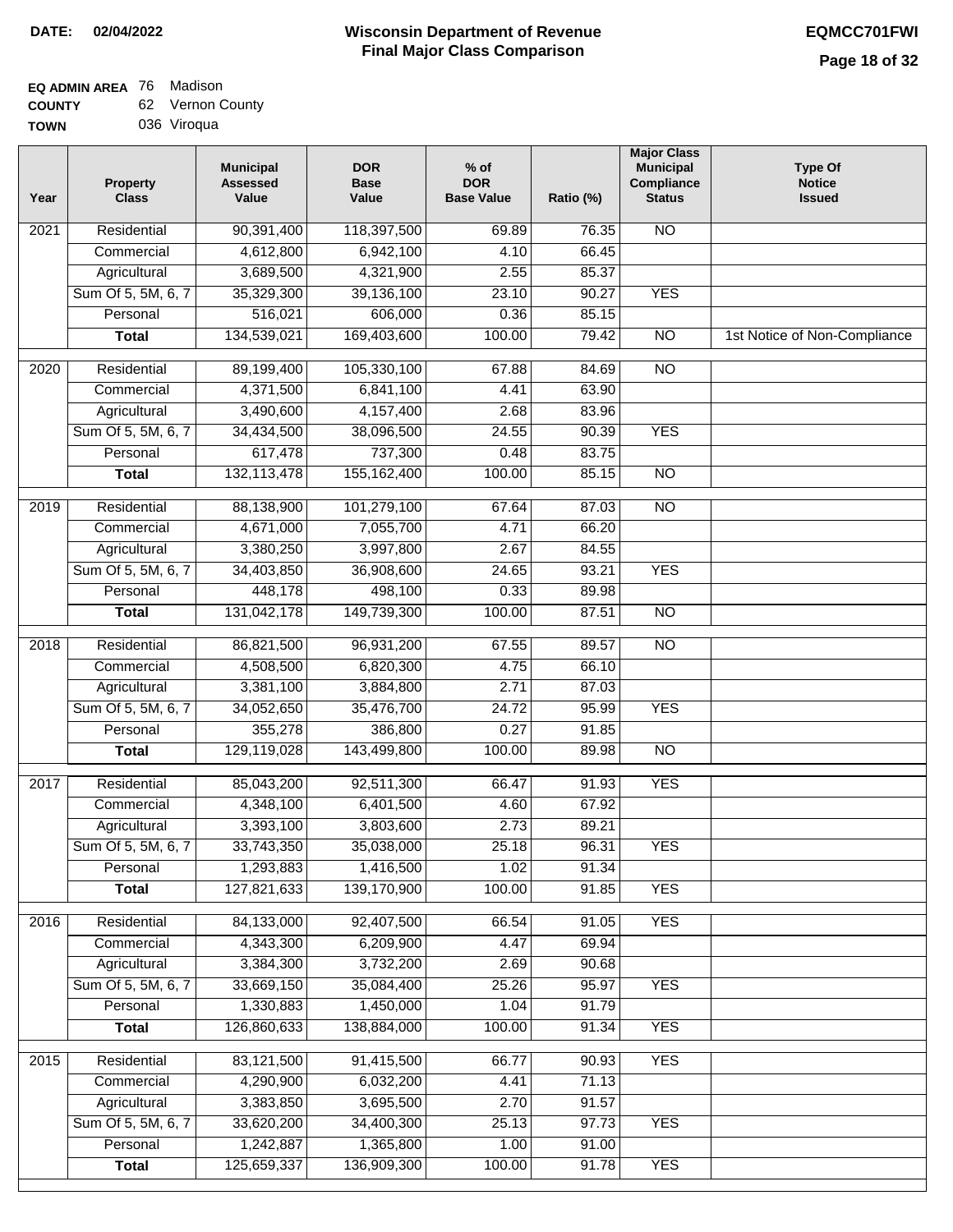**DATE: 02/04/2022**

# Wisconsin Department of Revenue
## Final Major Class Comparison

**EQMCC701FWI**

**EQ ADMIN AREA** 76 Madison
**COUNTY** 62 Vernon County
**TOWN** 036 Viroqua

| Year | Property Class | Municipal Assessed Value | DOR Base Value | % of DOR Base Value | Ratio (%) | Major Class Municipal Compliance Status | Type Of Notice Issued |
|---|---|---|---|---|---|---|---|
| 2021 | Residential | 90,391,400 | 118,397,500 | 69.89 | 76.35 | NO | |
| | Commercial | 4,612,800 | 6,942,100 | 4.10 | 66.45 | | |
| | Agricultural | 3,689,500 | 4,321,900 | 2.55 | 85.37 | | |
| | Sum Of 5, 5M, 6, 7 | 35,329,300 | 39,136,100 | 23.10 | 90.27 | YES | |
| | Personal | 516,021 | 606,000 | 0.36 | 85.15 | | |
| | **Total** | 134,539,021 | 169,403,600 | 100.00 | 79.42 | NO | 1st Notice of Non-Compliance |
| 2020 | Residential | 89,199,400 | 105,330,100 | 67.88 | 84.69 | NO | |
| | Commercial | 4,371,500 | 6,841,100 | 4.41 | 63.90 | | |
| | Agricultural | 3,490,600 | 4,157,400 | 2.68 | 83.96 | | |
| | Sum Of 5, 5M, 6, 7 | 34,434,500 | 38,096,500 | 24.55 | 90.39 | YES | |
| | Personal | 617,478 | 737,300 | 0.48 | 83.75 | | |
| | **Total** | 132,113,478 | 155,162,400 | 100.00 | 85.15 | NO | |
| 2019 | Residential | 88,138,900 | 101,279,100 | 67.64 | 87.03 | NO | |
| | Commercial | 4,671,000 | 7,055,700 | 4.71 | 66.20 | | |
| | Agricultural | 3,380,250 | 3,997,800 | 2.67 | 84.55 | | |
| | Sum Of 5, 5M, 6, 7 | 34,403,850 | 36,908,600 | 24.65 | 93.21 | YES | |
| | Personal | 448,178 | 498,100 | 0.33 | 89.98 | | |
| | **Total** | 131,042,178 | 149,739,300 | 100.00 | 87.51 | NO | |
| 2018 | Residential | 86,821,500 | 96,931,200 | 67.55 | 89.57 | NO | |
| | Commercial | 4,508,500 | 6,820,300 | 4.75 | 66.10 | | |
| | Agricultural | 3,381,100 | 3,884,800 | 2.71 | 87.03 | | |
| | Sum Of 5, 5M, 6, 7 | 34,052,650 | 35,476,700 | 24.72 | 95.99 | YES | |
| | Personal | 355,278 | 386,800 | 0.27 | 91.85 | | |
| | **Total** | 129,119,028 | 143,499,800 | 100.00 | 89.98 | NO | |
| 2017 | Residential | 85,043,200 | 92,511,300 | 66.47 | 91.93 | YES | |
| | Commercial | 4,348,100 | 6,401,500 | 4.60 | 67.92 | | |
| | Agricultural | 3,393,100 | 3,803,600 | 2.73 | 89.21 | | |
| | Sum Of 5, 5M, 6, 7 | 33,743,350 | 35,038,000 | 25.18 | 96.31 | YES | |
| | Personal | 1,293,883 | 1,416,500 | 1.02 | 91.34 | | |
| | **Total** | 127,821,633 | 139,170,900 | 100.00 | 91.85 | YES | |
| 2016 | Residential | 84,133,000 | 92,407,500 | 66.54 | 91.05 | YES | |
| | Commercial | 4,343,300 | 6,209,900 | 4.47 | 69.94 | | |
| | Agricultural | 3,384,300 | 3,732,200 | 2.69 | 90.68 | | |
| | Sum Of 5, 5M, 6, 7 | 33,669,150 | 35,084,400 | 25.26 | 95.97 | YES | |
| | Personal | 1,330,883 | 1,450,000 | 1.04 | 91.79 | | |
| | **Total** | 126,860,633 | 138,884,000 | 100.00 | 91.34 | YES | |
| 2015 | Residential | 83,121,500 | 91,415,500 | 66.77 | 90.93 | YES | |
| | Commercial | 4,290,900 | 6,032,200 | 4.41 | 71.13 | | |
| | Agricultural | 3,383,850 | 3,695,500 | 2.70 | 91.57 | | |
| | Sum Of 5, 5M, 6, 7 | 33,620,200 | 34,400,300 | 25.13 | 97.73 | YES | |
| | Personal | 1,242,887 | 1,365,800 | 1.00 | 91.00 | | |
| | **Total** | 125,659,337 | 136,909,300 | 100.00 | 91.78 | YES | |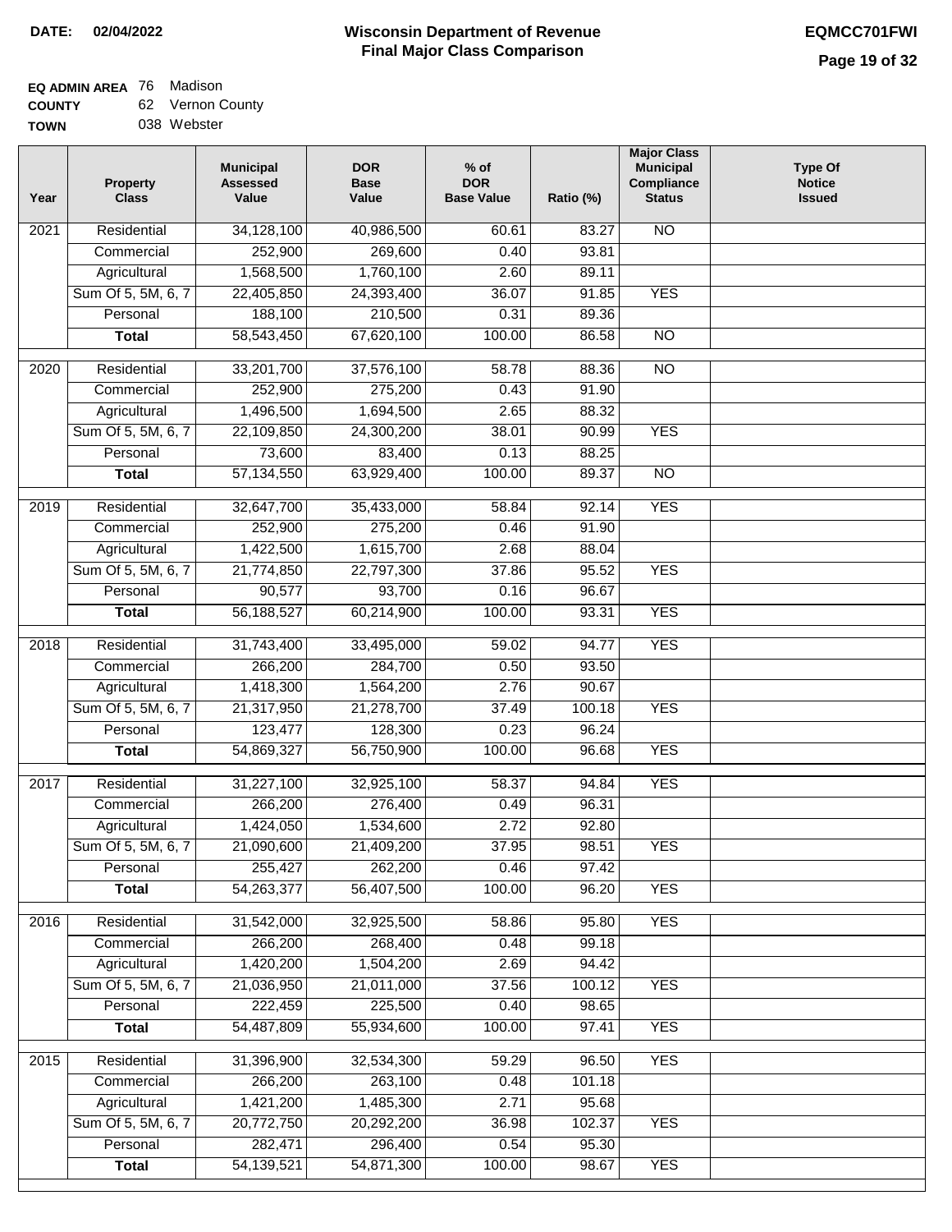**DATE: 02/04/2022**

# Wisconsin Department of Revenue
## Final Major Class Comparison

**EQMCC701FWI**

**EQ ADMIN AREA** 76 Madison
**COUNTY** 62 Vernon County
**TOWN** 038 Webster

| Year | Property Class | Municipal Assessed Value | DOR Base Value | % of DOR Base Value | Ratio (%) | Major Class Municipal Compliance Status | Type Of Notice Issued |
|---|---|---|---|---|---|---|---|
| 2021 | Residential | 34,128,100 | 40,986,500 | 60.61 | 83.27 | NO | |
| | Commercial | 252,900 | 269,600 | 0.40 | 93.81 | | |
| | Agricultural | 1,568,500 | 1,760,100 | 2.60 | 89.11 | | |
| | Sum Of 5, 5M, 6, 7 | 22,405,850 | 24,393,400 | 36.07 | 91.85 | YES | |
| | Personal | 188,100 | 210,500 | 0.31 | 89.36 | | |
| | **Total** | 58,543,450 | 67,620,100 | 100.00 | 86.58 | NO | |
| 2020 | Residential | 33,201,700 | 37,576,100 | 58.78 | 88.36 | NO | |
| | Commercial | 252,900 | 275,200 | 0.43 | 91.90 | | |
| | Agricultural | 1,496,500 | 1,694,500 | 2.65 | 88.32 | | |
| | Sum Of 5, 5M, 6, 7 | 22,109,850 | 24,300,200 | 38.01 | 90.99 | YES | |
| | Personal | 73,600 | 83,400 | 0.13 | 88.25 | | |
| | **Total** | 57,134,550 | 63,929,400 | 100.00 | 89.37 | NO | |
| 2019 | Residential | 32,647,700 | 35,433,000 | 58.84 | 92.14 | YES | |
| | Commercial | 252,900 | 275,200 | 0.46 | 91.90 | | |
| | Agricultural | 1,422,500 | 1,615,700 | 2.68 | 88.04 | | |
| | Sum Of 5, 5M, 6, 7 | 21,774,850 | 22,797,300 | 37.86 | 95.52 | YES | |
| | Personal | 90,577 | 93,700 | 0.16 | 96.67 | | |
| | **Total** | 56,188,527 | 60,214,900 | 100.00 | 93.31 | YES | |
| 2018 | Residential | 31,743,400 | 33,495,000 | 59.02 | 94.77 | YES | |
| | Commercial | 266,200 | 284,700 | 0.50 | 93.50 | | |
| | Agricultural | 1,418,300 | 1,564,200 | 2.76 | 90.67 | | |
| | Sum Of 5, 5M, 6, 7 | 21,317,950 | 21,278,700 | 37.49 | 100.18 | YES | |
| | Personal | 123,477 | 128,300 | 0.23 | 96.24 | | |
| | **Total** | 54,869,327 | 56,750,900 | 100.00 | 96.68 | YES | |
| 2017 | Residential | 31,227,100 | 32,925,100 | 58.37 | 94.84 | YES | |
| | Commercial | 266,200 | 276,400 | 0.49 | 96.31 | | |
| | Agricultural | 1,424,050 | 1,534,600 | 2.72 | 92.80 | | |
| | Sum Of 5, 5M, 6, 7 | 21,090,600 | 21,409,200 | 37.95 | 98.51 | YES | |
| | Personal | 255,427 | 262,200 | 0.46 | 97.42 | | |
| | **Total** | 54,263,377 | 56,407,500 | 100.00 | 96.20 | YES | |
| 2016 | Residential | 31,542,000 | 32,925,500 | 58.86 | 95.80 | YES | |
| | Commercial | 266,200 | 268,400 | 0.48 | 99.18 | | |
| | Agricultural | 1,420,200 | 1,504,200 | 2.69 | 94.42 | | |
| | Sum Of 5, 5M, 6, 7 | 21,036,950 | 21,011,000 | 37.56 | 100.12 | YES | |
| | Personal | 222,459 | 225,500 | 0.40 | 98.65 | | |
| | **Total** | 54,487,809 | 55,934,600 | 100.00 | 97.41 | YES | |
| 2015 | Residential | 31,396,900 | 32,534,300 | 59.29 | 96.50 | YES | |
| | Commercial | 266,200 | 263,100 | 0.48 | 101.18 | | |
| | Agricultural | 1,421,200 | 1,485,300 | 2.71 | 95.68 | | |
| | Sum Of 5, 5M, 6, 7 | 20,772,750 | 20,292,200 | 36.98 | 102.37 | YES | |
| | Personal | 282,471 | 296,400 | 0.54 | 95.30 | | |
| | **Total** | 54,139,521 | 54,871,300 | 100.00 | 98.67 | YES | |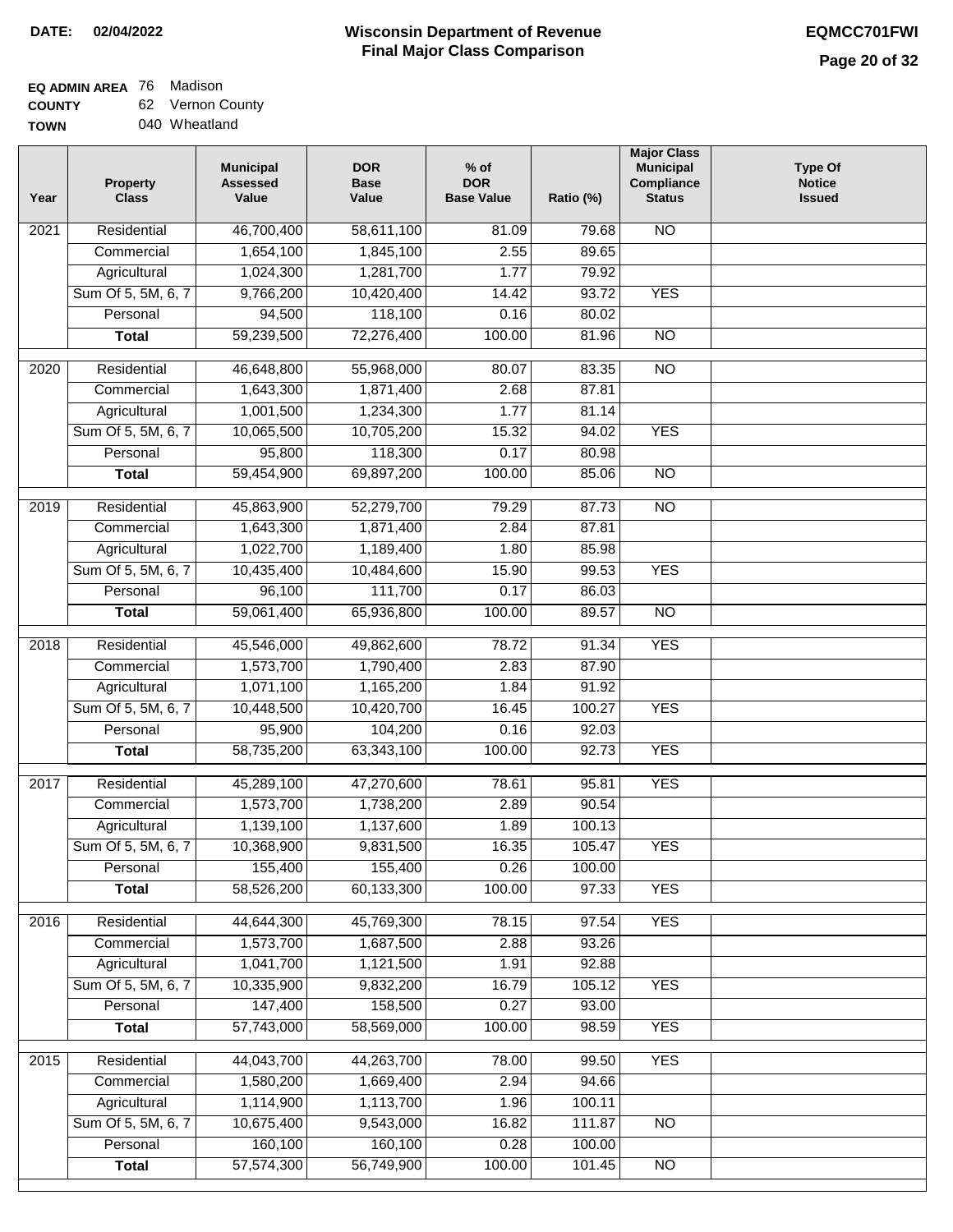**DATE:** 02/04/2022

# Wisconsin Department of Revenue
## Final Major Class Comparison

**EQMCC701FWI**

**EQ ADMIN AREA** 76 Madison
**COUNTY** 62 Vernon County
**TOWN** 040 Wheatland

| Year | Property Class | Municipal Assessed Value | DOR Base Value | % of DOR Base Value | Ratio (%) | Major Class Municipal Compliance Status | Type Of Notice Issued |
|---|---|---|---|---|---|---|---|
| 2021 | Residential | 46,700,400 | 58,611,100 | 81.09 | 79.68 | NO | |
| | Commercial | 1,654,100 | 1,845,100 | 2.55 | 89.65 | | |
| | Agricultural | 1,024,300 | 1,281,700 | 1.77 | 79.92 | | |
| | Sum Of 5, 5M, 6, 7 | 9,766,200 | 10,420,400 | 14.42 | 93.72 | YES | |
| | Personal | 94,500 | 118,100 | 0.16 | 80.02 | | |
| | **Total** | 59,239,500 | 72,276,400 | 100.00 | 81.96 | NO | |
| 2020 | Residential | 46,648,800 | 55,968,000 | 80.07 | 83.35 | NO | |
| | Commercial | 1,643,300 | 1,871,400 | 2.68 | 87.81 | | |
| | Agricultural | 1,001,500 | 1,234,300 | 1.77 | 81.14 | | |
| | Sum Of 5, 5M, 6, 7 | 10,065,500 | 10,705,200 | 15.32 | 94.02 | YES | |
| | Personal | 95,800 | 118,300 | 0.17 | 80.98 | | |
| | **Total** | 59,454,900 | 69,897,200 | 100.00 | 85.06 | NO | |
| 2019 | Residential | 45,863,900 | 52,279,700 | 79.29 | 87.73 | NO | |
| | Commercial | 1,643,300 | 1,871,400 | 2.84 | 87.81 | | |
| | Agricultural | 1,022,700 | 1,189,400 | 1.80 | 85.98 | | |
| | Sum Of 5, 5M, 6, 7 | 10,435,400 | 10,484,600 | 15.90 | 99.53 | YES | |
| | Personal | 96,100 | 111,700 | 0.17 | 86.03 | | |
| | **Total** | 59,061,400 | 65,936,800 | 100.00 | 89.57 | NO | |
| 2018 | Residential | 45,546,000 | 49,862,600 | 78.72 | 91.34 | YES | |
| | Commercial | 1,573,700 | 1,790,400 | 2.83 | 87.90 | | |
| | Agricultural | 1,071,100 | 1,165,200 | 1.84 | 91.92 | | |
| | Sum Of 5, 5M, 6, 7 | 10,448,500 | 10,420,700 | 16.45 | 100.27 | YES | |
| | Personal | 95,900 | 104,200 | 0.16 | 92.03 | | |
| | **Total** | 58,735,200 | 63,343,100 | 100.00 | 92.73 | YES | |
| 2017 | Residential | 45,289,100 | 47,270,600 | 78.61 | 95.81 | YES | |
| | Commercial | 1,573,700 | 1,738,200 | 2.89 | 90.54 | | |
| | Agricultural | 1,139,100 | 1,137,600 | 1.89 | 100.13 | | |
| | Sum Of 5, 5M, 6, 7 | 10,368,900 | 9,831,500 | 16.35 | 105.47 | YES | |
| | Personal | 155,400 | 155,400 | 0.26 | 100.00 | | |
| | **Total** | 58,526,200 | 60,133,300 | 100.00 | 97.33 | YES | |
| 2016 | Residential | 44,644,300 | 45,769,300 | 78.15 | 97.54 | YES | |
| | Commercial | 1,573,700 | 1,687,500 | 2.88 | 93.26 | | |
| | Agricultural | 1,041,700 | 1,121,500 | 1.91 | 92.88 | | |
| | Sum Of 5, 5M, 6, 7 | 10,335,900 | 9,832,200 | 16.79 | 105.12 | YES | |
| | Personal | 147,400 | 158,500 | 0.27 | 93.00 | | |
| | **Total** | 57,743,000 | 58,569,000 | 100.00 | 98.59 | YES | |
| 2015 | Residential | 44,043,700 | 44,263,700 | 78.00 | 99.50 | YES | |
| | Commercial | 1,580,200 | 1,669,400 | 2.94 | 94.66 | | |
| | Agricultural | 1,114,900 | 1,113,700 | 1.96 | 100.11 | | |
| | Sum Of 5, 5M, 6, 7 | 10,675,400 | 9,543,000 | 16.82 | 111.87 | NO | |
| | Personal | 160,100 | 160,100 | 0.28 | 100.00 | | |
| | **Total** | 57,574,300 | 56,749,900 | 100.00 | 101.45 | NO | |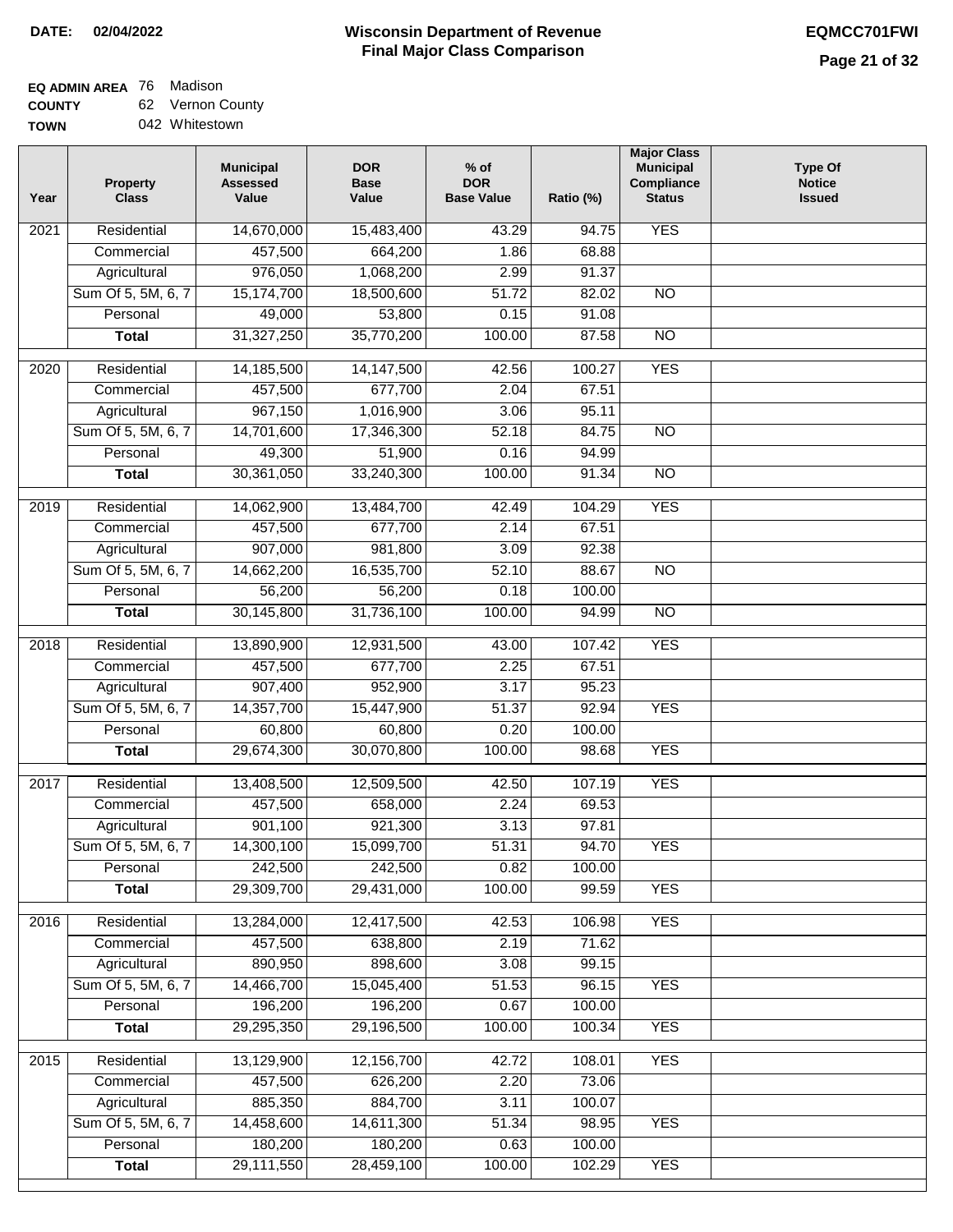**DATE:** 02/04/2022

# Wisconsin Department of Revenue
## Final Major Class Comparison

**EQMCC701FWI**

**EQ ADMIN AREA** 76 Madison
**COUNTY** 62 Vernon County
**TOWN** 042 Whitestown

| Year | Property Class | Municipal Assessed Value | DOR Base Value | % of DOR Base Value | Ratio (%) | Major Class Municipal Compliance Status | Type Of Notice Issued |
|---|---|---|---|---|---|---|---|
| 2021 | Residential | 14,670,000 | 15,483,400 | 43.29 | 94.75 | YES | |
| | Commercial | 457,500 | 664,200 | 1.86 | 68.88 | | |
| | Agricultural | 976,050 | 1,068,200 | 2.99 | 91.37 | | |
| | Sum Of 5, 5M, 6, 7 | 15,174,700 | 18,500,600 | 51.72 | 82.02 | NO | |
| | Personal | 49,000 | 53,800 | 0.15 | 91.08 | | |
| | **Total** | 31,327,250 | 35,770,200 | 100.00 | 87.58 | NO | |
| 2020 | Residential | 14,185,500 | 14,147,500 | 42.56 | 100.27 | YES | |
| | Commercial | 457,500 | 677,700 | 2.04 | 67.51 | | |
| | Agricultural | 967,150 | 1,016,900 | 3.06 | 95.11 | | |
| | Sum Of 5, 5M, 6, 7 | 14,701,600 | 17,346,300 | 52.18 | 84.75 | NO | |
| | Personal | 49,300 | 51,900 | 0.16 | 94.99 | | |
| | **Total** | 30,361,050 | 33,240,300 | 100.00 | 91.34 | NO | |
| 2019 | Residential | 14,062,900 | 13,484,700 | 42.49 | 104.29 | YES | |
| | Commercial | 457,500 | 677,700 | 2.14 | 67.51 | | |
| | Agricultural | 907,000 | 981,800 | 3.09 | 92.38 | | |
| | Sum Of 5, 5M, 6, 7 | 14,662,200 | 16,535,700 | 52.10 | 88.67 | NO | |
| | Personal | 56,200 | 56,200 | 0.18 | 100.00 | | |
| | **Total** | 30,145,800 | 31,736,100 | 100.00 | 94.99 | NO | |
| 2018 | Residential | 13,890,900 | 12,931,500 | 43.00 | 107.42 | YES | |
| | Commercial | 457,500 | 677,700 | 2.25 | 67.51 | | |
| | Agricultural | 907,400 | 952,900 | 3.17 | 95.23 | | |
| | Sum Of 5, 5M, 6, 7 | 14,357,700 | 15,447,900 | 51.37 | 92.94 | YES | |
| | Personal | 60,800 | 60,800 | 0.20 | 100.00 | | |
| | **Total** | 29,674,300 | 30,070,800 | 100.00 | 98.68 | YES | |
| 2017 | Residential | 13,408,500 | 12,509,500 | 42.50 | 107.19 | YES | |
| | Commercial | 457,500 | 658,000 | 2.24 | 69.53 | | |
| | Agricultural | 901,100 | 921,300 | 3.13 | 97.81 | | |
| | Sum Of 5, 5M, 6, 7 | 14,300,100 | 15,099,700 | 51.31 | 94.70 | YES | |
| | Personal | 242,500 | 242,500 | 0.82 | 100.00 | | |
| | **Total** | 29,309,700 | 29,431,000 | 100.00 | 99.59 | YES | |
| 2016 | Residential | 13,284,000 | 12,417,500 | 42.53 | 106.98 | YES | |
| | Commercial | 457,500 | 638,800 | 2.19 | 71.62 | | |
| | Agricultural | 890,950 | 898,600 | 3.08 | 99.15 | | |
| | Sum Of 5, 5M, 6, 7 | 14,466,700 | 15,045,400 | 51.53 | 96.15 | YES | |
| | Personal | 196,200 | 196,200 | 0.67 | 100.00 | | |
| | **Total** | 29,295,350 | 29,196,500 | 100.00 | 100.34 | YES | |
| 2015 | Residential | 13,129,900 | 12,156,700 | 42.72 | 108.01 | YES | |
| | Commercial | 457,500 | 626,200 | 2.20 | 73.06 | | |
| | Agricultural | 885,350 | 884,700 | 3.11 | 100.07 | | |
| | Sum Of 5, 5M, 6, 7 | 14,458,600 | 14,611,300 | 51.34 | 98.95 | YES | |
| | Personal | 180,200 | 180,200 | 0.63 | 100.00 | | |
| | **Total** | 29,111,550 | 28,459,100 | 100.00 | 102.29 | YES | |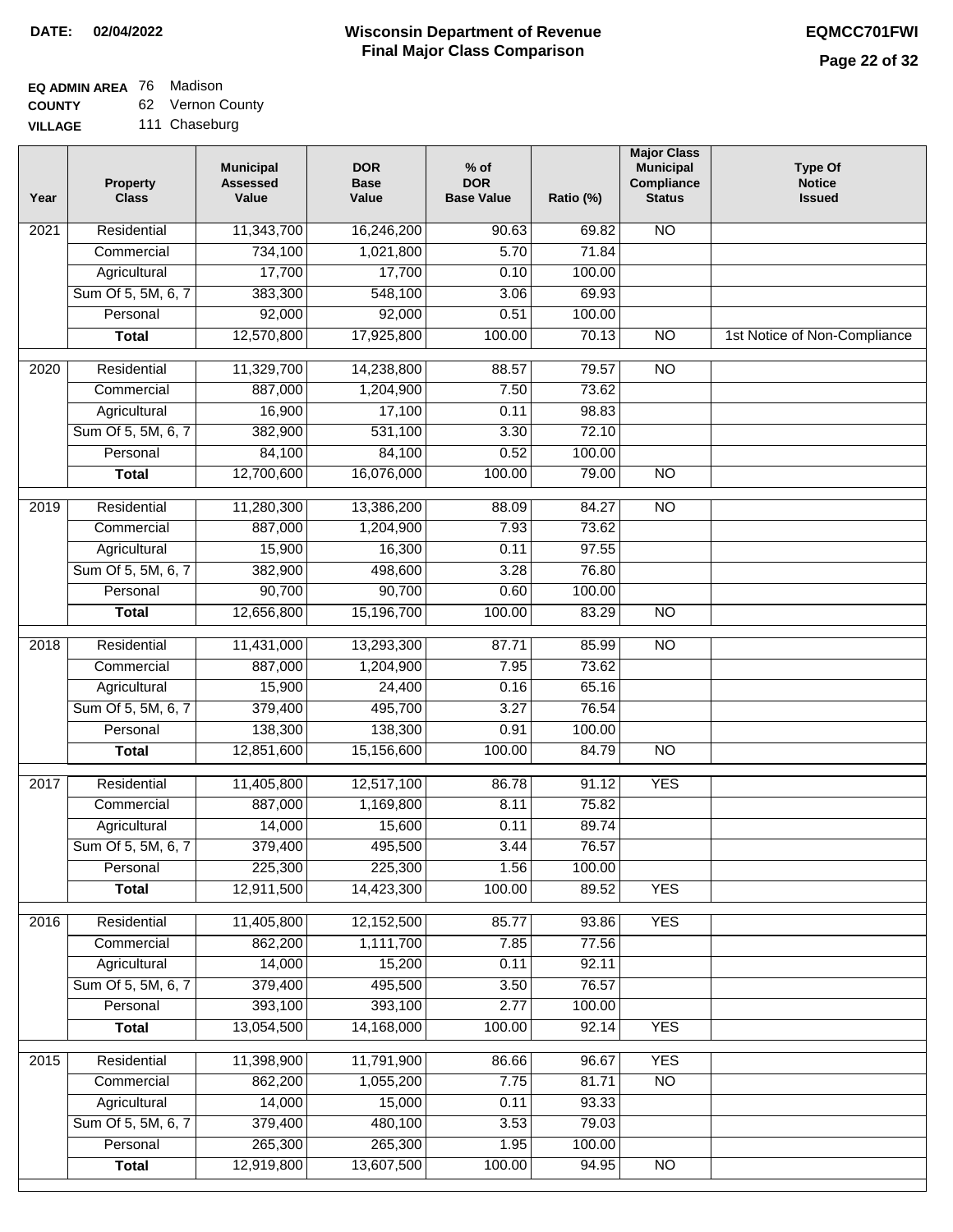**DATE:** 02/04/2022

# Wisconsin Department of Revenue
## Final Major Class Comparison

**EQMCC701FWI**

**EQ ADMIN AREA** 76 Madison
**COUNTY** 62 Vernon County
**VILLAGE** 111 Chaseburg

| Year | Property Class | Municipal Assessed Value | DOR Base Value | % of DOR Base Value | Ratio (%) | Major Class Municipal Compliance Status | Type Of Notice Issued |
|---|---|---|---|---|---|---|---|
| 2021 | Residential | 11,343,700 | 16,246,200 | 90.63 | 69.82 | NO | |
| | Commercial | 734,100 | 1,021,800 | 5.70 | 71.84 | | |
| | Agricultural | 17,700 | 17,700 | 0.10 | 100.00 | | |
| | Sum Of 5, 5M, 6, 7 | 383,300 | 548,100 | 3.06 | 69.93 | | |
| | Personal | 92,000 | 92,000 | 0.51 | 100.00 | | |
| | **Total** | 12,570,800 | 17,925,800 | 100.00 | 70.13 | NO | 1st Notice of Non-Compliance |
| 2020 | Residential | 11,329,700 | 14,238,800 | 88.57 | 79.57 | NO | |
| | Commercial | 887,000 | 1,204,900 | 7.50 | 73.62 | | |
| | Agricultural | 16,900 | 17,100 | 0.11 | 98.83 | | |
| | Sum Of 5, 5M, 6, 7 | 382,900 | 531,100 | 3.30 | 72.10 | | |
| | Personal | 84,100 | 84,100 | 0.52 | 100.00 | | |
| | **Total** | 12,700,600 | 16,076,000 | 100.00 | 79.00 | NO | |
| 2019 | Residential | 11,280,300 | 13,386,200 | 88.09 | 84.27 | NO | |
| | Commercial | 887,000 | 1,204,900 | 7.93 | 73.62 | | |
| | Agricultural | 15,900 | 16,300 | 0.11 | 97.55 | | |
| | Sum Of 5, 5M, 6, 7 | 382,900 | 498,600 | 3.28 | 76.80 | | |
| | Personal | 90,700 | 90,700 | 0.60 | 100.00 | | |
| | **Total** | 12,656,800 | 15,196,700 | 100.00 | 83.29 | NO | |
| 2018 | Residential | 11,431,000 | 13,293,300 | 87.71 | 85.99 | NO | |
| | Commercial | 887,000 | 1,204,900 | 7.95 | 73.62 | | |
| | Agricultural | 15,900 | 24,400 | 0.16 | 65.16 | | |
| | Sum Of 5, 5M, 6, 7 | 379,400 | 495,700 | 3.27 | 76.54 | | |
| | Personal | 138,300 | 138,300 | 0.91 | 100.00 | | |
| | **Total** | 12,851,600 | 15,156,600 | 100.00 | 84.79 | NO | |
| 2017 | Residential | 11,405,800 | 12,517,100 | 86.78 | 91.12 | YES | |
| | Commercial | 887,000 | 1,169,800 | 8.11 | 75.82 | | |
| | Agricultural | 14,000 | 15,600 | 0.11 | 89.74 | | |
| | Sum Of 5, 5M, 6, 7 | 379,400 | 495,500 | 3.44 | 76.57 | | |
| | Personal | 225,300 | 225,300 | 1.56 | 100.00 | | |
| | **Total** | 12,911,500 | 14,423,300 | 100.00 | 89.52 | YES | |
| 2016 | Residential | 11,405,800 | 12,152,500 | 85.77 | 93.86 | YES | |
| | Commercial | 862,200 | 1,111,700 | 7.85 | 77.56 | | |
| | Agricultural | 14,000 | 15,200 | 0.11 | 92.11 | | |
| | Sum Of 5, 5M, 6, 7 | 379,400 | 495,500 | 3.50 | 76.57 | | |
| | Personal | 393,100 | 393,100 | 2.77 | 100.00 | | |
| | **Total** | 13,054,500 | 14,168,000 | 100.00 | 92.14 | YES | |
| 2015 | Residential | 11,398,900 | 11,791,900 | 86.66 | 96.67 | YES | |
| | Commercial | 862,200 | 1,055,200 | 7.75 | 81.71 | NO | |
| | Agricultural | 14,000 | 15,000 | 0.11 | 93.33 | | |
| | Sum Of 5, 5M, 6, 7 | 379,400 | 480,100 | 3.53 | 79.03 | | |
| | Personal | 265,300 | 265,300 | 1.95 | 100.00 | | |
| | **Total** | 12,919,800 | 13,607,500 | 100.00 | 94.95 | NO | |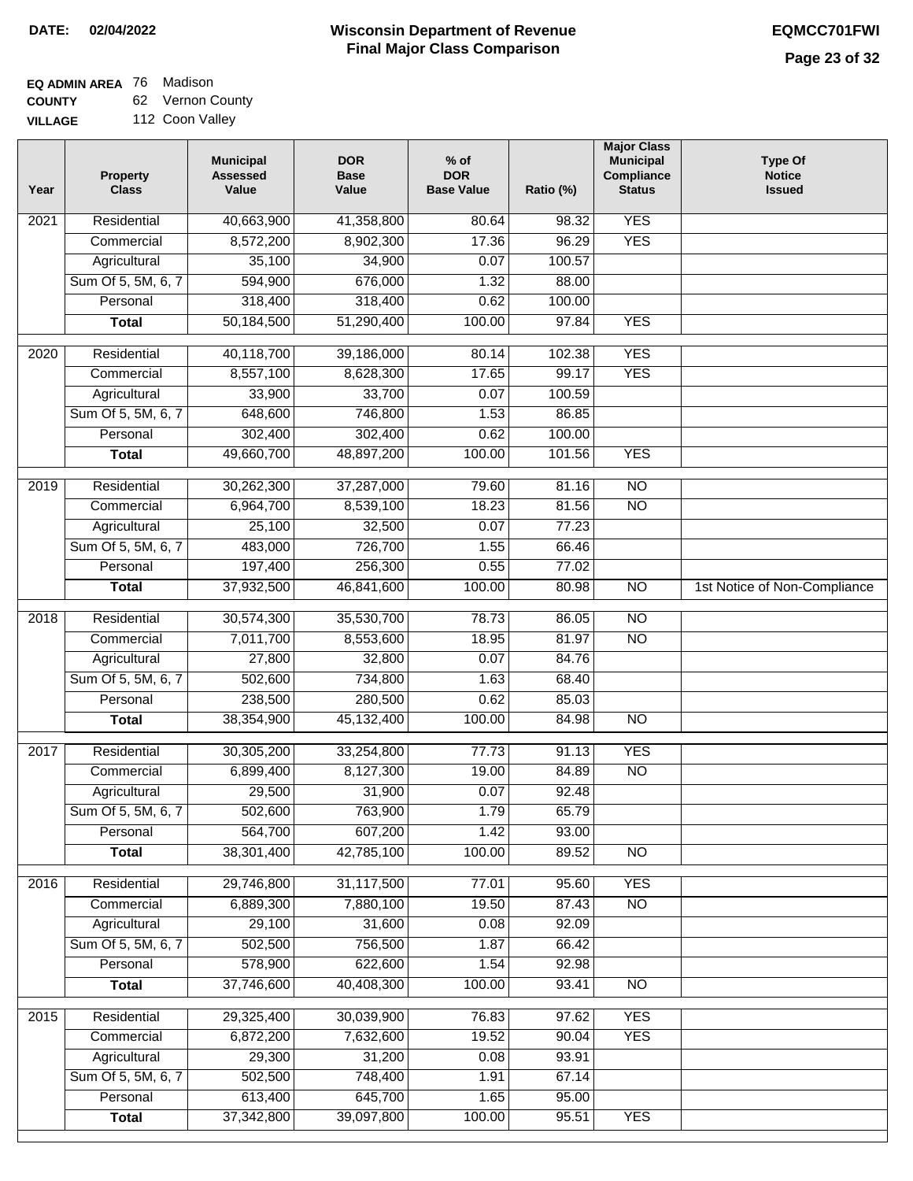**DATE:** 02/04/2022

# Wisconsin Department of Revenue
## Final Major Class Comparison

**EQMCC701FWI**

**EQ ADMIN AREA** 76 Madison
**COUNTY** 62 Vernon County
**VILLAGE** 112 Coon Valley

| Year | Property Class | Municipal Assessed Value | DOR Base Value | % of DOR Base Value | Ratio (%) | Major Class Municipal Compliance Status | Type Of Notice Issued |
|---|---|---|---|---|---|---|---|
| 2021 | Residential | 40,663,900 | 41,358,800 | 80.64 | 98.32 | YES | |
| | Commercial | 8,572,200 | 8,902,300 | 17.36 | 96.29 | YES | |
| | Agricultural | 35,100 | 34,900 | 0.07 | 100.57 | | |
| | Sum Of 5, 5M, 6, 7 | 594,900 | 676,000 | 1.32 | 88.00 | | |
| | Personal | 318,400 | 318,400 | 0.62 | 100.00 | | |
| | **Total** | 50,184,500 | 51,290,400 | 100.00 | 97.84 | YES | |
| 2020 | Residential | 40,118,700 | 39,186,000 | 80.14 | 102.38 | YES | |
| | Commercial | 8,557,100 | 8,628,300 | 17.65 | 99.17 | YES | |
| | Agricultural | 33,900 | 33,700 | 0.07 | 100.59 | | |
| | Sum Of 5, 5M, 6, 7 | 648,600 | 746,800 | 1.53 | 86.85 | | |
| | Personal | 302,400 | 302,400 | 0.62 | 100.00 | | |
| | **Total** | 49,660,700 | 48,897,200 | 100.00 | 101.56 | YES | |
| 2019 | Residential | 30,262,300 | 37,287,000 | 79.60 | 81.16 | NO | |
| | Commercial | 6,964,700 | 8,539,100 | 18.23 | 81.56 | NO | |
| | Agricultural | 25,100 | 32,500 | 0.07 | 77.23 | | |
| | Sum Of 5, 5M, 6, 7 | 483,000 | 726,700 | 1.55 | 66.46 | | |
| | Personal | 197,400 | 256,300 | 0.55 | 77.02 | | |
| | **Total** | 37,932,500 | 46,841,600 | 100.00 | 80.98 | NO | 1st Notice of Non-Compliance |
| 2018 | Residential | 30,574,300 | 35,530,700 | 78.73 | 86.05 | NO | |
| | Commercial | 7,011,700 | 8,553,600 | 18.95 | 81.97 | NO | |
| | Agricultural | 27,800 | 32,800 | 0.07 | 84.76 | | |
| | Sum Of 5, 5M, 6, 7 | 502,600 | 734,800 | 1.63 | 68.40 | | |
| | Personal | 238,500 | 280,500 | 0.62 | 85.03 | | |
| | **Total** | 38,354,900 | 45,132,400 | 100.00 | 84.98 | NO | |
| 2017 | Residential | 30,305,200 | 33,254,800 | 77.73 | 91.13 | YES | |
| | Commercial | 6,899,400 | 8,127,300 | 19.00 | 84.89 | NO | |
| | Agricultural | 29,500 | 31,900 | 0.07 | 92.48 | | |
| | Sum Of 5, 5M, 6, 7 | 502,600 | 763,900 | 1.79 | 65.79 | | |
| | Personal | 564,700 | 607,200 | 1.42 | 93.00 | | |
| | **Total** | 38,301,400 | 42,785,100 | 100.00 | 89.52 | NO | |
| 2016 | Residential | 29,746,800 | 31,117,500 | 77.01 | 95.60 | YES | |
| | Commercial | 6,889,300 | 7,880,100 | 19.50 | 87.43 | NO | |
| | Agricultural | 29,100 | 31,600 | 0.08 | 92.09 | | |
| | Sum Of 5, 5M, 6, 7 | 502,500 | 756,500 | 1.87 | 66.42 | | |
| | Personal | 578,900 | 622,600 | 1.54 | 92.98 | | |
| | **Total** | 37,746,600 | 40,408,300 | 100.00 | 93.41 | NO | |
| 2015 | Residential | 29,325,400 | 30,039,900 | 76.83 | 97.62 | YES | |
| | Commercial | 6,872,200 | 7,632,600 | 19.52 | 90.04 | YES | |
| | Agricultural | 29,300 | 31,200 | 0.08 | 93.91 | | |
| | Sum Of 5, 5M, 6, 7 | 502,500 | 748,400 | 1.91 | 67.14 | | |
| | Personal | 613,400 | 645,700 | 1.65 | 95.00 | | |
| | **Total** | 37,342,800 | 39,097,800 | 100.00 | 95.51 | YES | |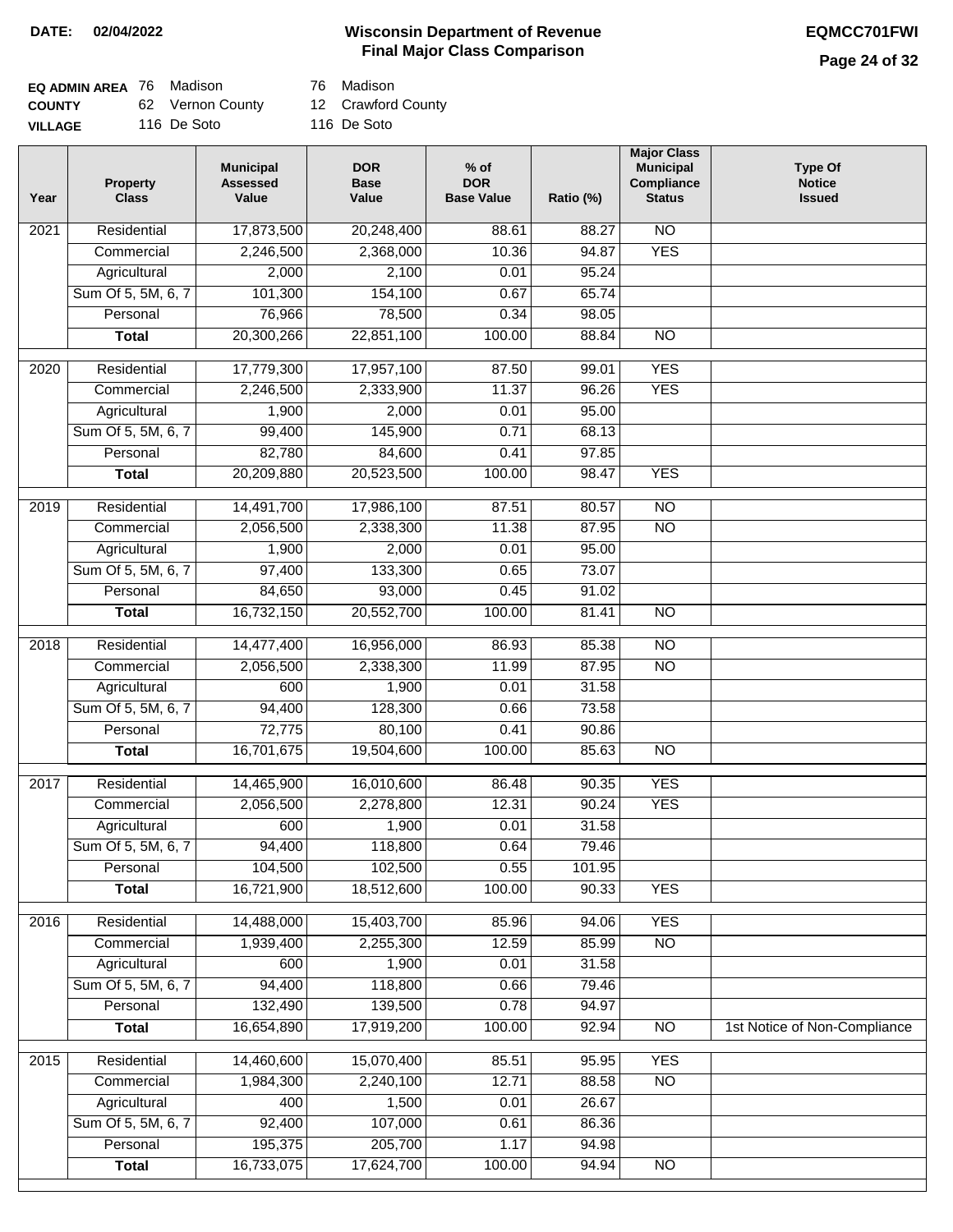**DATE: 02/04/2022**

# Wisconsin Department of Revenue
## Final Major Class Comparison

**EQMCC701FWI**

| | | | | |
|---|---|---|---|---|
| **EQ ADMIN AREA** | 76 | Madison | 76 | Madison |
| **COUNTY** | 62 | Vernon County | 12 | Crawford County |
| **VILLAGE** | 116 | De Soto | 116 | De Soto |

| Year | Property Class | Municipal Assessed Value | DOR Base Value | % of DOR Base Value | Ratio (%) | Major Class Municipal Compliance Status | Type Of Notice Issued |
|---|---|---|---|---|---|---|---|
| 2021 | Residential | 17,873,500 | 20,248,400 | 88.61 | 88.27 | NO | |
| | Commercial | 2,246,500 | 2,368,000 | 10.36 | 94.87 | YES | |
| | Agricultural | 2,000 | 2,100 | 0.01 | 95.24 | | |
| | Sum Of 5, 5M, 6, 7 | 101,300 | 154,100 | 0.67 | 65.74 | | |
| | Personal | 76,966 | 78,500 | 0.34 | 98.05 | | |
| | **Total** | 20,300,266 | 22,851,100 | 100.00 | 88.84 | NO | |
| 2020 | Residential | 17,779,300 | 17,957,100 | 87.50 | 99.01 | YES | |
| | Commercial | 2,246,500 | 2,333,900 | 11.37 | 96.26 | YES | |
| | Agricultural | 1,900 | 2,000 | 0.01 | 95.00 | | |
| | Sum Of 5, 5M, 6, 7 | 99,400 | 145,900 | 0.71 | 68.13 | | |
| | Personal | 82,780 | 84,600 | 0.41 | 97.85 | | |
| | **Total** | 20,209,880 | 20,523,500 | 100.00 | 98.47 | YES | |
| 2019 | Residential | 14,491,700 | 17,986,100 | 87.51 | 80.57 | NO | |
| | Commercial | 2,056,500 | 2,338,300 | 11.38 | 87.95 | NO | |
| | Agricultural | 1,900 | 2,000 | 0.01 | 95.00 | | |
| | Sum Of 5, 5M, 6, 7 | 97,400 | 133,300 | 0.65 | 73.07 | | |
| | Personal | 84,650 | 93,000 | 0.45 | 91.02 | | |
| | **Total** | 16,732,150 | 20,552,700 | 100.00 | 81.41 | NO | |
| 2018 | Residential | 14,477,400 | 16,956,000 | 86.93 | 85.38 | NO | |
| | Commercial | 2,056,500 | 2,338,300 | 11.99 | 87.95 | NO | |
| | Agricultural | 600 | 1,900 | 0.01 | 31.58 | | |
| | Sum Of 5, 5M, 6, 7 | 94,400 | 128,300 | 0.66 | 73.58 | | |
| | Personal | 72,775 | 80,100 | 0.41 | 90.86 | | |
| | **Total** | 16,701,675 | 19,504,600 | 100.00 | 85.63 | NO | |
| 2017 | Residential | 14,465,900 | 16,010,600 | 86.48 | 90.35 | YES | |
| | Commercial | 2,056,500 | 2,278,800 | 12.31 | 90.24 | YES | |
| | Agricultural | 600 | 1,900 | 0.01 | 31.58 | | |
| | Sum Of 5, 5M, 6, 7 | 94,400 | 118,800 | 0.64 | 79.46 | | |
| | Personal | 104,500 | 102,500 | 0.55 | 101.95 | | |
| | **Total** | 16,721,900 | 18,512,600 | 100.00 | 90.33 | YES | |
| 2016 | Residential | 14,488,000 | 15,403,700 | 85.96 | 94.06 | YES | |
| | Commercial | 1,939,400 | 2,255,300 | 12.59 | 85.99 | NO | |
| | Agricultural | 600 | 1,900 | 0.01 | 31.58 | | |
| | Sum Of 5, 5M, 6, 7 | 94,400 | 118,800 | 0.66 | 79.46 | | |
| | Personal | 132,490 | 139,500 | 0.78 | 94.97 | | |
| | **Total** | 16,654,890 | 17,919,200 | 100.00 | 92.94 | NO | 1st Notice of Non-Compliance |
| 2015 | Residential | 14,460,600 | 15,070,400 | 85.51 | 95.95 | YES | |
| | Commercial | 1,984,300 | 2,240,100 | 12.71 | 88.58 | NO | |
| | Agricultural | 400 | 1,500 | 0.01 | 26.67 | | |
| | Sum Of 5, 5M, 6, 7 | 92,400 | 107,000 | 0.61 | 86.36 | | |
| | Personal | 195,375 | 205,700 | 1.17 | 94.98 | | |
| | **Total** | 16,733,075 | 17,624,700 | 100.00 | 94.94 | NO | |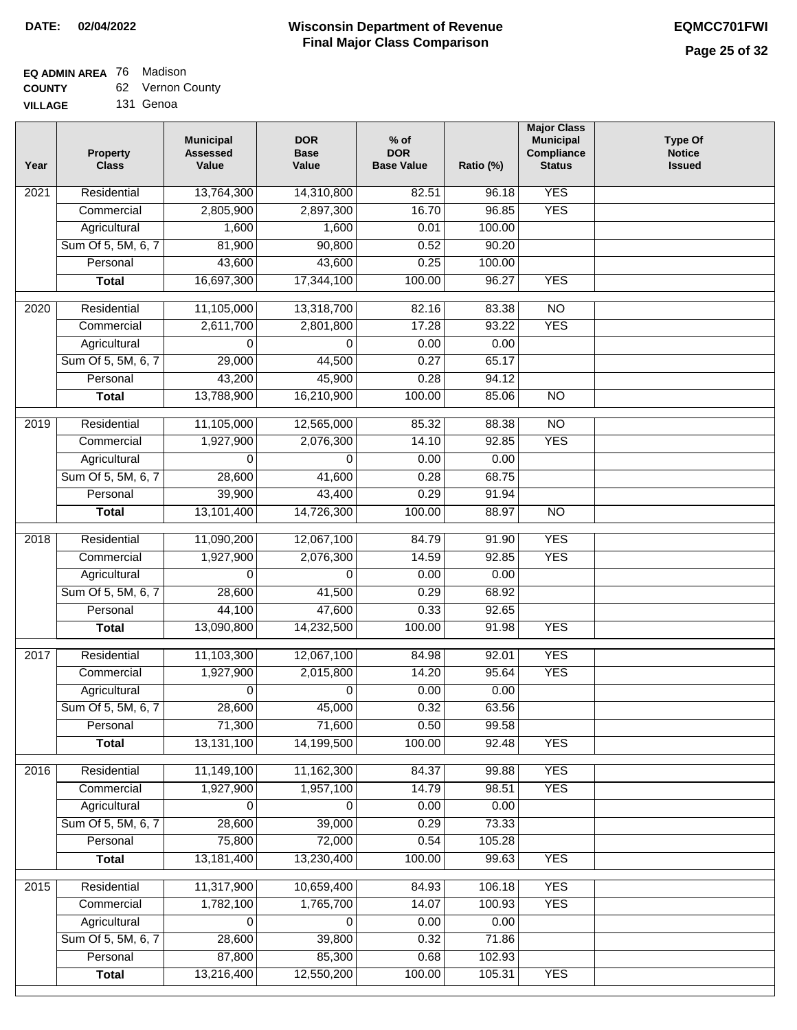**DATE:** 02/04/2022

# Wisconsin Department of Revenue
## Final Major Class Comparison

**EQMCC701FWI**

**EQ ADMIN AREA** 76 Madison
**COUNTY** 62 Vernon County
**VILLAGE** 131 Genoa

| Year | Property Class | Municipal Assessed Value | DOR Base Value | % of DOR Base Value | Ratio (%) | Major Class Municipal Compliance Status | Type Of Notice Issued |
|---|---|---|---|---|---|---|---|
| 2021 | Residential | 13,764,300 | 14,310,800 | 82.51 | 96.18 | YES | |
| | Commercial | 2,805,900 | 2,897,300 | 16.70 | 96.85 | YES | |
| | Agricultural | 1,600 | 1,600 | 0.01 | 100.00 | | |
| | Sum Of 5, 5M, 6, 7 | 81,900 | 90,800 | 0.52 | 90.20 | | |
| | Personal | 43,600 | 43,600 | 0.25 | 100.00 | | |
| | **Total** | 16,697,300 | 17,344,100 | 100.00 | 96.27 | YES | |
| 2020 | Residential | 11,105,000 | 13,318,700 | 82.16 | 83.38 | NO | |
| | Commercial | 2,611,700 | 2,801,800 | 17.28 | 93.22 | YES | |
| | Agricultural | 0 | 0 | 0.00 | 0.00 | | |
| | Sum Of 5, 5M, 6, 7 | 29,000 | 44,500 | 0.27 | 65.17 | | |
| | Personal | 43,200 | 45,900 | 0.28 | 94.12 | | |
| | **Total** | 13,788,900 | 16,210,900 | 100.00 | 85.06 | NO | |
| 2019 | Residential | 11,105,000 | 12,565,000 | 85.32 | 88.38 | NO | |
| | Commercial | 1,927,900 | 2,076,300 | 14.10 | 92.85 | YES | |
| | Agricultural | 0 | 0 | 0.00 | 0.00 | | |
| | Sum Of 5, 5M, 6, 7 | 28,600 | 41,600 | 0.28 | 68.75 | | |
| | Personal | 39,900 | 43,400 | 0.29 | 91.94 | | |
| | **Total** | 13,101,400 | 14,726,300 | 100.00 | 88.97 | NO | |
| 2018 | Residential | 11,090,200 | 12,067,100 | 84.79 | 91.90 | YES | |
| | Commercial | 1,927,900 | 2,076,300 | 14.59 | 92.85 | YES | |
| | Agricultural | 0 | 0 | 0.00 | 0.00 | | |
| | Sum Of 5, 5M, 6, 7 | 28,600 | 41,500 | 0.29 | 68.92 | | |
| | Personal | 44,100 | 47,600 | 0.33 | 92.65 | | |
| | **Total** | 13,090,800 | 14,232,500 | 100.00 | 91.98 | YES | |
| 2017 | Residential | 11,103,300 | 12,067,100 | 84.98 | 92.01 | YES | |
| | Commercial | 1,927,900 | 2,015,800 | 14.20 | 95.64 | YES | |
| | Agricultural | 0 | 0 | 0.00 | 0.00 | | |
| | Sum Of 5, 5M, 6, 7 | 28,600 | 45,000 | 0.32 | 63.56 | | |
| | Personal | 71,300 | 71,600 | 0.50 | 99.58 | | |
| | **Total** | 13,131,100 | 14,199,500 | 100.00 | 92.48 | YES | |
| 2016 | Residential | 11,149,100 | 11,162,300 | 84.37 | 99.88 | YES | |
| | Commercial | 1,927,900 | 1,957,100 | 14.79 | 98.51 | YES | |
| | Agricultural | 0 | 0 | 0.00 | 0.00 | | |
| | Sum Of 5, 5M, 6, 7 | 28,600 | 39,000 | 0.29 | 73.33 | | |
| | Personal | 75,800 | 72,000 | 0.54 | 105.28 | | |
| | **Total** | 13,181,400 | 13,230,400 | 100.00 | 99.63 | YES | |
| 2015 | Residential | 11,317,900 | 10,659,400 | 84.93 | 106.18 | YES | |
| | Commercial | 1,782,100 | 1,765,700 | 14.07 | 100.93 | YES | |
| | Agricultural | 0 | 0 | 0.00 | 0.00 | | |
| | Sum Of 5, 5M, 6, 7 | 28,600 | 39,800 | 0.32 | 71.86 | | |
| | Personal | 87,800 | 85,300 | 0.68 | 102.93 | | |
| | **Total** | 13,216,400 | 12,550,200 | 100.00 | 105.31 | YES | |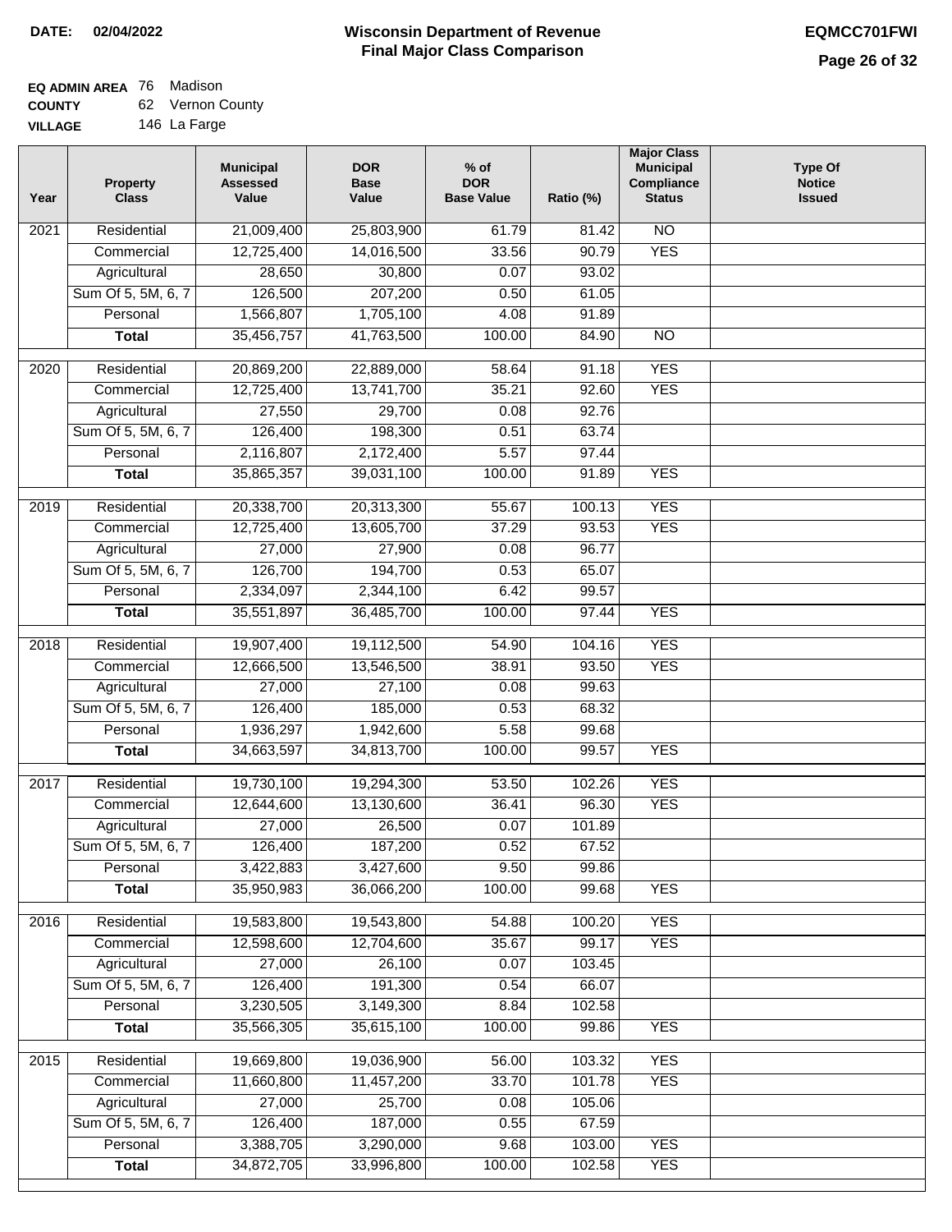**DATE: 02/04/2022**

# Wisconsin Department of Revenue
## Final Major Class Comparison

**EQMCC701FWI**

**EQ ADMIN AREA** 76 Madison
**COUNTY** 62 Vernon County
**VILLAGE** 146 La Farge

| Year | Property Class | Municipal Assessed Value | DOR Base Value | % of DOR Base Value | Ratio (%) | Major Class Municipal Compliance Status | Type Of Notice Issued |
|---|---|---|---|---|---|---|---|
| 2021 | Residential | 21,009,400 | 25,803,900 | 61.79 | 81.42 | NO | |
| | Commercial | 12,725,400 | 14,016,500 | 33.56 | 90.79 | YES | |
| | Agricultural | 28,650 | 30,800 | 0.07 | 93.02 | | |
| | Sum Of 5, 5M, 6, 7 | 126,500 | 207,200 | 0.50 | 61.05 | | |
| | Personal | 1,566,807 | 1,705,100 | 4.08 | 91.89 | | |
| | **Total** | 35,456,757 | 41,763,500 | 100.00 | 84.90 | NO | |
| 2020 | Residential | 20,869,200 | 22,889,000 | 58.64 | 91.18 | YES | |
| | Commercial | 12,725,400 | 13,741,700 | 35.21 | 92.60 | YES | |
| | Agricultural | 27,550 | 29,700 | 0.08 | 92.76 | | |
| | Sum Of 5, 5M, 6, 7 | 126,400 | 198,300 | 0.51 | 63.74 | | |
| | Personal | 2,116,807 | 2,172,400 | 5.57 | 97.44 | | |
| | **Total** | 35,865,357 | 39,031,100 | 100.00 | 91.89 | YES | |
| 2019 | Residential | 20,338,700 | 20,313,300 | 55.67 | 100.13 | YES | |
| | Commercial | 12,725,400 | 13,605,700 | 37.29 | 93.53 | YES | |
| | Agricultural | 27,000 | 27,900 | 0.08 | 96.77 | | |
| | Sum Of 5, 5M, 6, 7 | 126,700 | 194,700 | 0.53 | 65.07 | | |
| | Personal | 2,334,097 | 2,344,100 | 6.42 | 99.57 | | |
| | **Total** | 35,551,897 | 36,485,700 | 100.00 | 97.44 | YES | |
| 2018 | Residential | 19,907,400 | 19,112,500 | 54.90 | 104.16 | YES | |
| | Commercial | 12,666,500 | 13,546,500 | 38.91 | 93.50 | YES | |
| | Agricultural | 27,000 | 27,100 | 0.08 | 99.63 | | |
| | Sum Of 5, 5M, 6, 7 | 126,400 | 185,000 | 0.53 | 68.32 | | |
| | Personal | 1,936,297 | 1,942,600 | 5.58 | 99.68 | | |
| | **Total** | 34,663,597 | 34,813,700 | 100.00 | 99.57 | YES | |
| 2017 | Residential | 19,730,100 | 19,294,300 | 53.50 | 102.26 | YES | |
| | Commercial | 12,644,600 | 13,130,600 | 36.41 | 96.30 | YES | |
| | Agricultural | 27,000 | 26,500 | 0.07 | 101.89 | | |
| | Sum Of 5, 5M, 6, 7 | 126,400 | 187,200 | 0.52 | 67.52 | | |
| | Personal | 3,422,883 | 3,427,600 | 9.50 | 99.86 | | |
| | **Total** | 35,950,983 | 36,066,200 | 100.00 | 99.68 | YES | |
| 2016 | Residential | 19,583,800 | 19,543,800 | 54.88 | 100.20 | YES | |
| | Commercial | 12,598,600 | 12,704,600 | 35.67 | 99.17 | YES | |
| | Agricultural | 27,000 | 26,100 | 0.07 | 103.45 | | |
| | Sum Of 5, 5M, 6, 7 | 126,400 | 191,300 | 0.54 | 66.07 | | |
| | Personal | 3,230,505 | 3,149,300 | 8.84 | 102.58 | | |
| | **Total** | 35,566,305 | 35,615,100 | 100.00 | 99.86 | YES | |
| 2015 | Residential | 19,669,800 | 19,036,900 | 56.00 | 103.32 | YES | |
| | Commercial | 11,660,800 | 11,457,200 | 33.70 | 101.78 | YES | |
| | Agricultural | 27,000 | 25,700 | 0.08 | 105.06 | | |
| | Sum Of 5, 5M, 6, 7 | 126,400 | 187,000 | 0.55 | 67.59 | | |
| | Personal | 3,388,705 | 3,290,000 | 9.68 | 103.00 | YES | |
| | **Total** | 34,872,705 | 33,996,800 | 100.00 | 102.58 | YES | |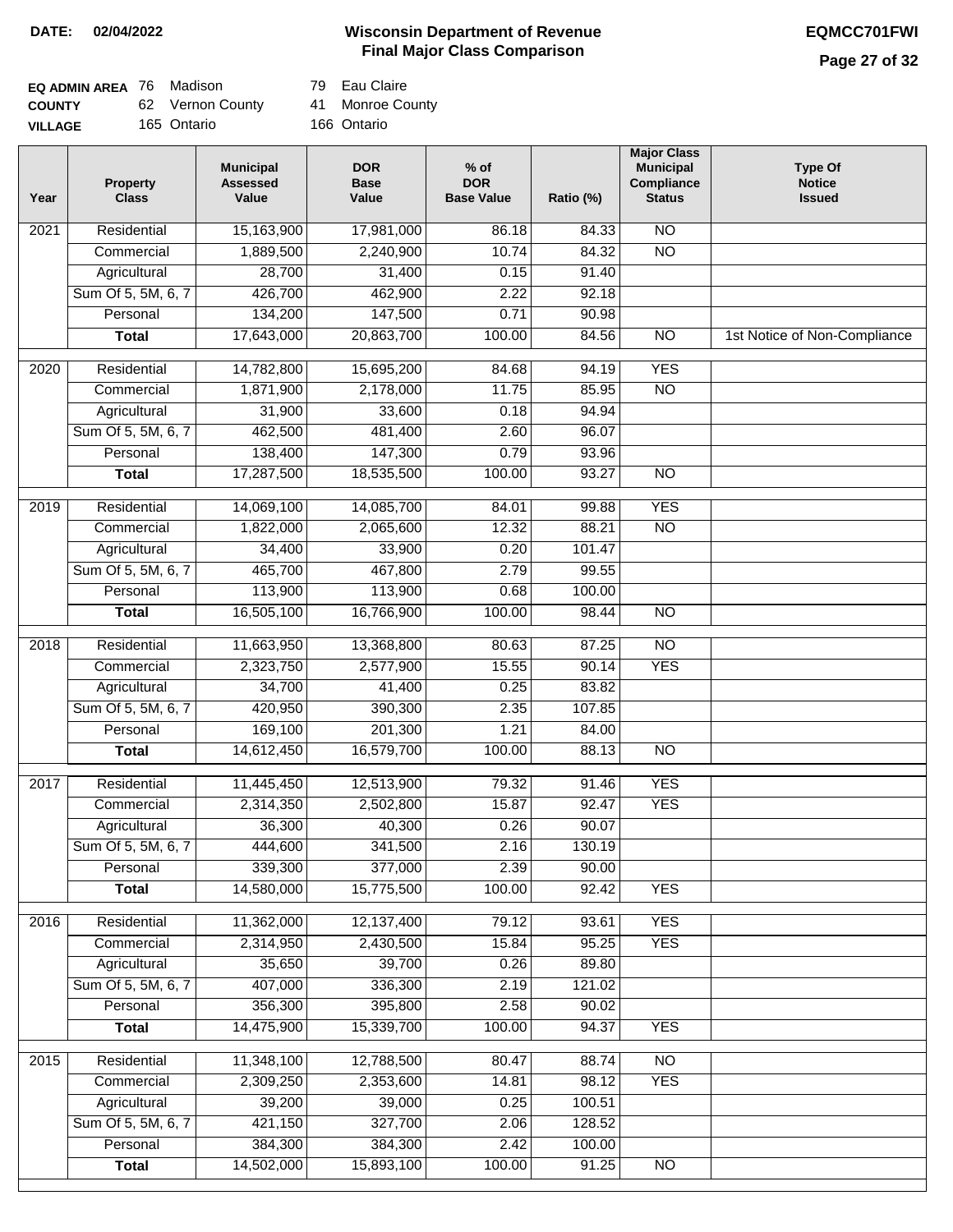**DATE:** 02/04/2022

# Wisconsin Department of Revenue
## Final Major Class Comparison

**EQMCC701FWI**

| | | | | |
|---|---|---|---|---|
| **EQ ADMIN AREA** | 76 | Madison | 79 | Eau Claire |
| **COUNTY** | 62 | Vernon County | 41 | Monroe County |
| **VILLAGE** | 165 | Ontario | 166 | Ontario |

| Year | Property Class | Municipal Assessed Value | DOR Base Value | % of DOR Base Value | Ratio (%) | Major Class Municipal Compliance Status | Type Of Notice Issued |
|---|---|---|---|---|---|---|---|
| 2021 | Residential | 15,163,900 | 17,981,000 | 86.18 | 84.33 | NO | |
| | Commercial | 1,889,500 | 2,240,900 | 10.74 | 84.32 | NO | |
| | Agricultural | 28,700 | 31,400 | 0.15 | 91.40 | | |
| | Sum Of 5, 5M, 6, 7 | 426,700 | 462,900 | 2.22 | 92.18 | | |
| | Personal | 134,200 | 147,500 | 0.71 | 90.98 | | |
| | **Total** | 17,643,000 | 20,863,700 | 100.00 | 84.56 | NO | 1st Notice of Non-Compliance |
| 2020 | Residential | 14,782,800 | 15,695,200 | 84.68 | 94.19 | YES | |
| | Commercial | 1,871,900 | 2,178,000 | 11.75 | 85.95 | NO | |
| | Agricultural | 31,900 | 33,600 | 0.18 | 94.94 | | |
| | Sum Of 5, 5M, 6, 7 | 462,500 | 481,400 | 2.60 | 96.07 | | |
| | Personal | 138,400 | 147,300 | 0.79 | 93.96 | | |
| | **Total** | 17,287,500 | 18,535,500 | 100.00 | 93.27 | NO | |
| 2019 | Residential | 14,069,100 | 14,085,700 | 84.01 | 99.88 | YES | |
| | Commercial | 1,822,000 | 2,065,600 | 12.32 | 88.21 | NO | |
| | Agricultural | 34,400 | 33,900 | 0.20 | 101.47 | | |
| | Sum Of 5, 5M, 6, 7 | 465,700 | 467,800 | 2.79 | 99.55 | | |
| | Personal | 113,900 | 113,900 | 0.68 | 100.00 | | |
| | **Total** | 16,505,100 | 16,766,900 | 100.00 | 98.44 | NO | |
| 2018 | Residential | 11,663,950 | 13,368,800 | 80.63 | 87.25 | NO | |
| | Commercial | 2,323,750 | 2,577,900 | 15.55 | 90.14 | YES | |
| | Agricultural | 34,700 | 41,400 | 0.25 | 83.82 | | |
| | Sum Of 5, 5M, 6, 7 | 420,950 | 390,300 | 2.35 | 107.85 | | |
| | Personal | 169,100 | 201,300 | 1.21 | 84.00 | | |
| | **Total** | 14,612,450 | 16,579,700 | 100.00 | 88.13 | NO | |
| 2017 | Residential | 11,445,450 | 12,513,900 | 79.32 | 91.46 | YES | |
| | Commercial | 2,314,350 | 2,502,800 | 15.87 | 92.47 | YES | |
| | Agricultural | 36,300 | 40,300 | 0.26 | 90.07 | | |
| | Sum Of 5, 5M, 6, 7 | 444,600 | 341,500 | 2.16 | 130.19 | | |
| | Personal | 339,300 | 377,000 | 2.39 | 90.00 | | |
| | **Total** | 14,580,000 | 15,775,500 | 100.00 | 92.42 | YES | |
| 2016 | Residential | 11,362,000 | 12,137,400 | 79.12 | 93.61 | YES | |
| | Commercial | 2,314,950 | 2,430,500 | 15.84 | 95.25 | YES | |
| | Agricultural | 35,650 | 39,700 | 0.26 | 89.80 | | |
| | Sum Of 5, 5M, 6, 7 | 407,000 | 336,300 | 2.19 | 121.02 | | |
| | Personal | 356,300 | 395,800 | 2.58 | 90.02 | | |
| | **Total** | 14,475,900 | 15,339,700 | 100.00 | 94.37 | YES | |
| 2015 | Residential | 11,348,100 | 12,788,500 | 80.47 | 88.74 | NO | |
| | Commercial | 2,309,250 | 2,353,600 | 14.81 | 98.12 | YES | |
| | Agricultural | 39,200 | 39,000 | 0.25 | 100.51 | | |
| | Sum Of 5, 5M, 6, 7 | 421,150 | 327,700 | 2.06 | 128.52 | | |
| | Personal | 384,300 | 384,300 | 2.42 | 100.00 | | |
| | **Total** | 14,502,000 | 15,893,100 | 100.00 | 91.25 | NO | |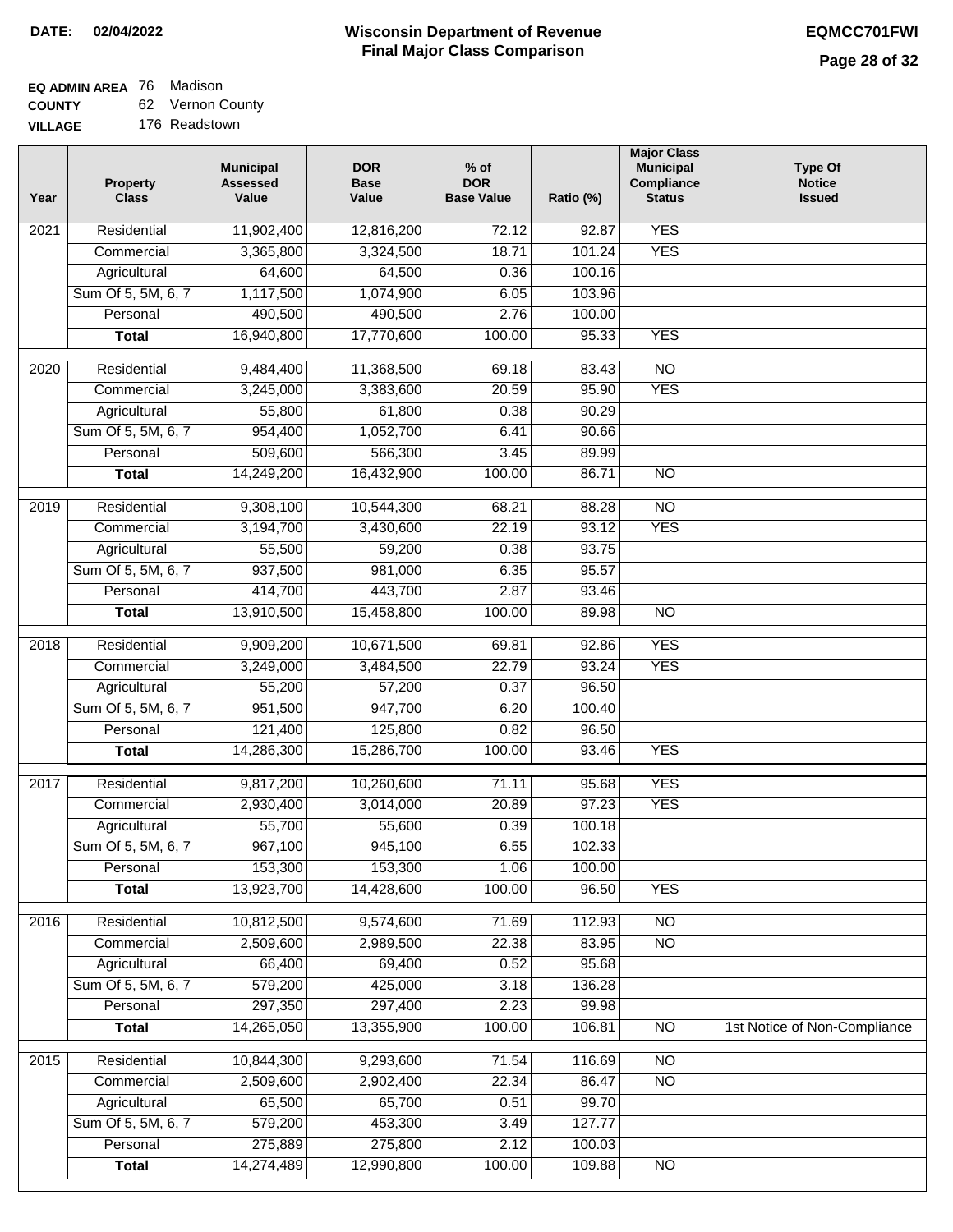**DATE:** 02/04/2022

# Wisconsin Department of Revenue
## Final Major Class Comparison

**EQMCC701FWI**

**EQ ADMIN AREA** 76 Madison
**COUNTY** 62 Vernon County
**VILLAGE** 176 Readstown

| Year | Property Class | Municipal Assessed Value | DOR Base Value | % of DOR Base Value | Ratio (%) | Major Class Municipal Compliance Status | Type Of Notice Issued |
|---|---|---|---|---|---|---|---|
| 2021 | Residential | 11,902,400 | 12,816,200 | 72.12 | 92.87 | YES | |
| | Commercial | 3,365,800 | 3,324,500 | 18.71 | 101.24 | YES | |
| | Agricultural | 64,600 | 64,500 | 0.36 | 100.16 | | |
| | Sum Of 5, 5M, 6, 7 | 1,117,500 | 1,074,900 | 6.05 | 103.96 | | |
| | Personal | 490,500 | 490,500 | 2.76 | 100.00 | | |
| | **Total** | 16,940,800 | 17,770,600 | 100.00 | 95.33 | YES | |
| 2020 | Residential | 9,484,400 | 11,368,500 | 69.18 | 83.43 | NO | |
| | Commercial | 3,245,000 | 3,383,600 | 20.59 | 95.90 | YES | |
| | Agricultural | 55,800 | 61,800 | 0.38 | 90.29 | | |
| | Sum Of 5, 5M, 6, 7 | 954,400 | 1,052,700 | 6.41 | 90.66 | | |
| | Personal | 509,600 | 566,300 | 3.45 | 89.99 | | |
| | **Total** | 14,249,200 | 16,432,900 | 100.00 | 86.71 | NO | |
| 2019 | Residential | 9,308,100 | 10,544,300 | 68.21 | 88.28 | NO | |
| | Commercial | 3,194,700 | 3,430,600 | 22.19 | 93.12 | YES | |
| | Agricultural | 55,500 | 59,200 | 0.38 | 93.75 | | |
| | Sum Of 5, 5M, 6, 7 | 937,500 | 981,000 | 6.35 | 95.57 | | |
| | Personal | 414,700 | 443,700 | 2.87 | 93.46 | | |
| | **Total** | 13,910,500 | 15,458,800 | 100.00 | 89.98 | NO | |
| 2018 | Residential | 9,909,200 | 10,671,500 | 69.81 | 92.86 | YES | |
| | Commercial | 3,249,000 | 3,484,500 | 22.79 | 93.24 | YES | |
| | Agricultural | 55,200 | 57,200 | 0.37 | 96.50 | | |
| | Sum Of 5, 5M, 6, 7 | 951,500 | 947,700 | 6.20 | 100.40 | | |
| | Personal | 121,400 | 125,800 | 0.82 | 96.50 | | |
| | **Total** | 14,286,300 | 15,286,700 | 100.00 | 93.46 | YES | |
| 2017 | Residential | 9,817,200 | 10,260,600 | 71.11 | 95.68 | YES | |
| | Commercial | 2,930,400 | 3,014,000 | 20.89 | 97.23 | YES | |
| | Agricultural | 55,700 | 55,600 | 0.39 | 100.18 | | |
| | Sum Of 5, 5M, 6, 7 | 967,100 | 945,100 | 6.55 | 102.33 | | |
| | Personal | 153,300 | 153,300 | 1.06 | 100.00 | | |
| | **Total** | 13,923,700 | 14,428,600 | 100.00 | 96.50 | YES | |
| 2016 | Residential | 10,812,500 | 9,574,600 | 71.69 | 112.93 | NO | |
| | Commercial | 2,509,600 | 2,989,500 | 22.38 | 83.95 | NO | |
| | Agricultural | 66,400 | 69,400 | 0.52 | 95.68 | | |
| | Sum Of 5, 5M, 6, 7 | 579,200 | 425,000 | 3.18 | 136.28 | | |
| | Personal | 297,350 | 297,400 | 2.23 | 99.98 | | |
| | **Total** | 14,265,050 | 13,355,900 | 100.00 | 106.81 | NO | 1st Notice of Non-Compliance |
| 2015 | Residential | 10,844,300 | 9,293,600 | 71.54 | 116.69 | NO | |
| | Commercial | 2,509,600 | 2,902,400 | 22.34 | 86.47 | NO | |
| | Agricultural | 65,500 | 65,700 | 0.51 | 99.70 | | |
| | Sum Of 5, 5M, 6, 7 | 579,200 | 453,300 | 3.49 | 127.77 | | |
| | Personal | 275,889 | 275,800 | 2.12 | 100.03 | | |
| | **Total** | 14,274,489 | 12,990,800 | 100.00 | 109.88 | NO | |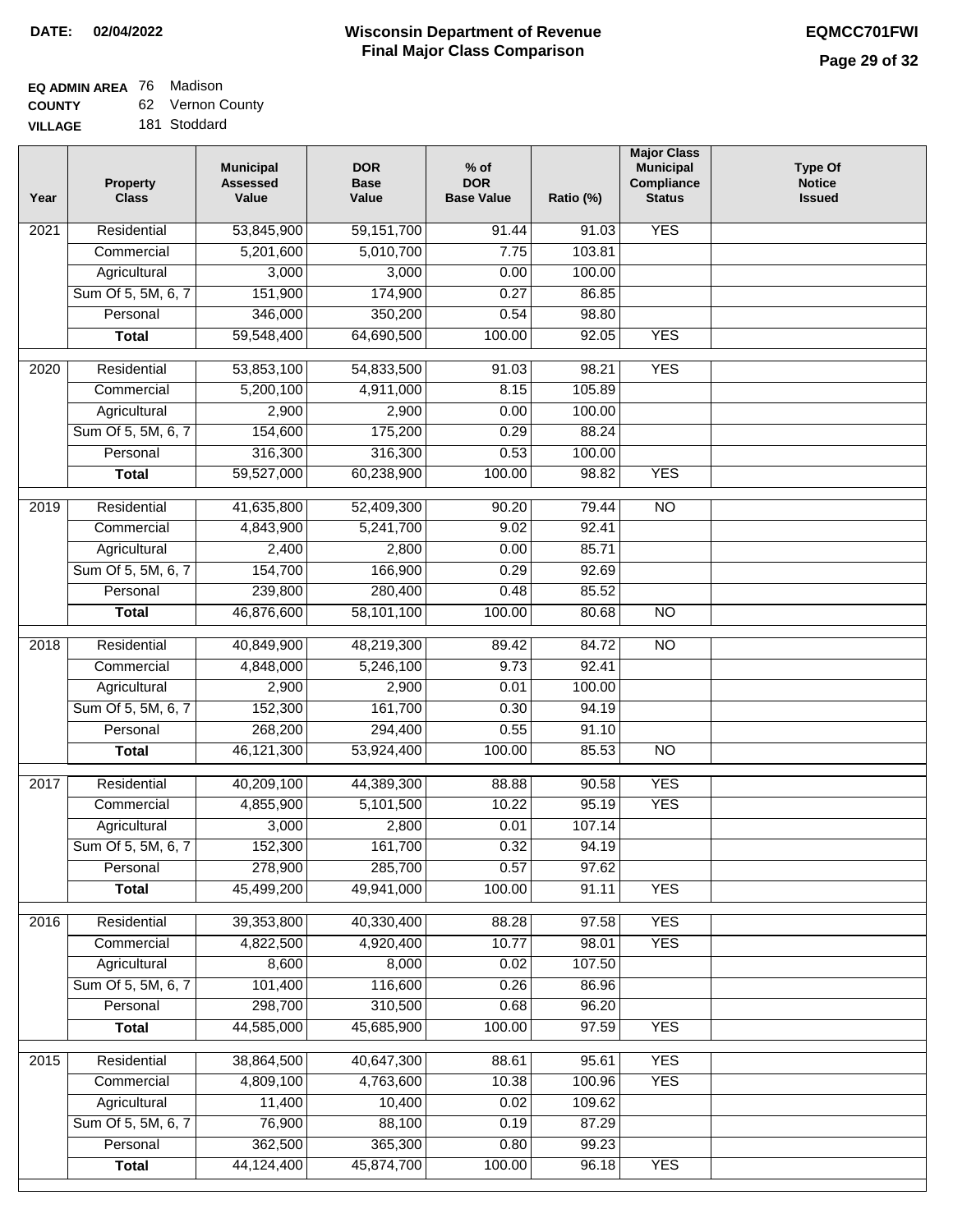**DATE: 02/04/2022**

# Wisconsin Department of Revenue
## Final Major Class Comparison

**EQMCC701FWI**

**EQ ADMIN AREA** 76 Madison
**COUNTY** 62 Vernon County
**VILLAGE** 181 Stoddard

| Year | Property Class | Municipal Assessed Value | DOR Base Value | % of DOR Base Value | Ratio (%) | Major Class Municipal Compliance Status | Type Of Notice Issued |
|---|---|---|---|---|---|---|---|
| 2021 | Residential | 53,845,900 | 59,151,700 | 91.44 | 91.03 | YES | |
| | Commercial | 5,201,600 | 5,010,700 | 7.75 | 103.81 | | |
| | Agricultural | 3,000 | 3,000 | 0.00 | 100.00 | | |
| | Sum Of 5, 5M, 6, 7 | 151,900 | 174,900 | 0.27 | 86.85 | | |
| | Personal | 346,000 | 350,200 | 0.54 | 98.80 | | |
| | **Total** | 59,548,400 | 64,690,500 | 100.00 | 92.05 | YES | |
| 2020 | Residential | 53,853,100 | 54,833,500 | 91.03 | 98.21 | YES | |
| | Commercial | 5,200,100 | 4,911,000 | 8.15 | 105.89 | | |
| | Agricultural | 2,900 | 2,900 | 0.00 | 100.00 | | |
| | Sum Of 5, 5M, 6, 7 | 154,600 | 175,200 | 0.29 | 88.24 | | |
| | Personal | 316,300 | 316,300 | 0.53 | 100.00 | | |
| | **Total** | 59,527,000 | 60,238,900 | 100.00 | 98.82 | YES | |
| 2019 | Residential | 41,635,800 | 52,409,300 | 90.20 | 79.44 | NO | |
| | Commercial | 4,843,900 | 5,241,700 | 9.02 | 92.41 | | |
| | Agricultural | 2,400 | 2,800 | 0.00 | 85.71 | | |
| | Sum Of 5, 5M, 6, 7 | 154,700 | 166,900 | 0.29 | 92.69 | | |
| | Personal | 239,800 | 280,400 | 0.48 | 85.52 | | |
| | **Total** | 46,876,600 | 58,101,100 | 100.00 | 80.68 | NO | |
| 2018 | Residential | 40,849,900 | 48,219,300 | 89.42 | 84.72 | NO | |
| | Commercial | 4,848,000 | 5,246,100 | 9.73 | 92.41 | | |
| | Agricultural | 2,900 | 2,900 | 0.01 | 100.00 | | |
| | Sum Of 5, 5M, 6, 7 | 152,300 | 161,700 | 0.30 | 94.19 | | |
| | Personal | 268,200 | 294,400 | 0.55 | 91.10 | | |
| | **Total** | 46,121,300 | 53,924,400 | 100.00 | 85.53 | NO | |
| 2017 | Residential | 40,209,100 | 44,389,300 | 88.88 | 90.58 | YES | |
| | Commercial | 4,855,900 | 5,101,500 | 10.22 | 95.19 | YES | |
| | Agricultural | 3,000 | 2,800 | 0.01 | 107.14 | | |
| | Sum Of 5, 5M, 6, 7 | 152,300 | 161,700 | 0.32 | 94.19 | | |
| | Personal | 278,900 | 285,700 | 0.57 | 97.62 | | |
| | **Total** | 45,499,200 | 49,941,000 | 100.00 | 91.11 | YES | |
| 2016 | Residential | 39,353,800 | 40,330,400 | 88.28 | 97.58 | YES | |
| | Commercial | 4,822,500 | 4,920,400 | 10.77 | 98.01 | YES | |
| | Agricultural | 8,600 | 8,000 | 0.02 | 107.50 | | |
| | Sum Of 5, 5M, 6, 7 | 101,400 | 116,600 | 0.26 | 86.96 | | |
| | Personal | 298,700 | 310,500 | 0.68 | 96.20 | | |
| | **Total** | 44,585,000 | 45,685,900 | 100.00 | 97.59 | YES | |
| 2015 | Residential | 38,864,500 | 40,647,300 | 88.61 | 95.61 | YES | |
| | Commercial | 4,809,100 | 4,763,600 | 10.38 | 100.96 | YES | |
| | Agricultural | 11,400 | 10,400 | 0.02 | 109.62 | | |
| | Sum Of 5, 5M, 6, 7 | 76,900 | 88,100 | 0.19 | 87.29 | | |
| | Personal | 362,500 | 365,300 | 0.80 | 99.23 | | |
| | **Total** | 44,124,400 | 45,874,700 | 100.00 | 96.18 | YES | |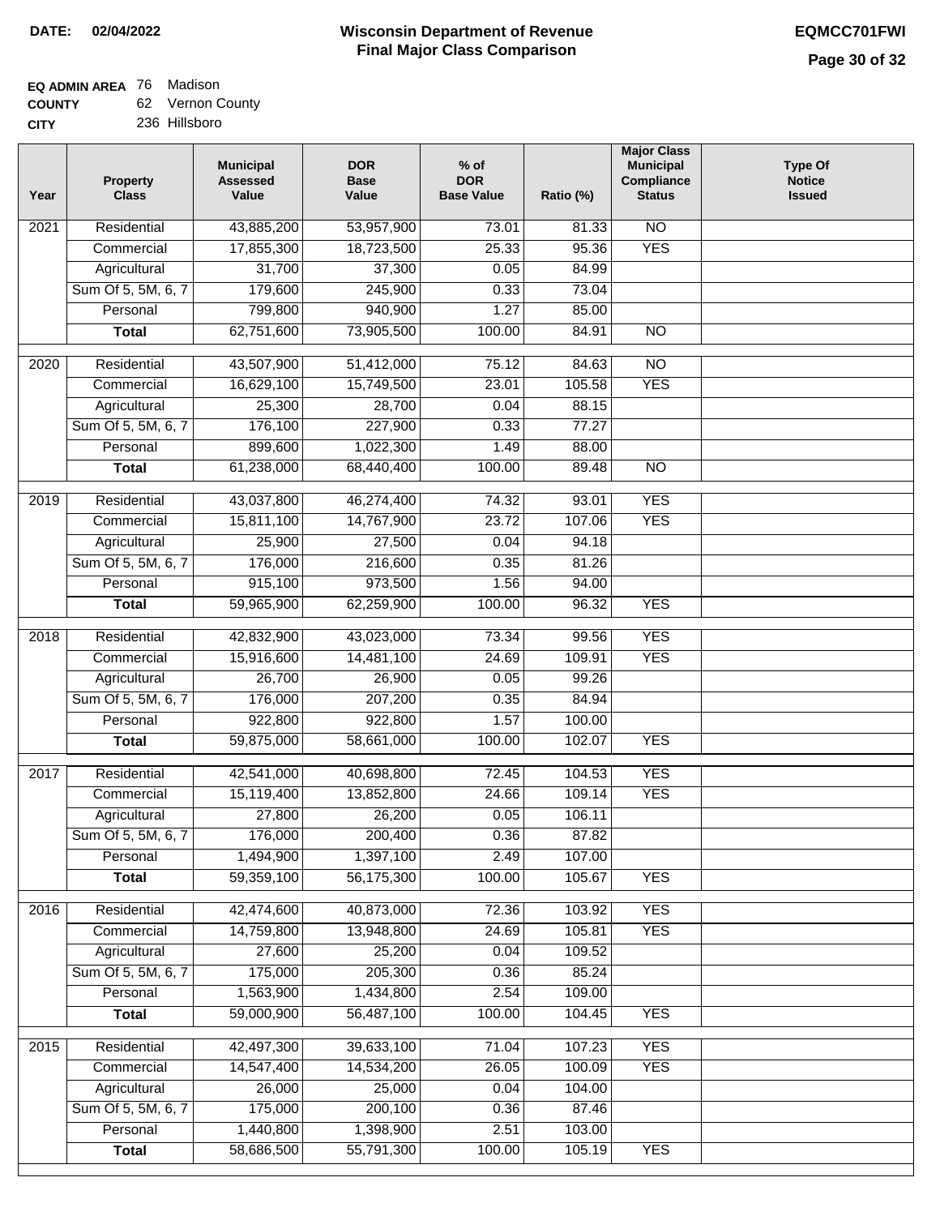**DATE:** 02/04/2022

# Wisconsin Department of Revenue
## Final Major Class Comparison

**EQMCC701FWI**

**EQ ADMIN AREA** 76 Madison
**COUNTY** 62 Vernon County
**CITY** 236 Hillsboro

| Year | Property Class | Municipal Assessed Value | DOR Base Value | % of DOR Base Value | Ratio (%) | Major Class Municipal Compliance Status | Type Of Notice Issued |
|---|---|---|---|---|---|---|---|
| 2021 | Residential | 43,885,200 | 53,957,900 | 73.01 | 81.33 | NO | |
| | Commercial | 17,855,300 | 18,723,500 | 25.33 | 95.36 | YES | |
| | Agricultural | 31,700 | 37,300 | 0.05 | 84.99 | | |
| | Sum Of 5, 5M, 6, 7 | 179,600 | 245,900 | 0.33 | 73.04 | | |
| | Personal | 799,800 | 940,900 | 1.27 | 85.00 | | |
| | **Total** | 62,751,600 | 73,905,500 | 100.00 | 84.91 | NO | |
| 2020 | Residential | 43,507,900 | 51,412,000 | 75.12 | 84.63 | NO | |
| | Commercial | 16,629,100 | 15,749,500 | 23.01 | 105.58 | YES | |
| | Agricultural | 25,300 | 28,700 | 0.04 | 88.15 | | |
| | Sum Of 5, 5M, 6, 7 | 176,100 | 227,900 | 0.33 | 77.27 | | |
| | Personal | 899,600 | 1,022,300 | 1.49 | 88.00 | | |
| | **Total** | 61,238,000 | 68,440,400 | 100.00 | 89.48 | NO | |
| 2019 | Residential | 43,037,800 | 46,274,400 | 74.32 | 93.01 | YES | |
| | Commercial | 15,811,100 | 14,767,900 | 23.72 | 107.06 | YES | |
| | Agricultural | 25,900 | 27,500 | 0.04 | 94.18 | | |
| | Sum Of 5, 5M, 6, 7 | 176,000 | 216,600 | 0.35 | 81.26 | | |
| | Personal | 915,100 | 973,500 | 1.56 | 94.00 | | |
| | **Total** | 59,965,900 | 62,259,900 | 100.00 | 96.32 | YES | |
| 2018 | Residential | 42,832,900 | 43,023,000 | 73.34 | 99.56 | YES | |
| | Commercial | 15,916,600 | 14,481,100 | 24.69 | 109.91 | YES | |
| | Agricultural | 26,700 | 26,900 | 0.05 | 99.26 | | |
| | Sum Of 5, 5M, 6, 7 | 176,000 | 207,200 | 0.35 | 84.94 | | |
| | Personal | 922,800 | 922,800 | 1.57 | 100.00 | | |
| | **Total** | 59,875,000 | 58,661,000 | 100.00 | 102.07 | YES | |
| 2017 | Residential | 42,541,000 | 40,698,800 | 72.45 | 104.53 | YES | |
| | Commercial | 15,119,400 | 13,852,800 | 24.66 | 109.14 | YES | |
| | Agricultural | 27,800 | 26,200 | 0.05 | 106.11 | | |
| | Sum Of 5, 5M, 6, 7 | 176,000 | 200,400 | 0.36 | 87.82 | | |
| | Personal | 1,494,900 | 1,397,100 | 2.49 | 107.00 | | |
| | **Total** | 59,359,100 | 56,175,300 | 100.00 | 105.67 | YES | |
| 2016 | Residential | 42,474,600 | 40,873,000 | 72.36 | 103.92 | YES | |
| | Commercial | 14,759,800 | 13,948,800 | 24.69 | 105.81 | YES | |
| | Agricultural | 27,600 | 25,200 | 0.04 | 109.52 | | |
| | Sum Of 5, 5M, 6, 7 | 175,000 | 205,300 | 0.36 | 85.24 | | |
| | Personal | 1,563,900 | 1,434,800 | 2.54 | 109.00 | | |
| | **Total** | 59,000,900 | 56,487,100 | 100.00 | 104.45 | YES | |
| 2015 | Residential | 42,497,300 | 39,633,100 | 71.04 | 107.23 | YES | |
| | Commercial | 14,547,400 | 14,534,200 | 26.05 | 100.09 | YES | |
| | Agricultural | 26,000 | 25,000 | 0.04 | 104.00 | | |
| | Sum Of 5, 5M, 6, 7 | 175,000 | 200,100 | 0.36 | 87.46 | | |
| | Personal | 1,440,800 | 1,398,900 | 2.51 | 103.00 | | |
| | **Total** | 58,686,500 | 55,791,300 | 100.00 | 105.19 | YES | |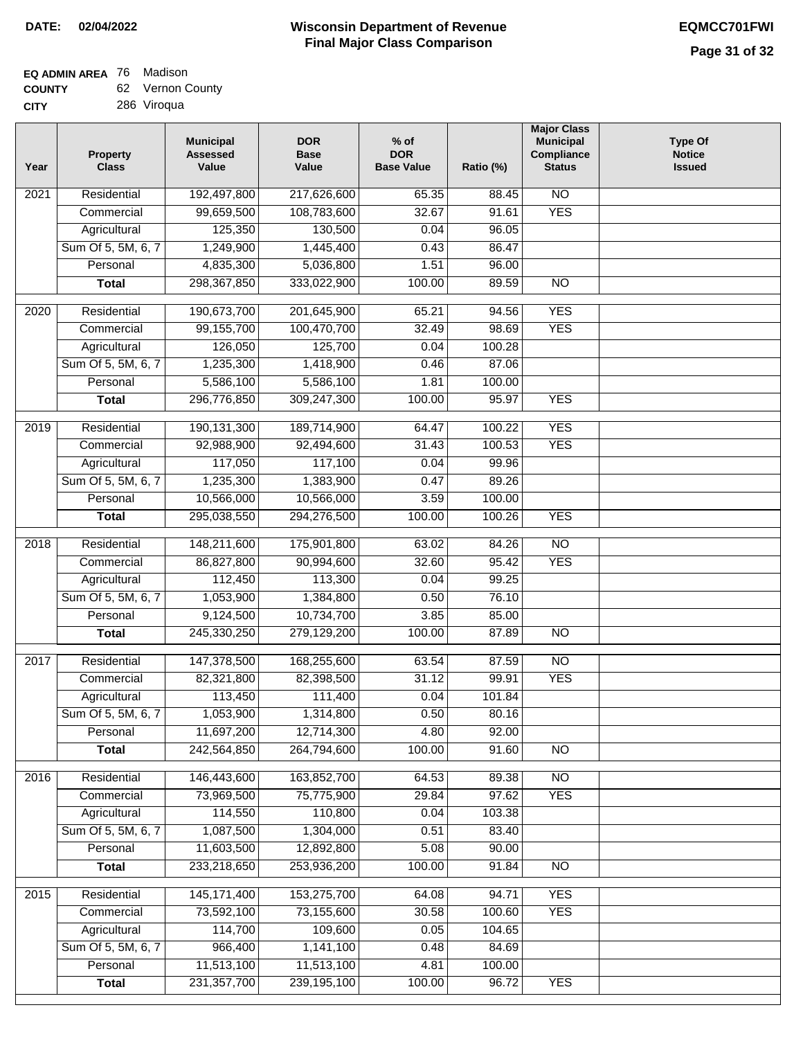**DATE: 02/04/2022**

# Wisconsin Department of Revenue
## Final Major Class Comparison

**EQMCC701FWI**

**EQ ADMIN AREA** 76 Madison
**COUNTY** 62 Vernon County
**CITY** 286 Viroqua

| Year | Property Class | Municipal Assessed Value | DOR Base Value | % of DOR Base Value | Ratio (%) | Major Class Municipal Compliance Status | Type Of Notice Issued |
|---|---|---|---|---|---|---|---|
| 2021 | Residential | 192,497,800 | 217,626,600 | 65.35 | 88.45 | NO | |
| | Commercial | 99,659,500 | 108,783,600 | 32.67 | 91.61 | YES | |
| | Agricultural | 125,350 | 130,500 | 0.04 | 96.05 | | |
| | Sum Of 5, 5M, 6, 7 | 1,249,900 | 1,445,400 | 0.43 | 86.47 | | |
| | Personal | 4,835,300 | 5,036,800 | 1.51 | 96.00 | | |
| | **Total** | 298,367,850 | 333,022,900 | 100.00 | 89.59 | NO | |
| 2020 | Residential | 190,673,700 | 201,645,900 | 65.21 | 94.56 | YES | |
| | Commercial | 99,155,700 | 100,470,700 | 32.49 | 98.69 | YES | |
| | Agricultural | 126,050 | 125,700 | 0.04 | 100.28 | | |
| | Sum Of 5, 5M, 6, 7 | 1,235,300 | 1,418,900 | 0.46 | 87.06 | | |
| | Personal | 5,586,100 | 5,586,100 | 1.81 | 100.00 | | |
| | **Total** | 296,776,850 | 309,247,300 | 100.00 | 95.97 | YES | |
| 2019 | Residential | 190,131,300 | 189,714,900 | 64.47 | 100.22 | YES | |
| | Commercial | 92,988,900 | 92,494,600 | 31.43 | 100.53 | YES | |
| | Agricultural | 117,050 | 117,100 | 0.04 | 99.96 | | |
| | Sum Of 5, 5M, 6, 7 | 1,235,300 | 1,383,900 | 0.47 | 89.26 | | |
| | Personal | 10,566,000 | 10,566,000 | 3.59 | 100.00 | | |
| | **Total** | 295,038,550 | 294,276,500 | 100.00 | 100.26 | YES | |
| 2018 | Residential | 148,211,600 | 175,901,800 | 63.02 | 84.26 | NO | |
| | Commercial | 86,827,800 | 90,994,600 | 32.60 | 95.42 | YES | |
| | Agricultural | 112,450 | 113,300 | 0.04 | 99.25 | | |
| | Sum Of 5, 5M, 6, 7 | 1,053,900 | 1,384,800 | 0.50 | 76.10 | | |
| | Personal | 9,124,500 | 10,734,700 | 3.85 | 85.00 | | |
| | **Total** | 245,330,250 | 279,129,200 | 100.00 | 87.89 | NO | |
| 2017 | Residential | 147,378,500 | 168,255,600 | 63.54 | 87.59 | NO | |
| | Commercial | 82,321,800 | 82,398,500 | 31.12 | 99.91 | YES | |
| | Agricultural | 113,450 | 111,400 | 0.04 | 101.84 | | |
| | Sum Of 5, 5M, 6, 7 | 1,053,900 | 1,314,800 | 0.50 | 80.16 | | |
| | Personal | 11,697,200 | 12,714,300 | 4.80 | 92.00 | | |
| | **Total** | 242,564,850 | 264,794,600 | 100.00 | 91.60 | NO | |
| 2016 | Residential | 146,443,600 | 163,852,700 | 64.53 | 89.38 | NO | |
| | Commercial | 73,969,500 | 75,775,900 | 29.84 | 97.62 | YES | |
| | Agricultural | 114,550 | 110,800 | 0.04 | 103.38 | | |
| | Sum Of 5, 5M, 6, 7 | 1,087,500 | 1,304,000 | 0.51 | 83.40 | | |
| | Personal | 11,603,500 | 12,892,800 | 5.08 | 90.00 | | |
| | **Total** | 233,218,650 | 253,936,200 | 100.00 | 91.84 | NO | |
| 2015 | Residential | 145,171,400 | 153,275,700 | 64.08 | 94.71 | YES | |
| | Commercial | 73,592,100 | 73,155,600 | 30.58 | 100.60 | YES | |
| | Agricultural | 114,700 | 109,600 | 0.05 | 104.65 | | |
| | Sum Of 5, 5M, 6, 7 | 966,400 | 1,141,100 | 0.48 | 84.69 | | |
| | Personal | 11,513,100 | 11,513,100 | 4.81 | 100.00 | | |
| | **Total** | 231,357,700 | 239,195,100 | 100.00 | 96.72 | YES | |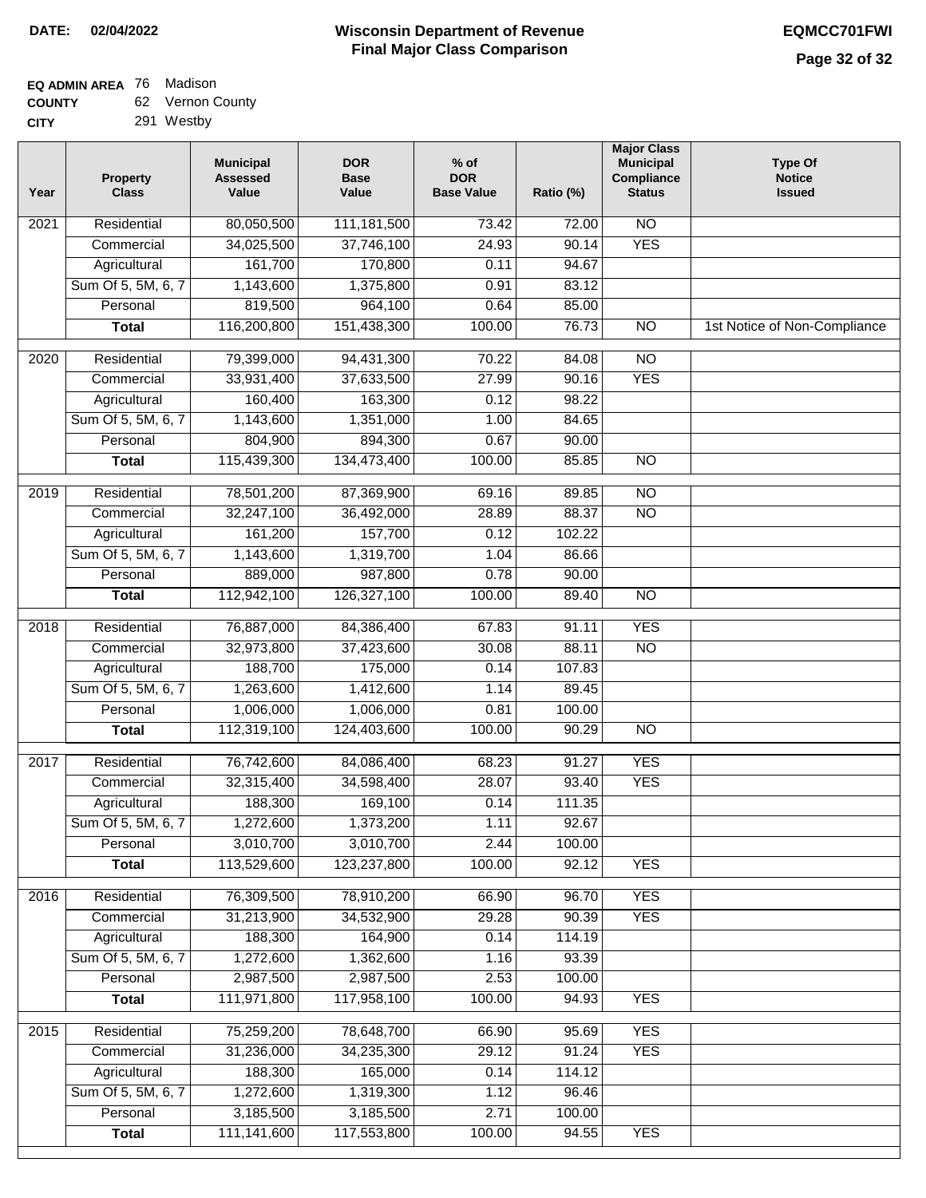**DATE: 02/04/2022**

# Wisconsin Department of Revenue
## Final Major Class Comparison

**EQMCC701FWI**

**EQ ADMIN AREA** 76 Madison
**COUNTY** 62 Vernon County
**CITY** 291 Westby

| Year | Property Class | Municipal Assessed Value | DOR Base Value | % of DOR Base Value | Ratio (%) | Major Class Municipal Compliance Status | Type Of Notice Issued |
|---|---|---|---|---|---|---|---|
| 2021 | Residential | 80,050,500 | 111,181,500 | 73.42 | 72.00 | NO | |
| | Commercial | 34,025,500 | 37,746,100 | 24.93 | 90.14 | YES | |
| | Agricultural | 161,700 | 170,800 | 0.11 | 94.67 | | |
| | Sum Of 5, 5M, 6, 7 | 1,143,600 | 1,375,800 | 0.91 | 83.12 | | |
| | Personal | 819,500 | 964,100 | 0.64 | 85.00 | | |
| | **Total** | 116,200,800 | 151,438,300 | 100.00 | 76.73 | NO | 1st Notice of Non-Compliance |
| 2020 | Residential | 79,399,000 | 94,431,300 | 70.22 | 84.08 | NO | |
| | Commercial | 33,931,400 | 37,633,500 | 27.99 | 90.16 | YES | |
| | Agricultural | 160,400 | 163,300 | 0.12 | 98.22 | | |
| | Sum Of 5, 5M, 6, 7 | 1,143,600 | 1,351,000 | 1.00 | 84.65 | | |
| | Personal | 804,900 | 894,300 | 0.67 | 90.00 | | |
| | **Total** | 115,439,300 | 134,473,400 | 100.00 | 85.85 | NO | |
| 2019 | Residential | 78,501,200 | 87,369,900 | 69.16 | 89.85 | NO | |
| | Commercial | 32,247,100 | 36,492,000 | 28.89 | 88.37 | NO | |
| | Agricultural | 161,200 | 157,700 | 0.12 | 102.22 | | |
| | Sum Of 5, 5M, 6, 7 | 1,143,600 | 1,319,700 | 1.04 | 86.66 | | |
| | Personal | 889,000 | 987,800 | 0.78 | 90.00 | | |
| | **Total** | 112,942,100 | 126,327,100 | 100.00 | 89.40 | NO | |
| 2018 | Residential | 76,887,000 | 84,386,400 | 67.83 | 91.11 | YES | |
| | Commercial | 32,973,800 | 37,423,600 | 30.08 | 88.11 | NO | |
| | Agricultural | 188,700 | 175,000 | 0.14 | 107.83 | | |
| | Sum Of 5, 5M, 6, 7 | 1,263,600 | 1,412,600 | 1.14 | 89.45 | | |
| | Personal | 1,006,000 | 1,006,000 | 0.81 | 100.00 | | |
| | **Total** | 112,319,100 | 124,403,600 | 100.00 | 90.29 | NO | |
| 2017 | Residential | 76,742,600 | 84,086,400 | 68.23 | 91.27 | YES | |
| | Commercial | 32,315,400 | 34,598,400 | 28.07 | 93.40 | YES | |
| | Agricultural | 188,300 | 169,100 | 0.14 | 111.35 | | |
| | Sum Of 5, 5M, 6, 7 | 1,272,600 | 1,373,200 | 1.11 | 92.67 | | |
| | Personal | 3,010,700 | 3,010,700 | 2.44 | 100.00 | | |
| | **Total** | 113,529,600 | 123,237,800 | 100.00 | 92.12 | YES | |
| 2016 | Residential | 76,309,500 | 78,910,200 | 66.90 | 96.70 | YES | |
| | Commercial | 31,213,900 | 34,532,900 | 29.28 | 90.39 | YES | |
| | Agricultural | 188,300 | 164,900 | 0.14 | 114.19 | | |
| | Sum Of 5, 5M, 6, 7 | 1,272,600 | 1,362,600 | 1.16 | 93.39 | | |
| | Personal | 2,987,500 | 2,987,500 | 2.53 | 100.00 | | |
| | **Total** | 111,971,800 | 117,958,100 | 100.00 | 94.93 | YES | |
| 2015 | Residential | 75,259,200 | 78,648,700 | 66.90 | 95.69 | YES | |
| | Commercial | 31,236,000 | 34,235,300 | 29.12 | 91.24 | YES | |
| | Agricultural | 188,300 | 165,000 | 0.14 | 114.12 | | |
| | Sum Of 5, 5M, 6, 7 | 1,272,600 | 1,319,300 | 1.12 | 96.46 | | |
| | Personal | 3,185,500 | 3,185,500 | 2.71 | 100.00 | | |
| | **Total** | 111,141,600 | 117,553,800 | 100.00 | 94.55 | YES | |